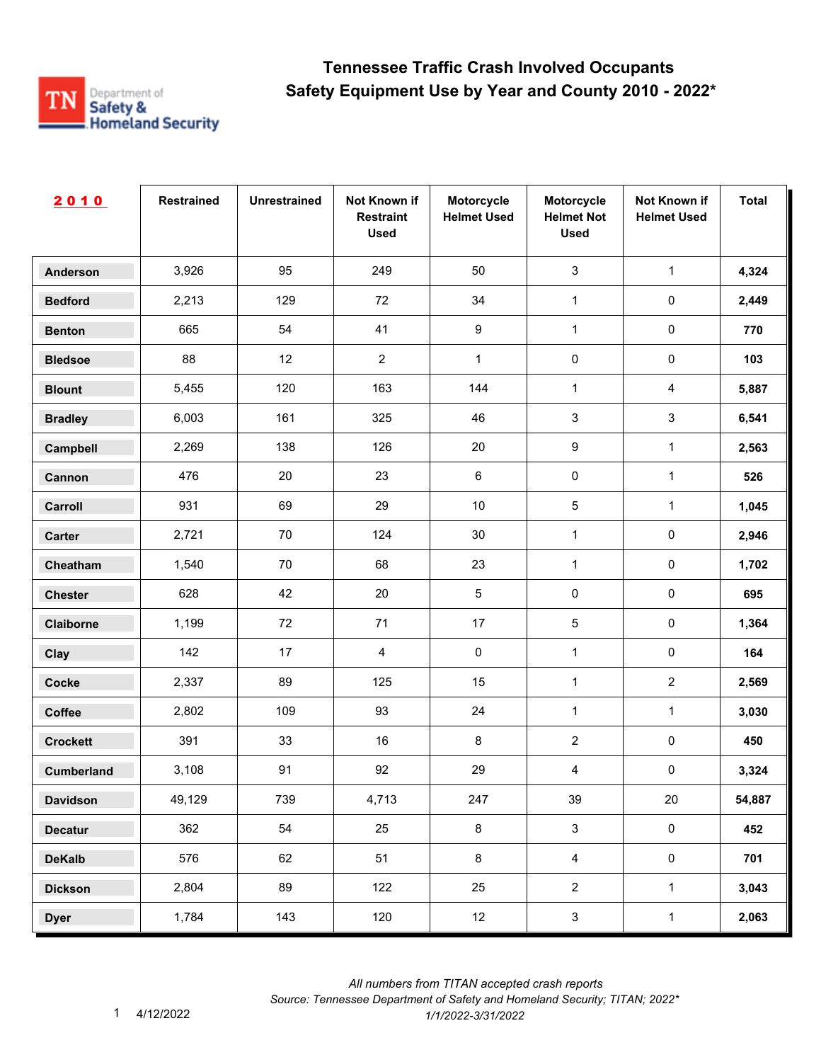# Tennessee Traffic Crash Involved Occupants
## Safety Equipment Use by Year and County 2010 - 2022*

| 2010 | Restrained | Unrestrained | Not Known if Restraint Used | Motorcycle Helmet Used | Motorcycle Helmet Not Used | Not Known if Helmet Used | Total |
|---|---|---|---|---|---|---|---|
| Anderson | 3,926 | 95 | 249 | 50 | 3 | 1 | **4,324** |
| Bedford | 2,213 | 129 | 72 | 34 | 1 | 0 | **2,449** |
| Benton | 665 | 54 | 41 | 9 | 1 | 0 | **770** |
| Bledsoe | 88 | 12 | 2 | 1 | 0 | 0 | **103** |
| Blount | 5,455 | 120 | 163 | 144 | 1 | 4 | **5,887** |
| Bradley | 6,003 | 161 | 325 | 46 | 3 | 3 | **6,541** |
| Campbell | 2,269 | 138 | 126 | 20 | 9 | 1 | **2,563** |
| Cannon | 476 | 20 | 23 | 6 | 0 | 1 | **526** |
| Carroll | 931 | 69 | 29 | 10 | 5 | 1 | **1,045** |
| Carter | 2,721 | 70 | 124 | 30 | 1 | 0 | **2,946** |
| Cheatham | 1,540 | 70 | 68 | 23 | 1 | 0 | **1,702** |
| Chester | 628 | 42 | 20 | 5 | 0 | 0 | **695** |
| Claiborne | 1,199 | 72 | 71 | 17 | 5 | 0 | **1,364** |
| Clay | 142 | 17 | 4 | 0 | 1 | 0 | **164** |
| Cocke | 2,337 | 89 | 125 | 15 | 1 | 2 | **2,569** |
| Coffee | 2,802 | 109 | 93 | 24 | 1 | 1 | **3,030** |
| Crockett | 391 | 33 | 16 | 8 | 2 | 0 | **450** |
| Cumberland | 3,108 | 91 | 92 | 29 | 4 | 0 | **3,324** |
| Davidson | 49,129 | 739 | 4,713 | 247 | 39 | 20 | **54,887** |
| Decatur | 362 | 54 | 25 | 8 | 3 | 0 | **452** |
| DeKalb | 576 | 62 | 51 | 8 | 4 | 0 | **701** |
| Dickson | 2,804 | 89 | 122 | 25 | 2 | 1 | **3,043** |
| Dyer | 1,784 | 143 | 120 | 12 | 3 | 1 | **2,063** |

*All numbers from TITAN accepted crash reports*
*Source: Tennessee Department of Safety and Homeland Security; TITAN; 2022* 1/1/2022-3/31/2022*

4/12/2022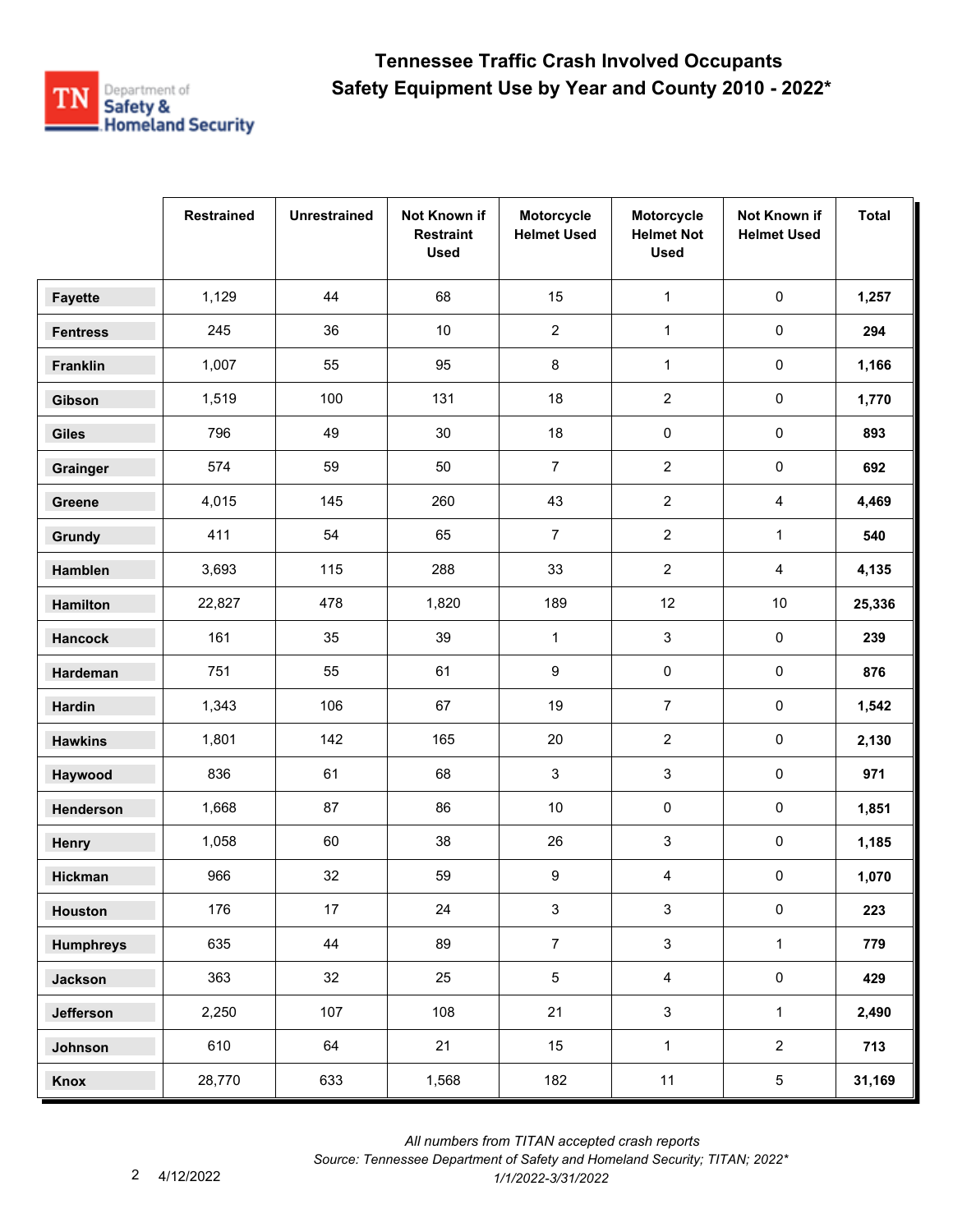# Tennessee Traffic Crash Involved Occupants
## Safety Equipment Use by Year and County 2010 - 2022*

| | Restrained | Unrestrained | Not Known if Restraint Used | Motorcycle Helmet Used | Motorcycle Helmet Not Used | Not Known if Helmet Used | Total |
|---|---|---|---|---|---|---|---|
| Fayette | 1,129 | 44 | 68 | 15 | 1 | 0 | **1,257** |
| Fentress | 245 | 36 | 10 | 2 | 1 | 0 | **294** |
| Franklin | 1,007 | 55 | 95 | 8 | 1 | 0 | **1,166** |
| Gibson | 1,519 | 100 | 131 | 18 | 2 | 0 | **1,770** |
| Giles | 796 | 49 | 30 | 18 | 0 | 0 | **893** |
| Grainger | 574 | 59 | 50 | 7 | 2 | 0 | **692** |
| Greene | 4,015 | 145 | 260 | 43 | 2 | 4 | **4,469** |
| Grundy | 411 | 54 | 65 | 7 | 2 | 1 | **540** |
| Hamblen | 3,693 | 115 | 288 | 33 | 2 | 4 | **4,135** |
| Hamilton | 22,827 | 478 | 1,820 | 189 | 12 | 10 | **25,336** |
| Hancock | 161 | 35 | 39 | 1 | 3 | 0 | **239** |
| Hardeman | 751 | 55 | 61 | 9 | 0 | 0 | **876** |
| Hardin | 1,343 | 106 | 67 | 19 | 7 | 0 | **1,542** |
| Hawkins | 1,801 | 142 | 165 | 20 | 2 | 0 | **2,130** |
| Haywood | 836 | 61 | 68 | 3 | 3 | 0 | **971** |
| Henderson | 1,668 | 87 | 86 | 10 | 0 | 0 | **1,851** |
| Henry | 1,058 | 60 | 38 | 26 | 3 | 0 | **1,185** |
| Hickman | 966 | 32 | 59 | 9 | 4 | 0 | **1,070** |
| Houston | 176 | 17 | 24 | 3 | 3 | 0 | **223** |
| Humphreys | 635 | 44 | 89 | 7 | 3 | 1 | **779** |
| Jackson | 363 | 32 | 25 | 5 | 4 | 0 | **429** |
| Jefferson | 2,250 | 107 | 108 | 21 | 3 | 1 | **2,490** |
| Johnson | 610 | 64 | 21 | 15 | 1 | 2 | **713** |
| Knox | 28,770 | 633 | 1,568 | 182 | 11 | 5 | **31,169** |

*All numbers from TITAN accepted crash reports*
*Source: Tennessee Department of Safety and Homeland Security; TITAN; 2022\**
*1/1/2022-3/31/2022*

4/12/2022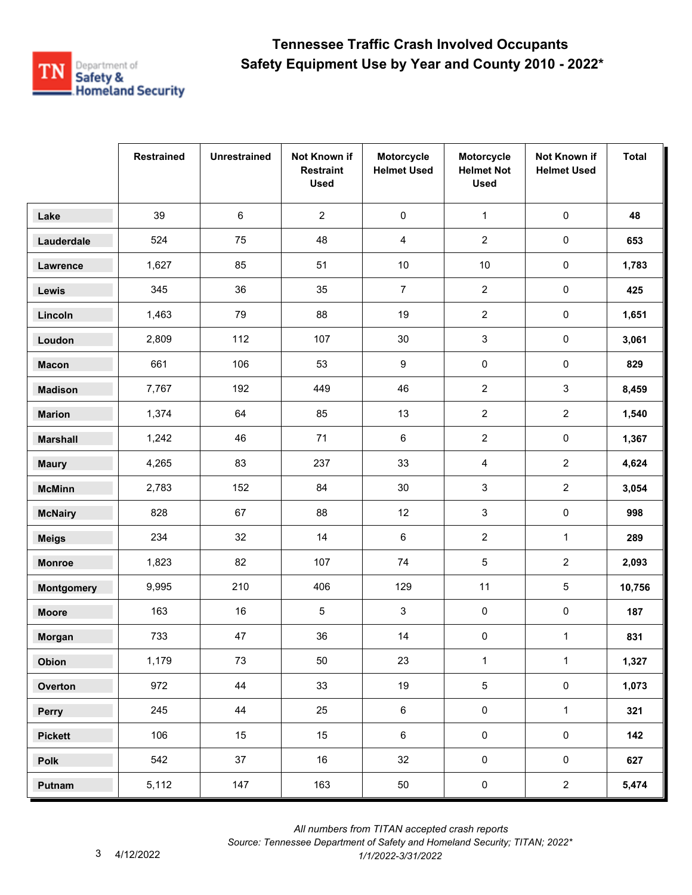# Tennessee Traffic Crash Involved Occupants
## Safety Equipment Use by Year and County 2010 - 2022*

| | Restrained | Unrestrained | Not Known if Restraint Used | Motorcycle Helmet Used | Motorcycle Helmet Not Used | Not Known if Helmet Used | Total |
|---|---|---|---|---|---|---|---|
| **Lake** | 39 | 6 | 2 | 0 | 1 | 0 | **48** |
| **Lauderdale** | 524 | 75 | 48 | 4 | 2 | 0 | **653** |
| **Lawrence** | 1,627 | 85 | 51 | 10 | 10 | 0 | **1,783** |
| **Lewis** | 345 | 36 | 35 | 7 | 2 | 0 | **425** |
| **Lincoln** | 1,463 | 79 | 88 | 19 | 2 | 0 | **1,651** |
| **Loudon** | 2,809 | 112 | 107 | 30 | 3 | 0 | **3,061** |
| **Macon** | 661 | 106 | 53 | 9 | 0 | 0 | **829** |
| **Madison** | 7,767 | 192 | 449 | 46 | 2 | 3 | **8,459** |
| **Marion** | 1,374 | 64 | 85 | 13 | 2 | 2 | **1,540** |
| **Marshall** | 1,242 | 46 | 71 | 6 | 2 | 0 | **1,367** |
| **Maury** | 4,265 | 83 | 237 | 33 | 4 | 2 | **4,624** |
| **McMinn** | 2,783 | 152 | 84 | 30 | 3 | 2 | **3,054** |
| **McNairy** | 828 | 67 | 88 | 12 | 3 | 0 | **998** |
| **Meigs** | 234 | 32 | 14 | 6 | 2 | 1 | **289** |
| **Monroe** | 1,823 | 82 | 107 | 74 | 5 | 2 | **2,093** |
| **Montgomery** | 9,995 | 210 | 406 | 129 | 11 | 5 | **10,756** |
| **Moore** | 163 | 16 | 5 | 3 | 0 | 0 | **187** |
| **Morgan** | 733 | 47 | 36 | 14 | 0 | 1 | **831** |
| **Obion** | 1,179 | 73 | 50 | 23 | 1 | 1 | **1,327** |
| **Overton** | 972 | 44 | 33 | 19 | 5 | 0 | **1,073** |
| **Perry** | 245 | 44 | 25 | 6 | 0 | 1 | **321** |
| **Pickett** | 106 | 15 | 15 | 6 | 0 | 0 | **142** |
| **Polk** | 542 | 37 | 16 | 32 | 0 | 0 | **627** |
| **Putnam** | 5,112 | 147 | 163 | 50 | 0 | 2 | **5,474** |

*All numbers from TITAN accepted crash reports*
*Source: Tennessee Department of Safety and Homeland Security; TITAN; 2022**
*1/1/2022-3/31/2022*

4/12/2022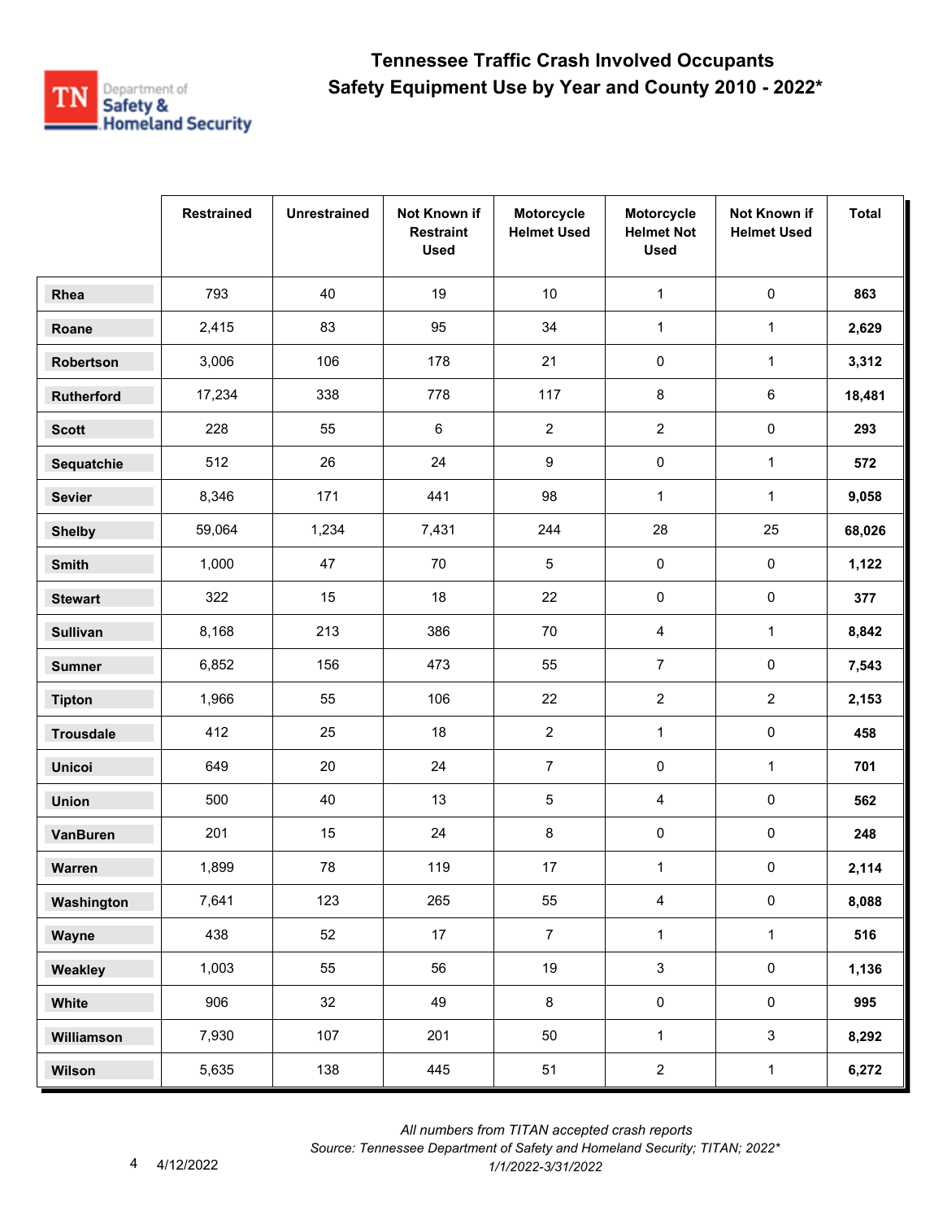# Tennessee Traffic Crash Involved Occupants
## Safety Equipment Use by Year and County 2010 - 2022*

| | Restrained | Unrestrained | Not Known if Restraint Used | Motorcycle Helmet Used | Motorcycle Helmet Not Used | Not Known if Helmet Used | Total |
|---|---|---|---|---|---|---|---|
| **Rhea** | 793 | 40 | 19 | 10 | 1 | 0 | **863** |
| **Roane** | 2,415 | 83 | 95 | 34 | 1 | 1 | **2,629** |
| **Robertson** | 3,006 | 106 | 178 | 21 | 0 | 1 | **3,312** |
| **Rutherford** | 17,234 | 338 | 778 | 117 | 8 | 6 | **18,481** |
| **Scott** | 228 | 55 | 6 | 2 | 2 | 0 | **293** |
| **Sequatchie** | 512 | 26 | 24 | 9 | 0 | 1 | **572** |
| **Sevier** | 8,346 | 171 | 441 | 98 | 1 | 1 | **9,058** |
| **Shelby** | 59,064 | 1,234 | 7,431 | 244 | 28 | 25 | **68,026** |
| **Smith** | 1,000 | 47 | 70 | 5 | 0 | 0 | **1,122** |
| **Stewart** | 322 | 15 | 18 | 22 | 0 | 0 | **377** |
| **Sullivan** | 8,168 | 213 | 386 | 70 | 4 | 1 | **8,842** |
| **Sumner** | 6,852 | 156 | 473 | 55 | 7 | 0 | **7,543** |
| **Tipton** | 1,966 | 55 | 106 | 22 | 2 | 2 | **2,153** |
| **Trousdale** | 412 | 25 | 18 | 2 | 1 | 0 | **458** |
| **Unicoi** | 649 | 20 | 24 | 7 | 0 | 1 | **701** |
| **Union** | 500 | 40 | 13 | 5 | 4 | 0 | **562** |
| **VanBuren** | 201 | 15 | 24 | 8 | 0 | 0 | **248** |
| **Warren** | 1,899 | 78 | 119 | 17 | 1 | 0 | **2,114** |
| **Washington** | 7,641 | 123 | 265 | 55 | 4 | 0 | **8,088** |
| **Wayne** | 438 | 52 | 17 | 7 | 1 | 1 | **516** |
| **Weakley** | 1,003 | 55 | 56 | 19 | 3 | 0 | **1,136** |
| **White** | 906 | 32 | 49 | 8 | 0 | 0 | **995** |
| **Williamson** | 7,930 | 107 | 201 | 50 | 1 | 3 | **8,292** |
| **Wilson** | 5,635 | 138 | 445 | 51 | 2 | 1 | **6,272** |

*All numbers from TITAN accepted crash reports*
*Source: Tennessee Department of Safety and Homeland Security; TITAN; 2022**
*1/1/2022-3/31/2022*

4/12/2022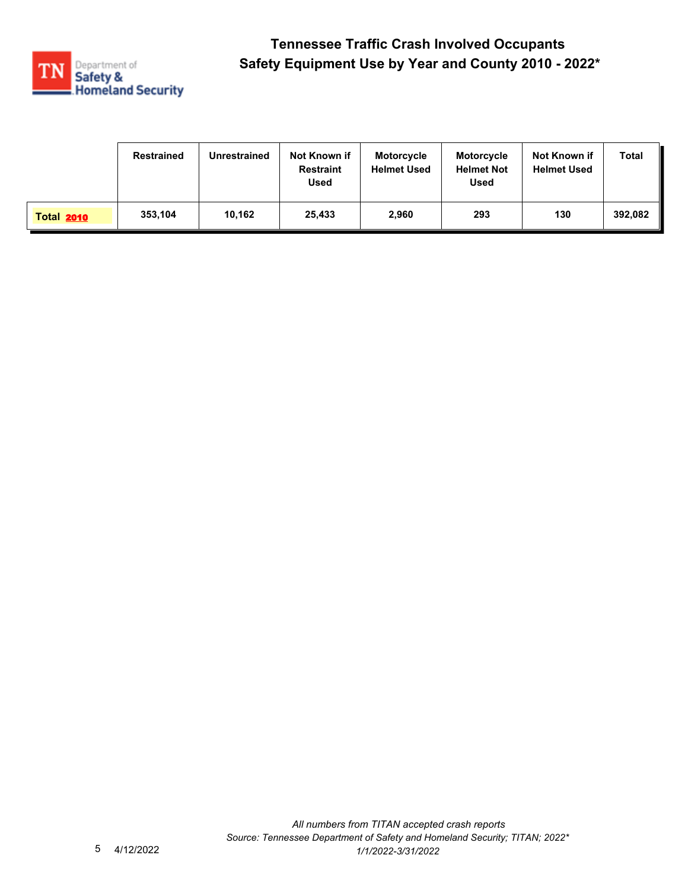# Tennessee Traffic Crash Involved Occupants
## Safety Equipment Use by Year and County 2010 - 2022*

| | Restrained | Unrestrained | Not Known if Restraint Used | Motorcycle Helmet Used | Motorcycle Helmet Not Used | Not Known if Helmet Used | Total |
|---|---|---|---|---|---|---|---|
| **Total 2010** | 353,104 | 10,162 | 25,433 | 2,960 | 293 | 130 | 392,082 |

4/12/2022

*All numbers from TITAN accepted crash reports*
*Source: Tennessee Department of Safety and Homeland Security; TITAN; 2022**
*1/1/2022-3/31/2022*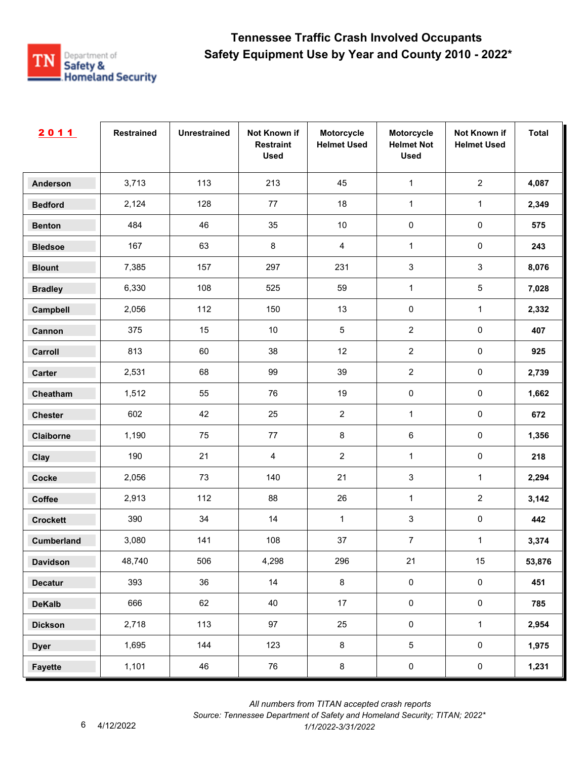# Tennessee Traffic Crash Involved Occupants
## Safety Equipment Use by Year and County 2010 - 2022*

| 2011 | Restrained | Unrestrained | Not Known if Restraint Used | Motorcycle Helmet Used | Motorcycle Helmet Not Used | Not Known if Helmet Used | Total |
|---|---|---|---|---|---|---|---|
| Anderson | 3,713 | 113 | 213 | 45 | 1 | 2 | **4,087** |
| Bedford | 2,124 | 128 | 77 | 18 | 1 | 1 | **2,349** |
| Benton | 484 | 46 | 35 | 10 | 0 | 0 | **575** |
| Bledsoe | 167 | 63 | 8 | 4 | 1 | 0 | **243** |
| Blount | 7,385 | 157 | 297 | 231 | 3 | 3 | **8,076** |
| Bradley | 6,330 | 108 | 525 | 59 | 1 | 5 | **7,028** |
| Campbell | 2,056 | 112 | 150 | 13 | 0 | 1 | **2,332** |
| Cannon | 375 | 15 | 10 | 5 | 2 | 0 | **407** |
| Carroll | 813 | 60 | 38 | 12 | 2 | 0 | **925** |
| Carter | 2,531 | 68 | 99 | 39 | 2 | 0 | **2,739** |
| Cheatham | 1,512 | 55 | 76 | 19 | 0 | 0 | **1,662** |
| Chester | 602 | 42 | 25 | 2 | 1 | 0 | **672** |
| Claiborne | 1,190 | 75 | 77 | 8 | 6 | 0 | **1,356** |
| Clay | 190 | 21 | 4 | 2 | 1 | 0 | **218** |
| Cocke | 2,056 | 73 | 140 | 21 | 3 | 1 | **2,294** |
| Coffee | 2,913 | 112 | 88 | 26 | 1 | 2 | **3,142** |
| Crockett | 390 | 34 | 14 | 1 | 3 | 0 | **442** |
| Cumberland | 3,080 | 141 | 108 | 37 | 7 | 1 | **3,374** |
| Davidson | 48,740 | 506 | 4,298 | 296 | 21 | 15 | **53,876** |
| Decatur | 393 | 36 | 14 | 8 | 0 | 0 | **451** |
| DeKalb | 666 | 62 | 40 | 17 | 0 | 0 | **785** |
| Dickson | 2,718 | 113 | 97 | 25 | 0 | 1 | **2,954** |
| Dyer | 1,695 | 144 | 123 | 8 | 5 | 0 | **1,975** |
| Fayette | 1,101 | 46 | 76 | 8 | 0 | 0 | **1,231** |

*All numbers from TITAN accepted crash reports*

*Source: Tennessee Department of Safety and Homeland Security; TITAN; 2022\**

*1/1/2022-3/31/2022*

4/12/2022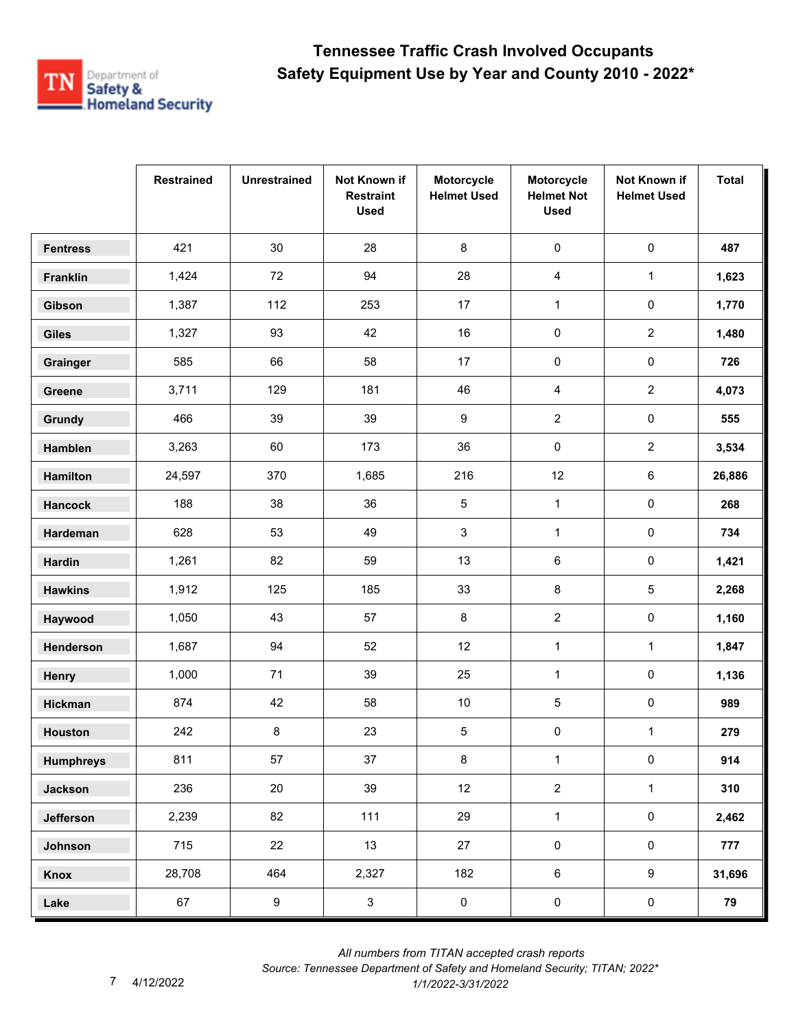# Tennessee Traffic Crash Involved Occupants
## Safety Equipment Use by Year and County 2010 - 2022*

| | Restrained | Unrestrained | Not Known if Restraint Used | Motorcycle Helmet Used | Motorcycle Helmet Not Used | Not Known if Helmet Used | Total |
|---|---|---|---|---|---|---|---|
| **Fentress** | 421 | 30 | 28 | 8 | 0 | 0 | **487** |
| **Franklin** | 1,424 | 72 | 94 | 28 | 4 | 1 | **1,623** |
| **Gibson** | 1,387 | 112 | 253 | 17 | 1 | 0 | **1,770** |
| **Giles** | 1,327 | 93 | 42 | 16 | 0 | 2 | **1,480** |
| **Grainger** | 585 | 66 | 58 | 17 | 0 | 0 | **726** |
| **Greene** | 3,711 | 129 | 181 | 46 | 4 | 2 | **4,073** |
| **Grundy** | 466 | 39 | 39 | 9 | 2 | 0 | **555** |
| **Hamblen** | 3,263 | 60 | 173 | 36 | 0 | 2 | **3,534** |
| **Hamilton** | 24,597 | 370 | 1,685 | 216 | 12 | 6 | **26,886** |
| **Hancock** | 188 | 38 | 36 | 5 | 1 | 0 | **268** |
| **Hardeman** | 628 | 53 | 49 | 3 | 1 | 0 | **734** |
| **Hardin** | 1,261 | 82 | 59 | 13 | 6 | 0 | **1,421** |
| **Hawkins** | 1,912 | 125 | 185 | 33 | 8 | 5 | **2,268** |
| **Haywood** | 1,050 | 43 | 57 | 8 | 2 | 0 | **1,160** |
| **Henderson** | 1,687 | 94 | 52 | 12 | 1 | 1 | **1,847** |
| **Henry** | 1,000 | 71 | 39 | 25 | 1 | 0 | **1,136** |
| **Hickman** | 874 | 42 | 58 | 10 | 5 | 0 | **989** |
| **Houston** | 242 | 8 | 23 | 5 | 0 | 1 | **279** |
| **Humphreys** | 811 | 57 | 37 | 8 | 1 | 0 | **914** |
| **Jackson** | 236 | 20 | 39 | 12 | 2 | 1 | **310** |
| **Jefferson** | 2,239 | 82 | 111 | 29 | 1 | 0 | **2,462** |
| **Johnson** | 715 | 22 | 13 | 27 | 0 | 0 | **777** |
| **Knox** | 28,708 | 464 | 2,327 | 182 | 6 | 9 | **31,696** |
| **Lake** | 67 | 9 | 3 | 0 | 0 | 0 | **79** |

*All numbers from TITAN accepted crash reports*
*Source: Tennessee Department of Safety and Homeland Security; TITAN; 2022**
*1/1/2022-3/31/2022*

4/12/2022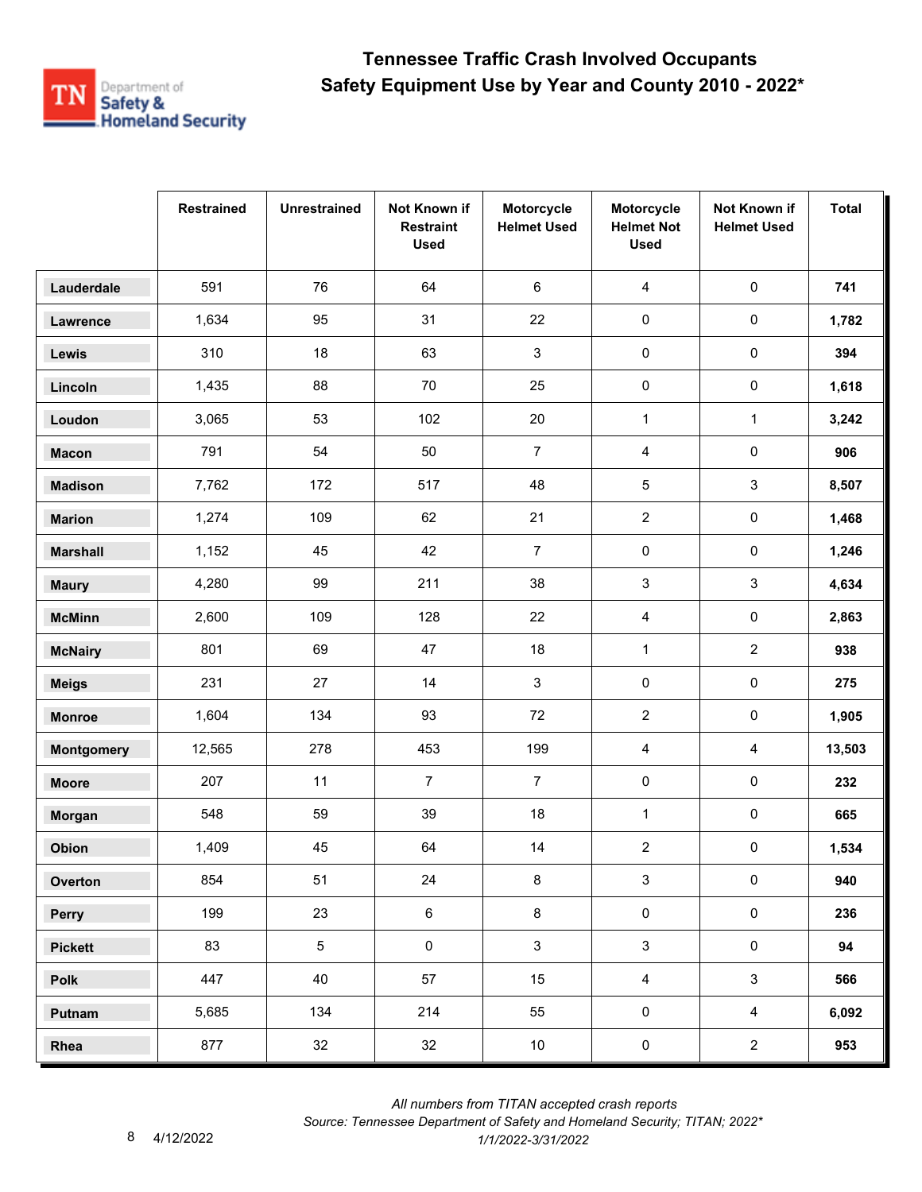# Tennessee Traffic Crash Involved Occupants
## Safety Equipment Use by Year and County 2010 - 2022*

| | Restrained | Unrestrained | Not Known if Restraint Used | Motorcycle Helmet Used | Motorcycle Helmet Not Used | Not Known if Helmet Used | Total |
|---|---|---|---|---|---|---|---|
| **Lauderdale** | 591 | 76 | 64 | 6 | 4 | 0 | **741** |
| **Lawrence** | 1,634 | 95 | 31 | 22 | 0 | 0 | **1,782** |
| **Lewis** | 310 | 18 | 63 | 3 | 0 | 0 | **394** |
| **Lincoln** | 1,435 | 88 | 70 | 25 | 0 | 0 | **1,618** |
| **Loudon** | 3,065 | 53 | 102 | 20 | 1 | 1 | **3,242** |
| **Macon** | 791 | 54 | 50 | 7 | 4 | 0 | **906** |
| **Madison** | 7,762 | 172 | 517 | 48 | 5 | 3 | **8,507** |
| **Marion** | 1,274 | 109 | 62 | 21 | 2 | 0 | **1,468** |
| **Marshall** | 1,152 | 45 | 42 | 7 | 0 | 0 | **1,246** |
| **Maury** | 4,280 | 99 | 211 | 38 | 3 | 3 | **4,634** |
| **McMinn** | 2,600 | 109 | 128 | 22 | 4 | 0 | **2,863** |
| **McNairy** | 801 | 69 | 47 | 18 | 1 | 2 | **938** |
| **Meigs** | 231 | 27 | 14 | 3 | 0 | 0 | **275** |
| **Monroe** | 1,604 | 134 | 93 | 72 | 2 | 0 | **1,905** |
| **Montgomery** | 12,565 | 278 | 453 | 199 | 4 | 4 | **13,503** |
| **Moore** | 207 | 11 | 7 | 7 | 0 | 0 | **232** |
| **Morgan** | 548 | 59 | 39 | 18 | 1 | 0 | **665** |
| **Obion** | 1,409 | 45 | 64 | 14 | 2 | 0 | **1,534** |
| **Overton** | 854 | 51 | 24 | 8 | 3 | 0 | **940** |
| **Perry** | 199 | 23 | 6 | 8 | 0 | 0 | **236** |
| **Pickett** | 83 | 5 | 0 | 3 | 3 | 0 | **94** |
| **Polk** | 447 | 40 | 57 | 15 | 4 | 3 | **566** |
| **Putnam** | 5,685 | 134 | 214 | 55 | 0 | 4 | **6,092** |
| **Rhea** | 877 | 32 | 32 | 10 | 0 | 2 | **953** |

*All numbers from TITAN accepted crash reports*
*Source: Tennessee Department of Safety and Homeland Security; TITAN; 2022**
*1/1/2022-3/31/2022*

4/12/2022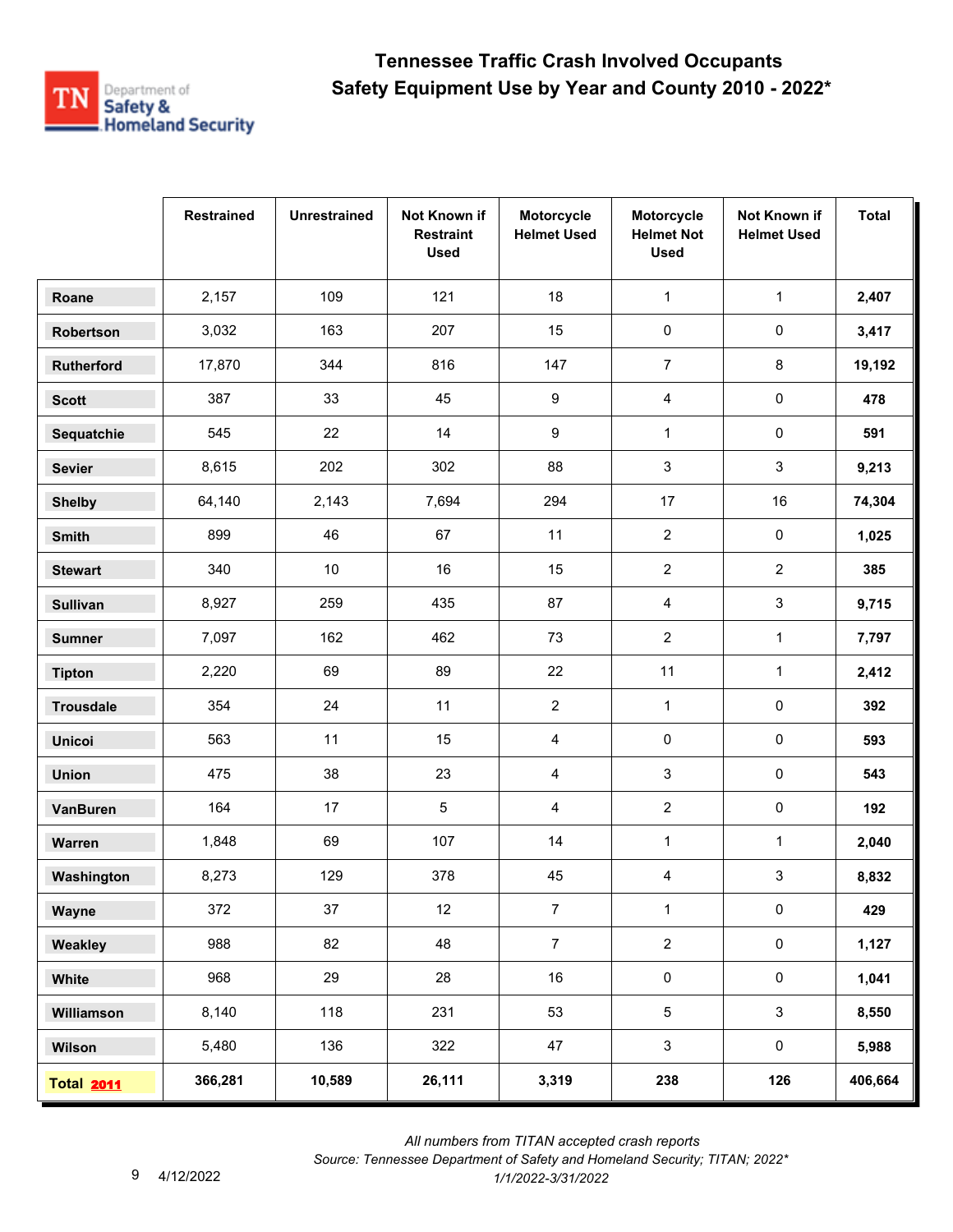# Tennessee Traffic Crash Involved Occupants
## Safety Equipment Use by Year and County 2010 - 2022*

| | Restrained | Unrestrained | Not Known if Restraint Used | Motorcycle Helmet Used | Motorcycle Helmet Not Used | Not Known if Helmet Used | Total |
|---|---|---|---|---|---|---|---|
| Roane | 2,157 | 109 | 121 | 18 | 1 | 1 | **2,407** |
| Robertson | 3,032 | 163 | 207 | 15 | 0 | 0 | **3,417** |
| Rutherford | 17,870 | 344 | 816 | 147 | 7 | 8 | **19,192** |
| Scott | 387 | 33 | 45 | 9 | 4 | 0 | **478** |
| Sequatchie | 545 | 22 | 14 | 9 | 1 | 0 | **591** |
| Sevier | 8,615 | 202 | 302 | 88 | 3 | 3 | **9,213** |
| Shelby | 64,140 | 2,143 | 7,694 | 294 | 17 | 16 | **74,304** |
| Smith | 899 | 46 | 67 | 11 | 2 | 0 | **1,025** |
| Stewart | 340 | 10 | 16 | 15 | 2 | 2 | **385** |
| Sullivan | 8,927 | 259 | 435 | 87 | 4 | 3 | **9,715** |
| Sumner | 7,097 | 162 | 462 | 73 | 2 | 1 | **7,797** |
| Tipton | 2,220 | 69 | 89 | 22 | 11 | 1 | **2,412** |
| Trousdale | 354 | 24 | 11 | 2 | 1 | 0 | **392** |
| Unicoi | 563 | 11 | 15 | 4 | 0 | 0 | **593** |
| Union | 475 | 38 | 23 | 4 | 3 | 0 | **543** |
| VanBuren | 164 | 17 | 5 | 4 | 2 | 0 | **192** |
| Warren | 1,848 | 69 | 107 | 14 | 1 | 1 | **2,040** |
| Washington | 8,273 | 129 | 378 | 45 | 4 | 3 | **8,832** |
| Wayne | 372 | 37 | 12 | 7 | 1 | 0 | **429** |
| Weakley | 988 | 82 | 48 | 7 | 2 | 0 | **1,127** |
| White | 968 | 29 | 28 | 16 | 0 | 0 | **1,041** |
| Williamson | 8,140 | 118 | 231 | 53 | 5 | 3 | **8,550** |
| Wilson | 5,480 | 136 | 322 | 47 | 3 | 0 | **5,988** |
| **Total 2011** | **366,281** | **10,589** | **26,111** | **3,319** | **238** | **126** | **406,664** |

*All numbers from TITAN accepted crash reports*

*Source: Tennessee Department of Safety and Homeland Security; TITAN; 2022* 1/1/2022-3/31/2022*

4/12/2022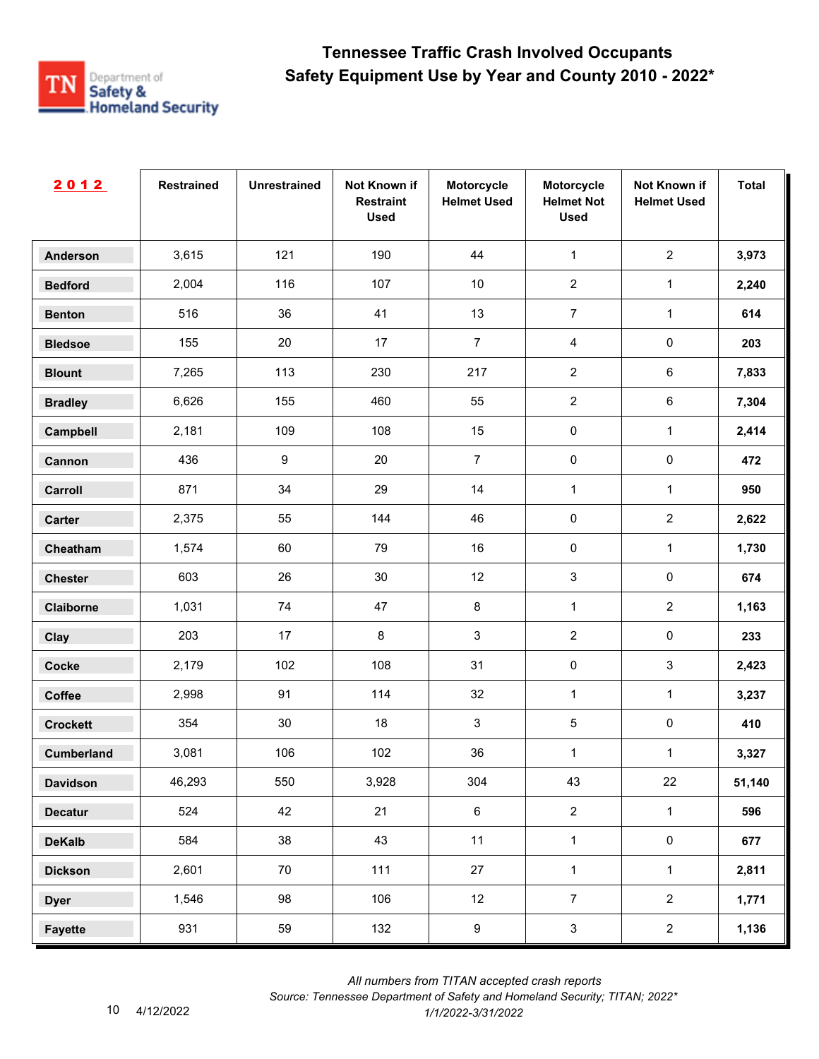# Tennessee Traffic Crash Involved Occupants
## Safety Equipment Use by Year and County 2010 - 2022*

| 2012 | Restrained | Unrestrained | Not Known if Restraint Used | Motorcycle Helmet Used | Motorcycle Helmet Not Used | Not Known if Helmet Used | Total |
|---|---|---|---|---|---|---|---|
| Anderson | 3,615 | 121 | 190 | 44 | 1 | 2 | **3,973** |
| Bedford | 2,004 | 116 | 107 | 10 | 2 | 1 | **2,240** |
| Benton | 516 | 36 | 41 | 13 | 7 | 1 | **614** |
| Bledsoe | 155 | 20 | 17 | 7 | 4 | 0 | **203** |
| Blount | 7,265 | 113 | 230 | 217 | 2 | 6 | **7,833** |
| Bradley | 6,626 | 155 | 460 | 55 | 2 | 6 | **7,304** |
| Campbell | 2,181 | 109 | 108 | 15 | 0 | 1 | **2,414** |
| Cannon | 436 | 9 | 20 | 7 | 0 | 0 | **472** |
| Carroll | 871 | 34 | 29 | 14 | 1 | 1 | **950** |
| Carter | 2,375 | 55 | 144 | 46 | 0 | 2 | **2,622** |
| Cheatham | 1,574 | 60 | 79 | 16 | 0 | 1 | **1,730** |
| Chester | 603 | 26 | 30 | 12 | 3 | 0 | **674** |
| Claiborne | 1,031 | 74 | 47 | 8 | 1 | 2 | **1,163** |
| Clay | 203 | 17 | 8 | 3 | 2 | 0 | **233** |
| Cocke | 2,179 | 102 | 108 | 31 | 0 | 3 | **2,423** |
| Coffee | 2,998 | 91 | 114 | 32 | 1 | 1 | **3,237** |
| Crockett | 354 | 30 | 18 | 3 | 5 | 0 | **410** |
| Cumberland | 3,081 | 106 | 102 | 36 | 1 | 1 | **3,327** |
| Davidson | 46,293 | 550 | 3,928 | 304 | 43 | 22 | **51,140** |
| Decatur | 524 | 42 | 21 | 6 | 2 | 1 | **596** |
| DeKalb | 584 | 38 | 43 | 11 | 1 | 0 | **677** |
| Dickson | 2,601 | 70 | 111 | 27 | 1 | 1 | **2,811** |
| Dyer | 1,546 | 98 | 106 | 12 | 7 | 2 | **1,771** |
| Fayette | 931 | 59 | 132 | 9 | 3 | 2 | **1,136** |

*All numbers from TITAN accepted crash reports*
*Source: Tennessee Department of Safety and Homeland Security; TITAN; 2022**
*1/1/2022-3/31/2022*

4/12/2022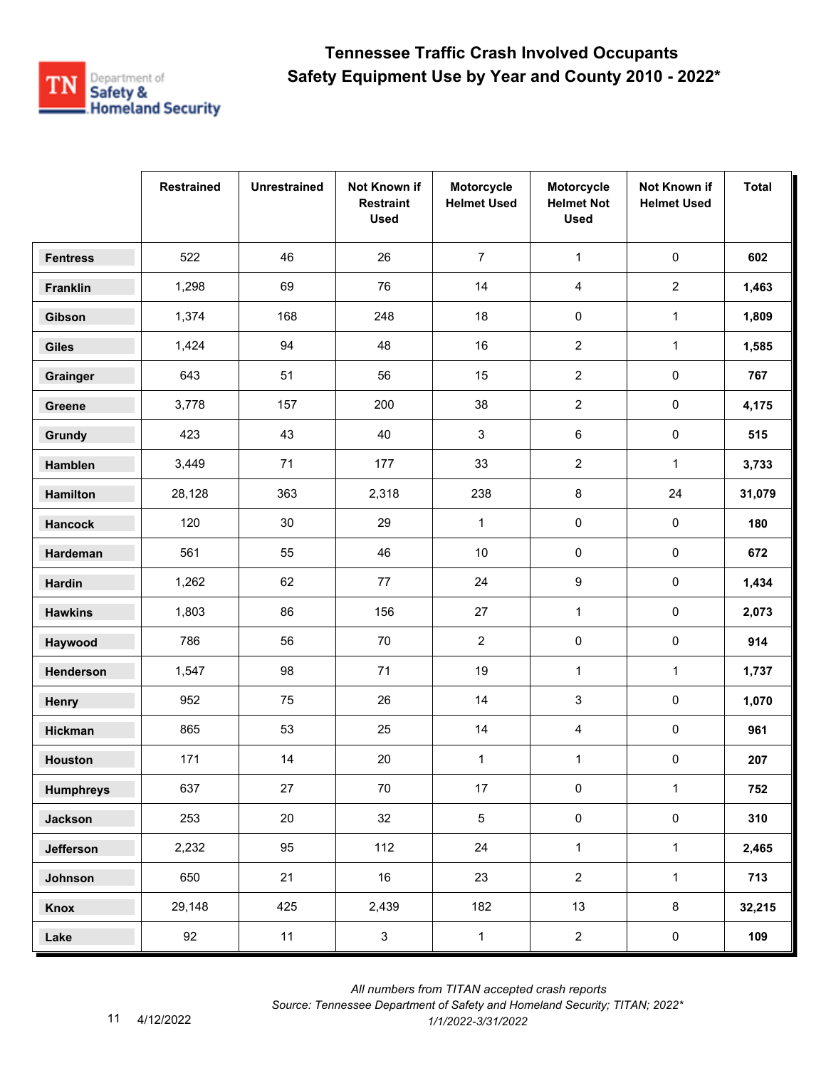# Tennessee Traffic Crash Involved Occupants
## Safety Equipment Use by Year and County 2010 - 2022*

| | Restrained | Unrestrained | Not Known if Restraint Used | Motorcycle Helmet Used | Motorcycle Helmet Not Used | Not Known if Helmet Used | Total |
|---|---|---|---|---|---|---|---|
| **Fentress** | 522 | 46 | 26 | 7 | 1 | 0 | **602** |
| **Franklin** | 1,298 | 69 | 76 | 14 | 4 | 2 | **1,463** |
| **Gibson** | 1,374 | 168 | 248 | 18 | 0 | 1 | **1,809** |
| **Giles** | 1,424 | 94 | 48 | 16 | 2 | 1 | **1,585** |
| **Grainger** | 643 | 51 | 56 | 15 | 2 | 0 | **767** |
| **Greene** | 3,778 | 157 | 200 | 38 | 2 | 0 | **4,175** |
| **Grundy** | 423 | 43 | 40 | 3 | 6 | 0 | **515** |
| **Hamblen** | 3,449 | 71 | 177 | 33 | 2 | 1 | **3,733** |
| **Hamilton** | 28,128 | 363 | 2,318 | 238 | 8 | 24 | **31,079** |
| **Hancock** | 120 | 30 | 29 | 1 | 0 | 0 | **180** |
| **Hardeman** | 561 | 55 | 46 | 10 | 0 | 0 | **672** |
| **Hardin** | 1,262 | 62 | 77 | 24 | 9 | 0 | **1,434** |
| **Hawkins** | 1,803 | 86 | 156 | 27 | 1 | 0 | **2,073** |
| **Haywood** | 786 | 56 | 70 | 2 | 0 | 0 | **914** |
| **Henderson** | 1,547 | 98 | 71 | 19 | 1 | 1 | **1,737** |
| **Henry** | 952 | 75 | 26 | 14 | 3 | 0 | **1,070** |
| **Hickman** | 865 | 53 | 25 | 14 | 4 | 0 | **961** |
| **Houston** | 171 | 14 | 20 | 1 | 1 | 0 | **207** |
| **Humphreys** | 637 | 27 | 70 | 17 | 0 | 1 | **752** |
| **Jackson** | 253 | 20 | 32 | 5 | 0 | 0 | **310** |
| **Jefferson** | 2,232 | 95 | 112 | 24 | 1 | 1 | **2,465** |
| **Johnson** | 650 | 21 | 16 | 23 | 2 | 1 | **713** |
| **Knox** | 29,148 | 425 | 2,439 | 182 | 13 | 8 | **32,215** |
| **Lake** | 92 | 11 | 3 | 1 | 2 | 0 | **109** |

*All numbers from TITAN accepted crash reports*

*Source: Tennessee Department of Safety and Homeland Security; TITAN; 2022**

*1/1/2022-3/31/2022*

4/12/2022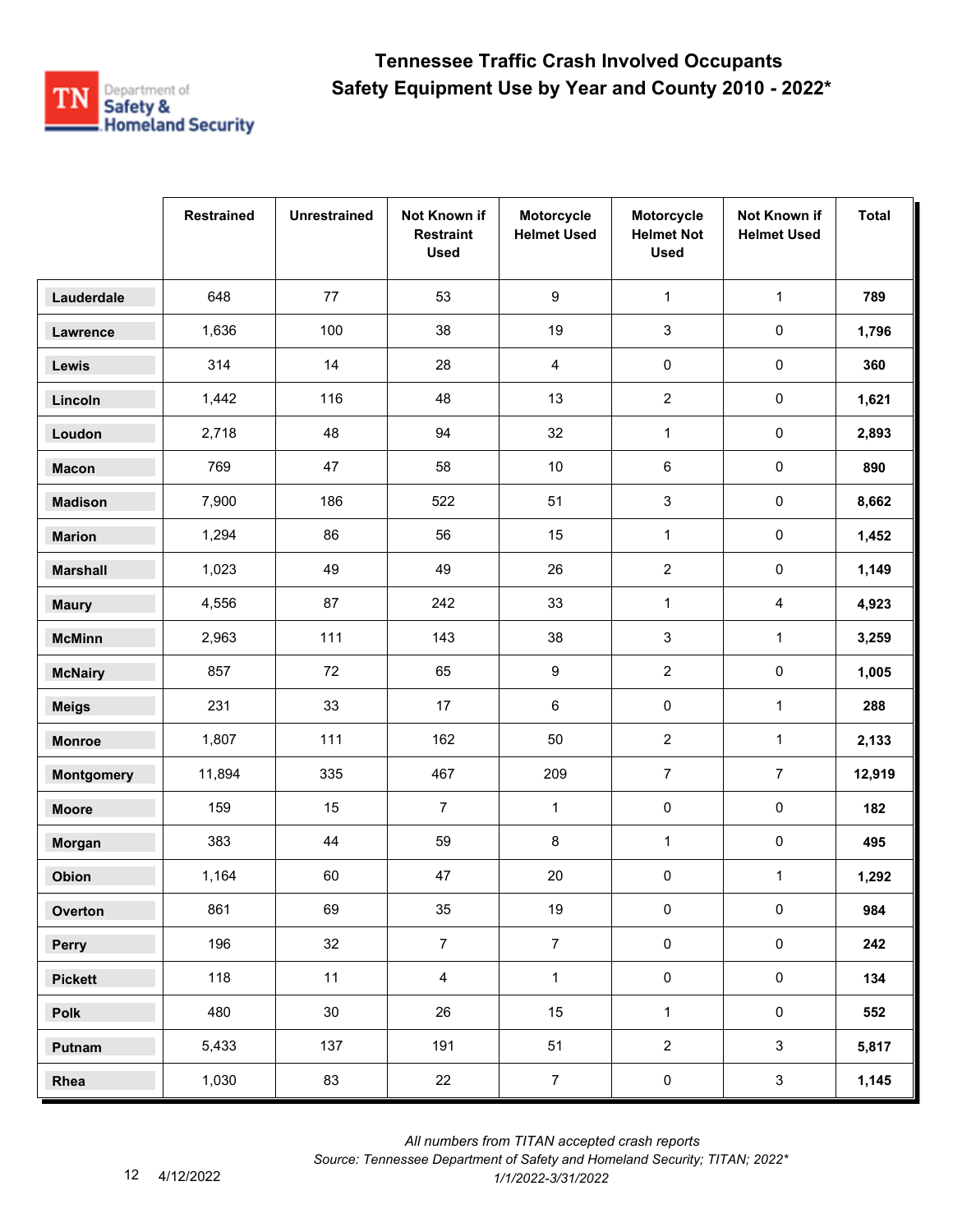# Tennessee Traffic Crash Involved Occupants
## Safety Equipment Use by Year and County 2010 - 2022*

| | Restrained | Unrestrained | Not Known if Restraint Used | Motorcycle Helmet Used | Motorcycle Helmet Not Used | Not Known if Helmet Used | Total |
|---|---|---|---|---|---|---|---|
| **Lauderdale** | 648 | 77 | 53 | 9 | 1 | 1 | **789** |
| **Lawrence** | 1,636 | 100 | 38 | 19 | 3 | 0 | **1,796** |
| **Lewis** | 314 | 14 | 28 | 4 | 0 | 0 | **360** |
| **Lincoln** | 1,442 | 116 | 48 | 13 | 2 | 0 | **1,621** |
| **Loudon** | 2,718 | 48 | 94 | 32 | 1 | 0 | **2,893** |
| **Macon** | 769 | 47 | 58 | 10 | 6 | 0 | **890** |
| **Madison** | 7,900 | 186 | 522 | 51 | 3 | 0 | **8,662** |
| **Marion** | 1,294 | 86 | 56 | 15 | 1 | 0 | **1,452** |
| **Marshall** | 1,023 | 49 | 49 | 26 | 2 | 0 | **1,149** |
| **Maury** | 4,556 | 87 | 242 | 33 | 1 | 4 | **4,923** |
| **McMinn** | 2,963 | 111 | 143 | 38 | 3 | 1 | **3,259** |
| **McNairy** | 857 | 72 | 65 | 9 | 2 | 0 | **1,005** |
| **Meigs** | 231 | 33 | 17 | 6 | 0 | 1 | **288** |
| **Monroe** | 1,807 | 111 | 162 | 50 | 2 | 1 | **2,133** |
| **Montgomery** | 11,894 | 335 | 467 | 209 | 7 | 7 | **12,919** |
| **Moore** | 159 | 15 | 7 | 1 | 0 | 0 | **182** |
| **Morgan** | 383 | 44 | 59 | 8 | 1 | 0 | **495** |
| **Obion** | 1,164 | 60 | 47 | 20 | 0 | 1 | **1,292** |
| **Overton** | 861 | 69 | 35 | 19 | 0 | 0 | **984** |
| **Perry** | 196 | 32 | 7 | 7 | 0 | 0 | **242** |
| **Pickett** | 118 | 11 | 4 | 1 | 0 | 0 | **134** |
| **Polk** | 480 | 30 | 26 | 15 | 1 | 0 | **552** |
| **Putnam** | 5,433 | 137 | 191 | 51 | 2 | 3 | **5,817** |
| **Rhea** | 1,030 | 83 | 22 | 7 | 0 | 3 | **1,145** |

*All numbers from TITAN accepted crash reports*
*Source: Tennessee Department of Safety and Homeland Security; TITAN; 2022**
*1/1/2022-3/31/2022*

4/12/2022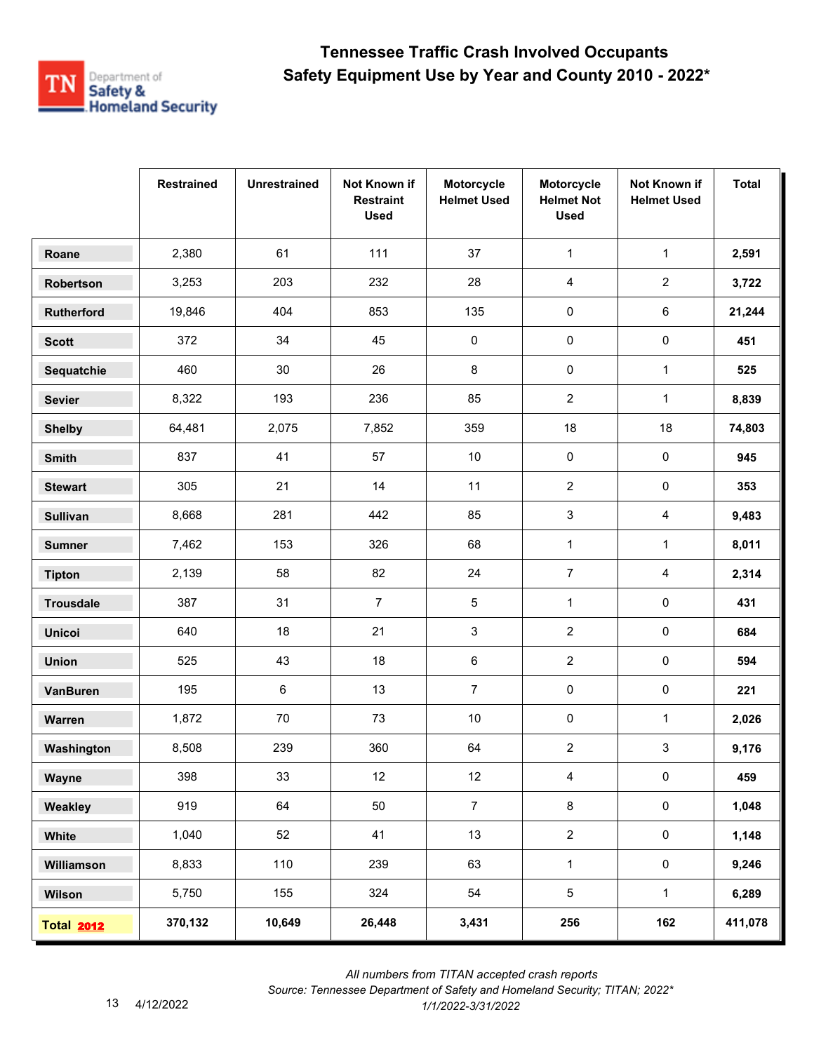## Tennessee Traffic Crash Involved Occupants
## Safety Equipment Use by Year and County 2010 - 2022*

| | Restrained | Unrestrained | Not Known if Restraint Used | Motorcycle Helmet Used | Motorcycle Helmet Not Used | Not Known if Helmet Used | Total |
|---|---|---|---|---|---|---|---|
| **Roane** | 2,380 | 61 | 111 | 37 | 1 | 1 | **2,591** |
| **Robertson** | 3,253 | 203 | 232 | 28 | 4 | 2 | **3,722** |
| **Rutherford** | 19,846 | 404 | 853 | 135 | 0 | 6 | **21,244** |
| **Scott** | 372 | 34 | 45 | 0 | 0 | 0 | **451** |
| **Sequatchie** | 460 | 30 | 26 | 8 | 0 | 1 | **525** |
| **Sevier** | 8,322 | 193 | 236 | 85 | 2 | 1 | **8,839** |
| **Shelby** | 64,481 | 2,075 | 7,852 | 359 | 18 | 18 | **74,803** |
| **Smith** | 837 | 41 | 57 | 10 | 0 | 0 | **945** |
| **Stewart** | 305 | 21 | 14 | 11 | 2 | 0 | **353** |
| **Sullivan** | 8,668 | 281 | 442 | 85 | 3 | 4 | **9,483** |
| **Sumner** | 7,462 | 153 | 326 | 68 | 1 | 1 | **8,011** |
| **Tipton** | 2,139 | 58 | 82 | 24 | 7 | 4 | **2,314** |
| **Trousdale** | 387 | 31 | 7 | 5 | 1 | 0 | **431** |
| **Unicoi** | 640 | 18 | 21 | 3 | 2 | 0 | **684** |
| **Union** | 525 | 43 | 18 | 6 | 2 | 0 | **594** |
| **VanBuren** | 195 | 6 | 13 | 7 | 0 | 0 | **221** |
| **Warren** | 1,872 | 70 | 73 | 10 | 0 | 1 | **2,026** |
| **Washington** | 8,508 | 239 | 360 | 64 | 2 | 3 | **9,176** |
| **Wayne** | 398 | 33 | 12 | 12 | 4 | 0 | **459** |
| **Weakley** | 919 | 64 | 50 | 7 | 8 | 0 | **1,048** |
| **White** | 1,040 | 52 | 41 | 13 | 2 | 0 | **1,148** |
| **Williamson** | 8,833 | 110 | 239 | 63 | 1 | 0 | **9,246** |
| **Wilson** | 5,750 | 155 | 324 | 54 | 5 | 1 | **6,289** |
| **Total 2012** | **370,132** | **10,649** | **26,448** | **3,431** | **256** | **162** | **411,078** |

*All numbers from TITAN accepted crash reports*
*Source: Tennessee Department of Safety and Homeland Security; TITAN; 2022**
*1/1/2022-3/31/2022*

4/12/2022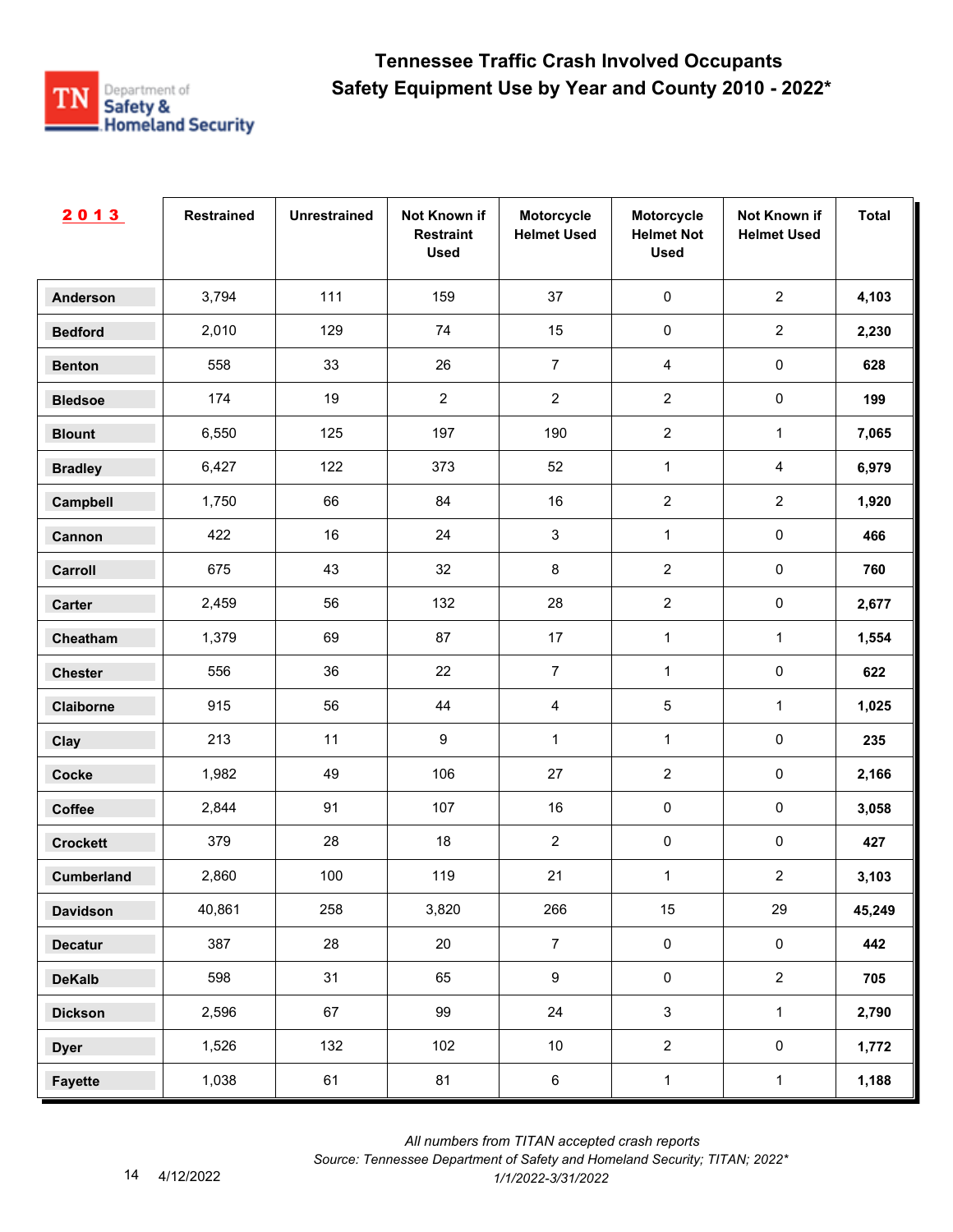# Tennessee Traffic Crash Involved Occupants
## Safety Equipment Use by Year and County 2010 - 2022*

| 2013 | Restrained | Unrestrained | Not Known if Restraint Used | Motorcycle Helmet Used | Motorcycle Helmet Not Used | Not Known if Helmet Used | Total |
|---|---|---|---|---|---|---|---|
| Anderson | 3,794 | 111 | 159 | 37 | 0 | 2 | **4,103** |
| Bedford | 2,010 | 129 | 74 | 15 | 0 | 2 | **2,230** |
| Benton | 558 | 33 | 26 | 7 | 4 | 0 | **628** |
| Bledsoe | 174 | 19 | 2 | 2 | 2 | 0 | **199** |
| Blount | 6,550 | 125 | 197 | 190 | 2 | 1 | **7,065** |
| Bradley | 6,427 | 122 | 373 | 52 | 1 | 4 | **6,979** |
| Campbell | 1,750 | 66 | 84 | 16 | 2 | 2 | **1,920** |
| Cannon | 422 | 16 | 24 | 3 | 1 | 0 | **466** |
| Carroll | 675 | 43 | 32 | 8 | 2 | 0 | **760** |
| Carter | 2,459 | 56 | 132 | 28 | 2 | 0 | **2,677** |
| Cheatham | 1,379 | 69 | 87 | 17 | 1 | 1 | **1,554** |
| Chester | 556 | 36 | 22 | 7 | 1 | 0 | **622** |
| Claiborne | 915 | 56 | 44 | 4 | 5 | 1 | **1,025** |
| Clay | 213 | 11 | 9 | 1 | 1 | 0 | **235** |
| Cocke | 1,982 | 49 | 106 | 27 | 2 | 0 | **2,166** |
| Coffee | 2,844 | 91 | 107 | 16 | 0 | 0 | **3,058** |
| Crockett | 379 | 28 | 18 | 2 | 0 | 0 | **427** |
| Cumberland | 2,860 | 100 | 119 | 21 | 1 | 2 | **3,103** |
| Davidson | 40,861 | 258 | 3,820 | 266 | 15 | 29 | **45,249** |
| Decatur | 387 | 28 | 20 | 7 | 0 | 0 | **442** |
| DeKalb | 598 | 31 | 65 | 9 | 0 | 2 | **705** |
| Dickson | 2,596 | 67 | 99 | 24 | 3 | 1 | **2,790** |
| Dyer | 1,526 | 132 | 102 | 10 | 2 | 0 | **1,772** |
| Fayette | 1,038 | 61 | 81 | 6 | 1 | 1 | **1,188** |

*All numbers from TITAN accepted crash reports*
*Source: Tennessee Department of Safety and Homeland Security; TITAN; 2022\**
*1/1/2022-3/31/2022*

4/12/2022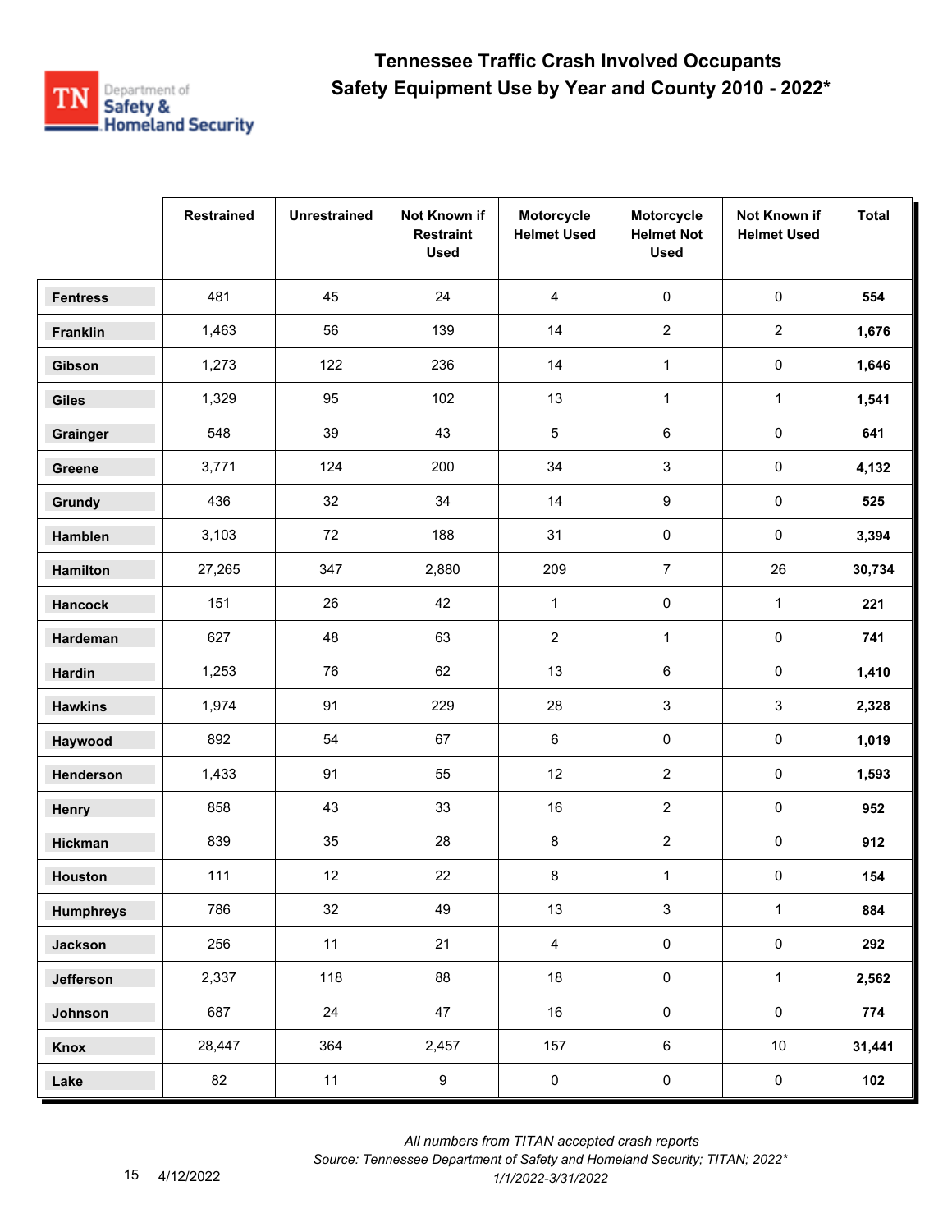# Tennessee Traffic Crash Involved Occupants
## Safety Equipment Use by Year and County 2010 - 2022*

| | Restrained | Unrestrained | Not Known if Restraint Used | Motorcycle Helmet Used | Motorcycle Helmet Not Used | Not Known if Helmet Used | Total |
|---|---|---|---|---|---|---|---|
| **Fentress** | 481 | 45 | 24 | 4 | 0 | 0 | **554** |
| **Franklin** | 1,463 | 56 | 139 | 14 | 2 | 2 | **1,676** |
| **Gibson** | 1,273 | 122 | 236 | 14 | 1 | 0 | **1,646** |
| **Giles** | 1,329 | 95 | 102 | 13 | 1 | 1 | **1,541** |
| **Grainger** | 548 | 39 | 43 | 5 | 6 | 0 | **641** |
| **Greene** | 3,771 | 124 | 200 | 34 | 3 | 0 | **4,132** |
| **Grundy** | 436 | 32 | 34 | 14 | 9 | 0 | **525** |
| **Hamblen** | 3,103 | 72 | 188 | 31 | 0 | 0 | **3,394** |
| **Hamilton** | 27,265 | 347 | 2,880 | 209 | 7 | 26 | **30,734** |
| **Hancock** | 151 | 26 | 42 | 1 | 0 | 1 | **221** |
| **Hardeman** | 627 | 48 | 63 | 2 | 1 | 0 | **741** |
| **Hardin** | 1,253 | 76 | 62 | 13 | 6 | 0 | **1,410** |
| **Hawkins** | 1,974 | 91 | 229 | 28 | 3 | 3 | **2,328** |
| **Haywood** | 892 | 54 | 67 | 6 | 0 | 0 | **1,019** |
| **Henderson** | 1,433 | 91 | 55 | 12 | 2 | 0 | **1,593** |
| **Henry** | 858 | 43 | 33 | 16 | 2 | 0 | **952** |
| **Hickman** | 839 | 35 | 28 | 8 | 2 | 0 | **912** |
| **Houston** | 111 | 12 | 22 | 8 | 1 | 0 | **154** |
| **Humphreys** | 786 | 32 | 49 | 13 | 3 | 1 | **884** |
| **Jackson** | 256 | 11 | 21 | 4 | 0 | 0 | **292** |
| **Jefferson** | 2,337 | 118 | 88 | 18 | 0 | 1 | **2,562** |
| **Johnson** | 687 | 24 | 47 | 16 | 0 | 0 | **774** |
| **Knox** | 28,447 | 364 | 2,457 | 157 | 6 | 10 | **31,441** |
| **Lake** | 82 | 11 | 9 | 0 | 0 | 0 | **102** |

*All numbers from TITAN accepted crash reports*
*Source: Tennessee Department of Safety and Homeland Security; TITAN; 2022**
*1/1/2022-3/31/2022*

4/12/2022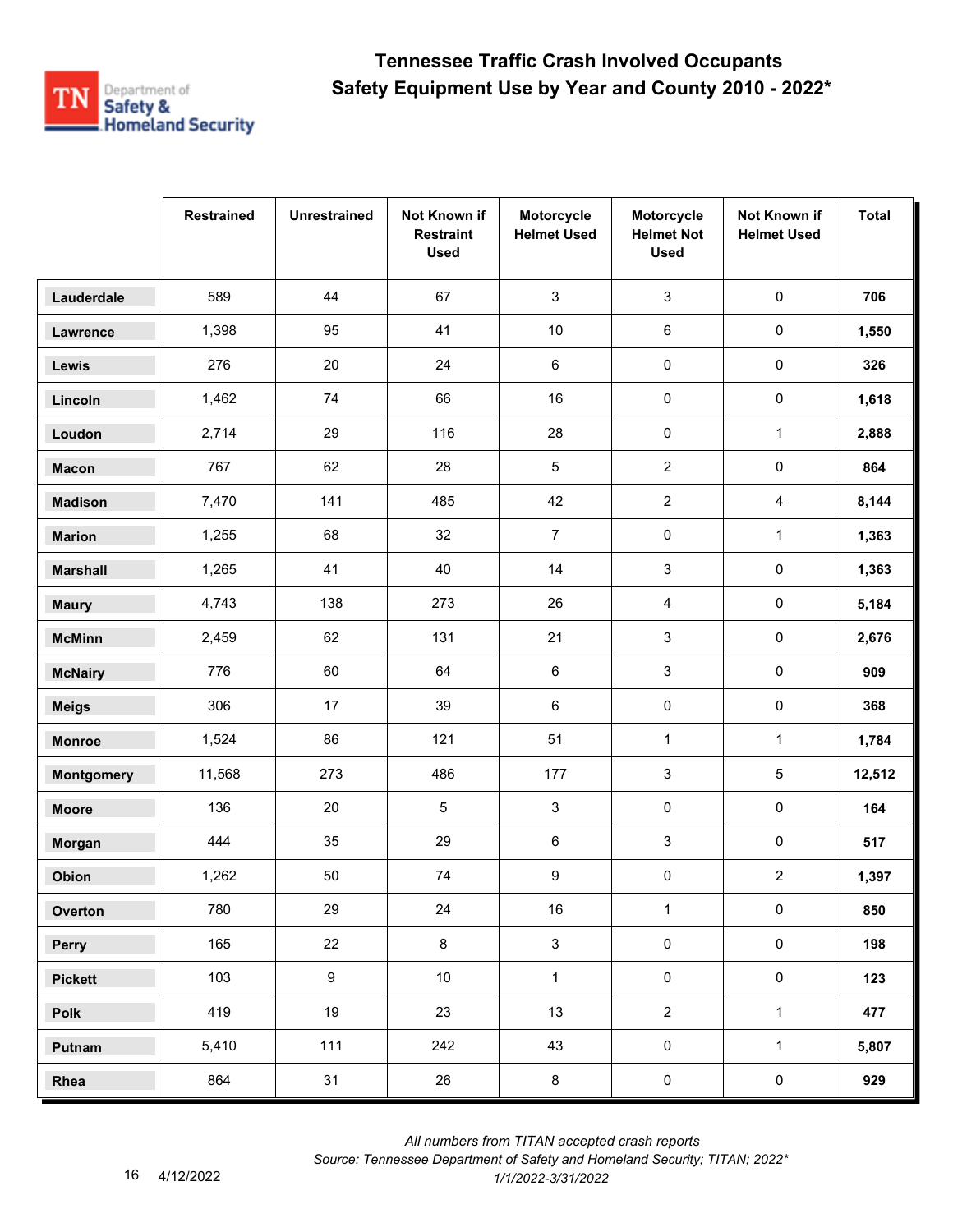# Tennessee Traffic Crash Involved Occupants
## Safety Equipment Use by Year and County 2010 - 2022*

| | Restrained | Unrestrained | Not Known if Restraint Used | Motorcycle Helmet Used | Motorcycle Helmet Not Used | Not Known if Helmet Used | Total |
|---|---|---|---|---|---|---|---|
| **Lauderdale** | 589 | 44 | 67 | 3 | 3 | 0 | **706** |
| **Lawrence** | 1,398 | 95 | 41 | 10 | 6 | 0 | **1,550** |
| **Lewis** | 276 | 20 | 24 | 6 | 0 | 0 | **326** |
| **Lincoln** | 1,462 | 74 | 66 | 16 | 0 | 0 | **1,618** |
| **Loudon** | 2,714 | 29 | 116 | 28 | 0 | 1 | **2,888** |
| **Macon** | 767 | 62 | 28 | 5 | 2 | 0 | **864** |
| **Madison** | 7,470 | 141 | 485 | 42 | 2 | 4 | **8,144** |
| **Marion** | 1,255 | 68 | 32 | 7 | 0 | 1 | **1,363** |
| **Marshall** | 1,265 | 41 | 40 | 14 | 3 | 0 | **1,363** |
| **Maury** | 4,743 | 138 | 273 | 26 | 4 | 0 | **5,184** |
| **McMinn** | 2,459 | 62 | 131 | 21 | 3 | 0 | **2,676** |
| **McNairy** | 776 | 60 | 64 | 6 | 3 | 0 | **909** |
| **Meigs** | 306 | 17 | 39 | 6 | 0 | 0 | **368** |
| **Monroe** | 1,524 | 86 | 121 | 51 | 1 | 1 | **1,784** |
| **Montgomery** | 11,568 | 273 | 486 | 177 | 3 | 5 | **12,512** |
| **Moore** | 136 | 20 | 5 | 3 | 0 | 0 | **164** |
| **Morgan** | 444 | 35 | 29 | 6 | 3 | 0 | **517** |
| **Obion** | 1,262 | 50 | 74 | 9 | 0 | 2 | **1,397** |
| **Overton** | 780 | 29 | 24 | 16 | 1 | 0 | **850** |
| **Perry** | 165 | 22 | 8 | 3 | 0 | 0 | **198** |
| **Pickett** | 103 | 9 | 10 | 1 | 0 | 0 | **123** |
| **Polk** | 419 | 19 | 23 | 13 | 2 | 1 | **477** |
| **Putnam** | 5,410 | 111 | 242 | 43 | 0 | 1 | **5,807** |
| **Rhea** | 864 | 31 | 26 | 8 | 0 | 0 | **929** |

*All numbers from TITAN accepted crash reports*

*Source: Tennessee Department of Safety and Homeland Security; TITAN; 2022**

*1/1/2022-3/31/2022*

4/12/2022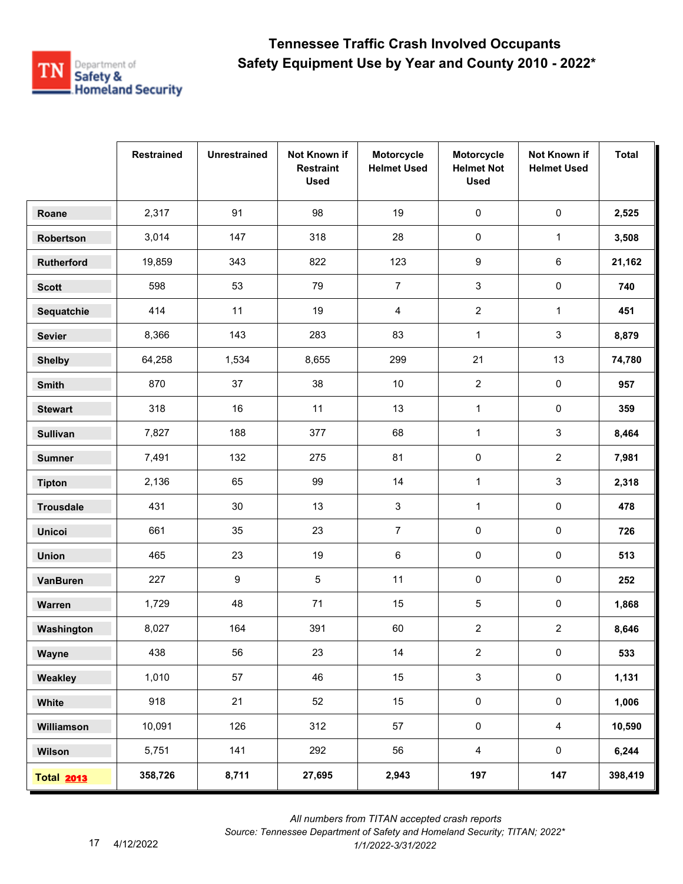# Tennessee Traffic Crash Involved Occupants
## Safety Equipment Use by Year and County 2010 - 2022*

| | Restrained | Unrestrained | Not Known if Restraint Used | Motorcycle Helmet Used | Motorcycle Helmet Not Used | Not Known if Helmet Used | Total |
|---|---|---|---|---|---|---|---|
| Roane | 2,317 | 91 | 98 | 19 | 0 | 0 | **2,525** |
| Robertson | 3,014 | 147 | 318 | 28 | 0 | 1 | **3,508** |
| Rutherford | 19,859 | 343 | 822 | 123 | 9 | 6 | **21,162** |
| Scott | 598 | 53 | 79 | 7 | 3 | 0 | **740** |
| Sequatchie | 414 | 11 | 19 | 4 | 2 | 1 | **451** |
| Sevier | 8,366 | 143 | 283 | 83 | 1 | 3 | **8,879** |
| Shelby | 64,258 | 1,534 | 8,655 | 299 | 21 | 13 | **74,780** |
| Smith | 870 | 37 | 38 | 10 | 2 | 0 | **957** |
| Stewart | 318 | 16 | 11 | 13 | 1 | 0 | **359** |
| Sullivan | 7,827 | 188 | 377 | 68 | 1 | 3 | **8,464** |
| Sumner | 7,491 | 132 | 275 | 81 | 0 | 2 | **7,981** |
| Tipton | 2,136 | 65 | 99 | 14 | 1 | 3 | **2,318** |
| Trousdale | 431 | 30 | 13 | 3 | 1 | 0 | **478** |
| Unicoi | 661 | 35 | 23 | 7 | 0 | 0 | **726** |
| Union | 465 | 23 | 19 | 6 | 0 | 0 | **513** |
| VanBuren | 227 | 9 | 5 | 11 | 0 | 0 | **252** |
| Warren | 1,729 | 48 | 71 | 15 | 5 | 0 | **1,868** |
| Washington | 8,027 | 164 | 391 | 60 | 2 | 2 | **8,646** |
| Wayne | 438 | 56 | 23 | 14 | 2 | 0 | **533** |
| Weakley | 1,010 | 57 | 46 | 15 | 3 | 0 | **1,131** |
| White | 918 | 21 | 52 | 15 | 0 | 0 | **1,006** |
| Williamson | 10,091 | 126 | 312 | 57 | 0 | 4 | **10,590** |
| Wilson | 5,751 | 141 | 292 | 56 | 4 | 0 | **6,244** |
| **Total 2013** | **358,726** | **8,711** | **27,695** | **2,943** | **197** | **147** | **398,419** |

*All numbers from TITAN accepted crash reports*

*Source: Tennessee Department of Safety and Homeland Security; TITAN; 2022**

*1/1/2022-3/31/2022*

4/12/2022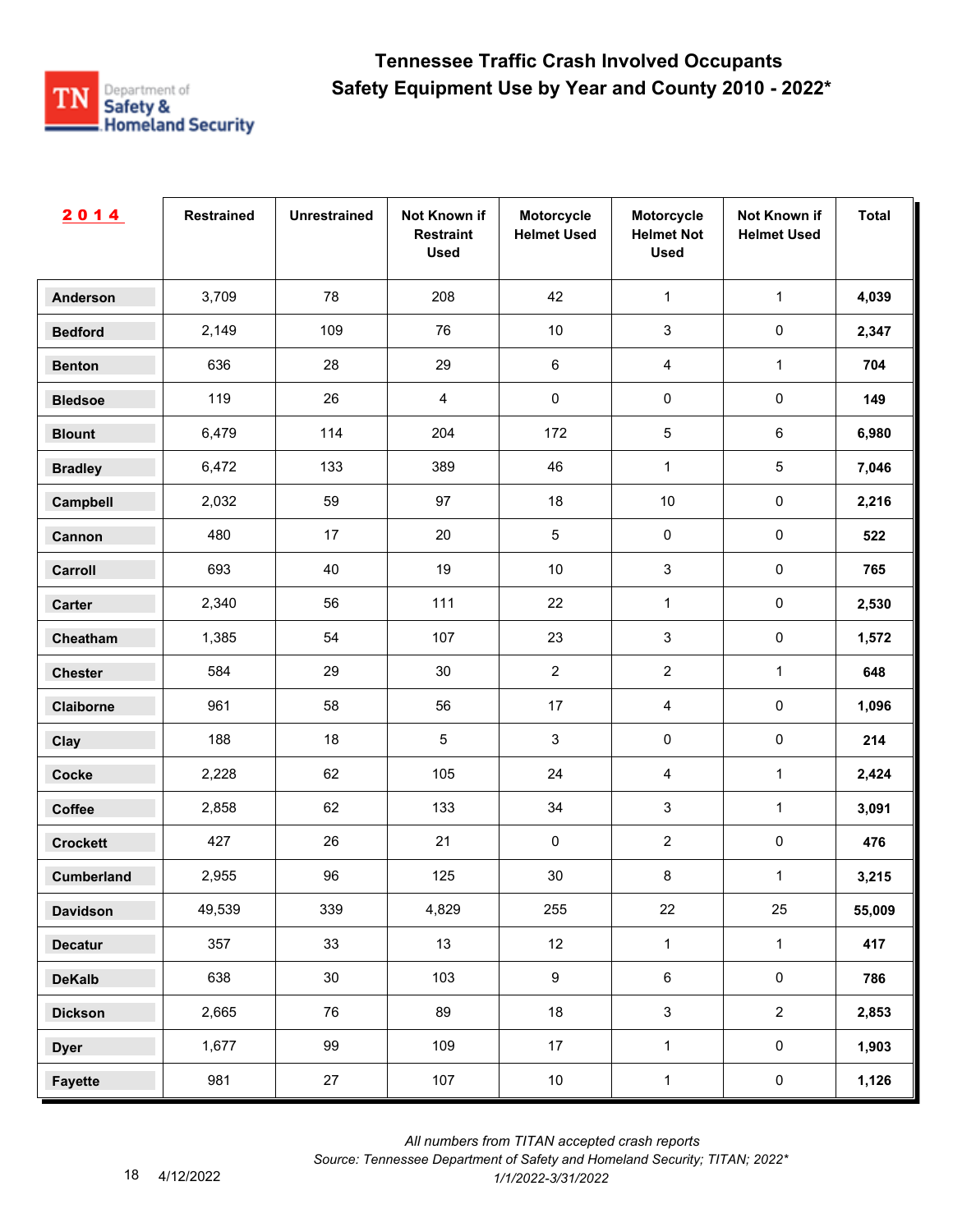# Tennessee Traffic Crash Involved Occupants
## Safety Equipment Use by Year and County 2010 - 2022*

| 2014 | Restrained | Unrestrained | Not Known if Restraint Used | Motorcycle Helmet Used | Motorcycle Helmet Not Used | Not Known if Helmet Used | Total |
|---|---|---|---|---|---|---|---|
| Anderson | 3,709 | 78 | 208 | 42 | 1 | 1 | **4,039** |
| Bedford | 2,149 | 109 | 76 | 10 | 3 | 0 | **2,347** |
| Benton | 636 | 28 | 29 | 6 | 4 | 1 | **704** |
| Bledsoe | 119 | 26 | 4 | 0 | 0 | 0 | **149** |
| Blount | 6,479 | 114 | 204 | 172 | 5 | 6 | **6,980** |
| Bradley | 6,472 | 133 | 389 | 46 | 1 | 5 | **7,046** |
| Campbell | 2,032 | 59 | 97 | 18 | 10 | 0 | **2,216** |
| Cannon | 480 | 17 | 20 | 5 | 0 | 0 | **522** |
| Carroll | 693 | 40 | 19 | 10 | 3 | 0 | **765** |
| Carter | 2,340 | 56 | 111 | 22 | 1 | 0 | **2,530** |
| Cheatham | 1,385 | 54 | 107 | 23 | 3 | 0 | **1,572** |
| Chester | 584 | 29 | 30 | 2 | 2 | 1 | **648** |
| Claiborne | 961 | 58 | 56 | 17 | 4 | 0 | **1,096** |
| Clay | 188 | 18 | 5 | 3 | 0 | 0 | **214** |
| Cocke | 2,228 | 62 | 105 | 24 | 4 | 1 | **2,424** |
| Coffee | 2,858 | 62 | 133 | 34 | 3 | 1 | **3,091** |
| Crockett | 427 | 26 | 21 | 0 | 2 | 0 | **476** |
| Cumberland | 2,955 | 96 | 125 | 30 | 8 | 1 | **3,215** |
| Davidson | 49,539 | 339 | 4,829 | 255 | 22 | 25 | **55,009** |
| Decatur | 357 | 33 | 13 | 12 | 1 | 1 | **417** |
| DeKalb | 638 | 30 | 103 | 9 | 6 | 0 | **786** |
| Dickson | 2,665 | 76 | 89 | 18 | 3 | 2 | **2,853** |
| Dyer | 1,677 | 99 | 109 | 17 | 1 | 0 | **1,903** |
| Fayette | 981 | 27 | 107 | 10 | 1 | 0 | **1,126** |

*All numbers from TITAN accepted crash reports*
*Source: Tennessee Department of Safety and Homeland Security; TITAN; 2022* 1/1/2022-3/31/2022*

4/12/2022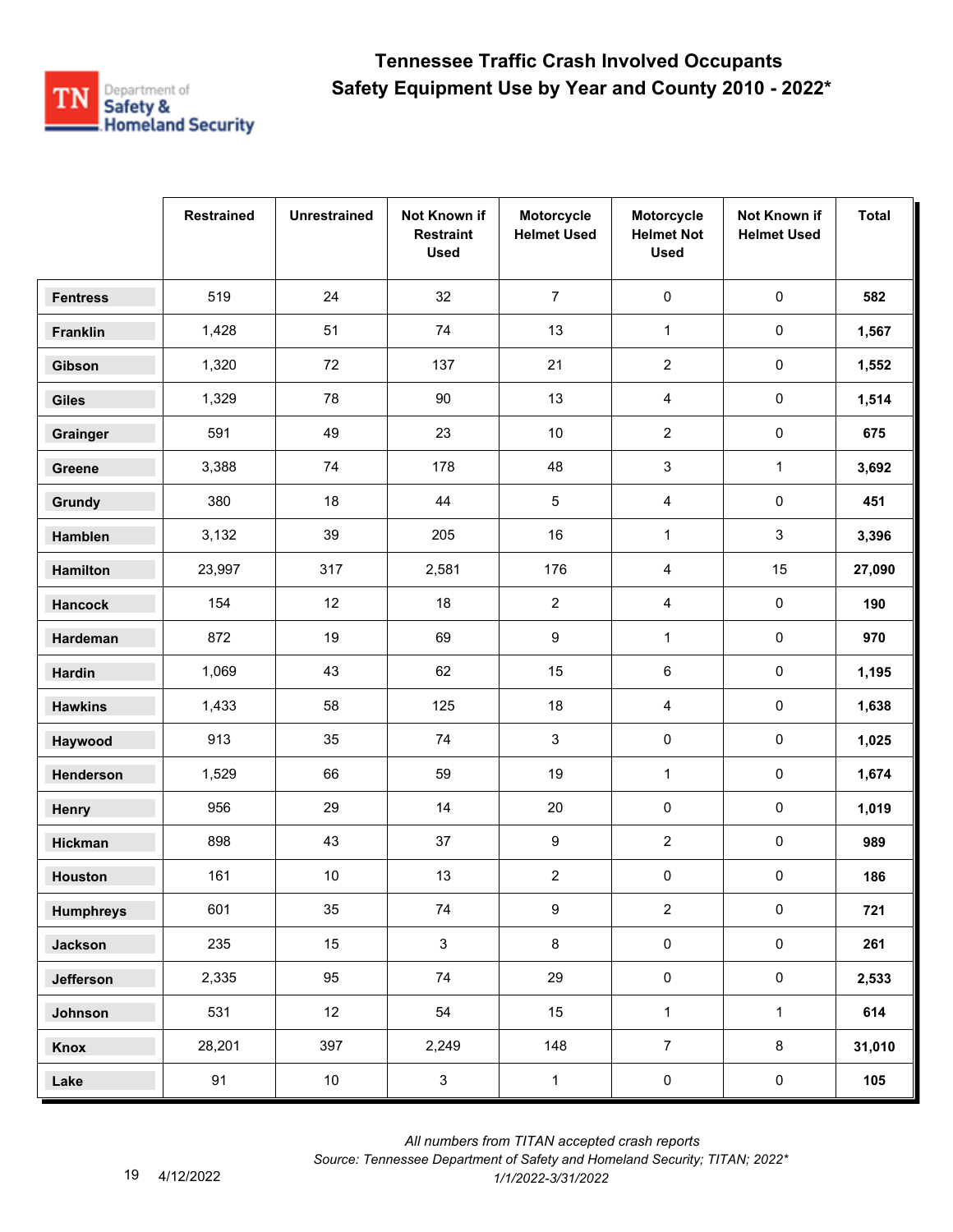# Tennessee Traffic Crash Involved Occupants
## Safety Equipment Use by Year and County 2010 - 2022*

| | Restrained | Unrestrained | Not Known if Restraint Used | Motorcycle Helmet Used | Motorcycle Helmet Not Used | Not Known if Helmet Used | Total |
|---|---|---|---|---|---|---|---|
| **Fentress** | 519 | 24 | 32 | 7 | 0 | 0 | **582** |
| **Franklin** | 1,428 | 51 | 74 | 13 | 1 | 0 | **1,567** |
| **Gibson** | 1,320 | 72 | 137 | 21 | 2 | 0 | **1,552** |
| **Giles** | 1,329 | 78 | 90 | 13 | 4 | 0 | **1,514** |
| **Grainger** | 591 | 49 | 23 | 10 | 2 | 0 | **675** |
| **Greene** | 3,388 | 74 | 178 | 48 | 3 | 1 | **3,692** |
| **Grundy** | 380 | 18 | 44 | 5 | 4 | 0 | **451** |
| **Hamblen** | 3,132 | 39 | 205 | 16 | 1 | 3 | **3,396** |
| **Hamilton** | 23,997 | 317 | 2,581 | 176 | 4 | 15 | **27,090** |
| **Hancock** | 154 | 12 | 18 | 2 | 4 | 0 | **190** |
| **Hardeman** | 872 | 19 | 69 | 9 | 1 | 0 | **970** |
| **Hardin** | 1,069 | 43 | 62 | 15 | 6 | 0 | **1,195** |
| **Hawkins** | 1,433 | 58 | 125 | 18 | 4 | 0 | **1,638** |
| **Haywood** | 913 | 35 | 74 | 3 | 0 | 0 | **1,025** |
| **Henderson** | 1,529 | 66 | 59 | 19 | 1 | 0 | **1,674** |
| **Henry** | 956 | 29 | 14 | 20 | 0 | 0 | **1,019** |
| **Hickman** | 898 | 43 | 37 | 9 | 2 | 0 | **989** |
| **Houston** | 161 | 10 | 13 | 2 | 0 | 0 | **186** |
| **Humphreys** | 601 | 35 | 74 | 9 | 2 | 0 | **721** |
| **Jackson** | 235 | 15 | 3 | 8 | 0 | 0 | **261** |
| **Jefferson** | 2,335 | 95 | 74 | 29 | 0 | 0 | **2,533** |
| **Johnson** | 531 | 12 | 54 | 15 | 1 | 1 | **614** |
| **Knox** | 28,201 | 397 | 2,249 | 148 | 7 | 8 | **31,010** |
| **Lake** | 91 | 10 | 3 | 1 | 0 | 0 | **105** |

*All numbers from TITAN accepted crash reports*

*Source: Tennessee Department of Safety and Homeland Security; TITAN; 2022**

*1/1/2022-3/31/2022*

4/12/2022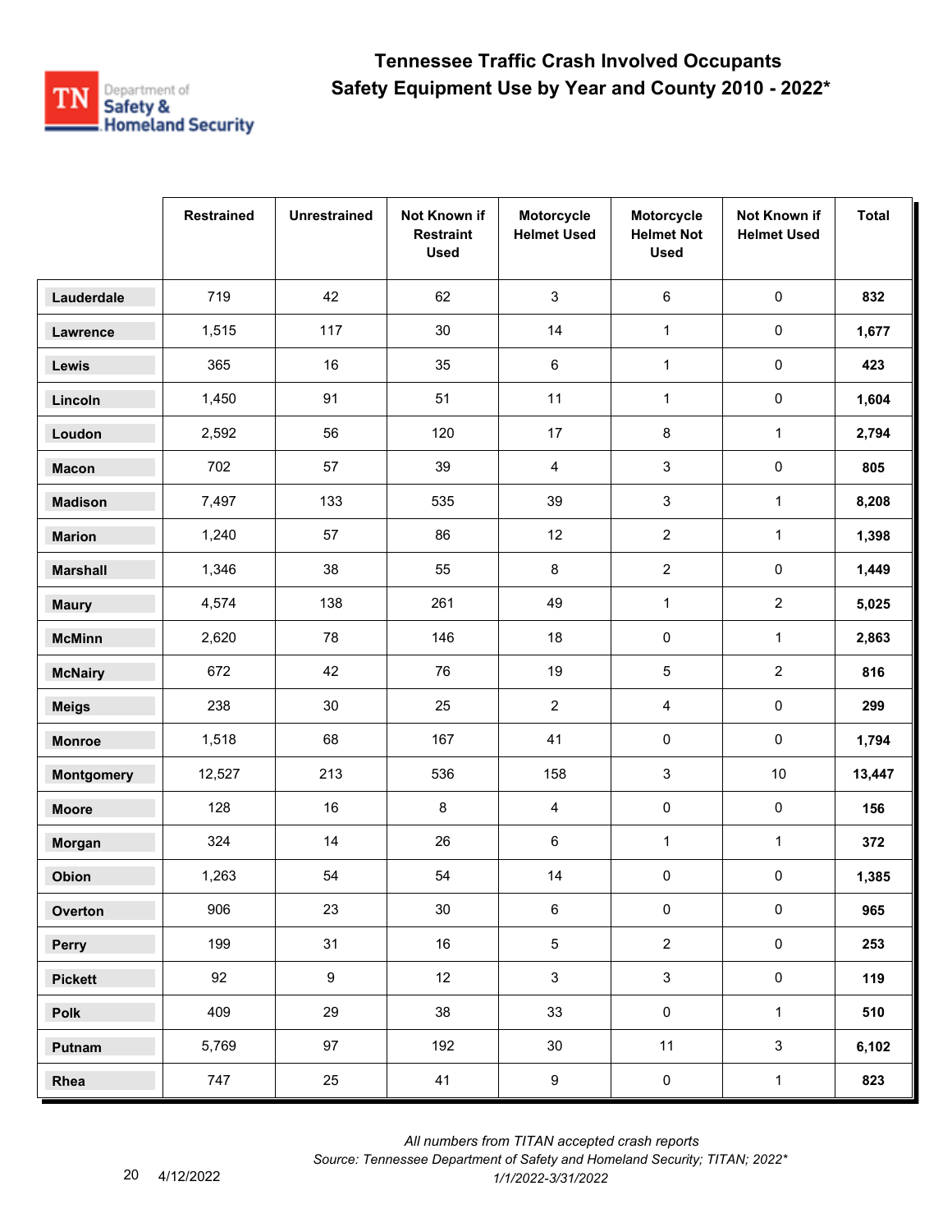# Tennessee Traffic Crash Involved Occupants
## Safety Equipment Use by Year and County 2010 - 2022*

| | Restrained | Unrestrained | Not Known if Restraint Used | Motorcycle Helmet Used | Motorcycle Helmet Not Used | Not Known if Helmet Used | Total |
|---|---|---|---|---|---|---|---|
| Lauderdale | 719 | 42 | 62 | 3 | 6 | 0 | **832** |
| Lawrence | 1,515 | 117 | 30 | 14 | 1 | 0 | **1,677** |
| Lewis | 365 | 16 | 35 | 6 | 1 | 0 | **423** |
| Lincoln | 1,450 | 91 | 51 | 11 | 1 | 0 | **1,604** |
| Loudon | 2,592 | 56 | 120 | 17 | 8 | 1 | **2,794** |
| Macon | 702 | 57 | 39 | 4 | 3 | 0 | **805** |
| Madison | 7,497 | 133 | 535 | 39 | 3 | 1 | **8,208** |
| Marion | 1,240 | 57 | 86 | 12 | 2 | 1 | **1,398** |
| Marshall | 1,346 | 38 | 55 | 8 | 2 | 0 | **1,449** |
| Maury | 4,574 | 138 | 261 | 49 | 1 | 2 | **5,025** |
| McMinn | 2,620 | 78 | 146 | 18 | 0 | 1 | **2,863** |
| McNairy | 672 | 42 | 76 | 19 | 5 | 2 | **816** |
| Meigs | 238 | 30 | 25 | 2 | 4 | 0 | **299** |
| Monroe | 1,518 | 68 | 167 | 41 | 0 | 0 | **1,794** |
| Montgomery | 12,527 | 213 | 536 | 158 | 3 | 10 | **13,447** |
| Moore | 128 | 16 | 8 | 4 | 0 | 0 | **156** |
| Morgan | 324 | 14 | 26 | 6 | 1 | 1 | **372** |
| Obion | 1,263 | 54 | 54 | 14 | 0 | 0 | **1,385** |
| Overton | 906 | 23 | 30 | 6 | 0 | 0 | **965** |
| Perry | 199 | 31 | 16 | 5 | 2 | 0 | **253** |
| Pickett | 92 | 9 | 12 | 3 | 3 | 0 | **119** |
| Polk | 409 | 29 | 38 | 33 | 0 | 1 | **510** |
| Putnam | 5,769 | 97 | 192 | 30 | 11 | 3 | **6,102** |
| Rhea | 747 | 25 | 41 | 9 | 0 | 1 | **823** |

*All numbers from TITAN accepted crash reports*
*Source: Tennessee Department of Safety and Homeland Security; TITAN; 2022**
*1/1/2022-3/31/2022*

4/12/2022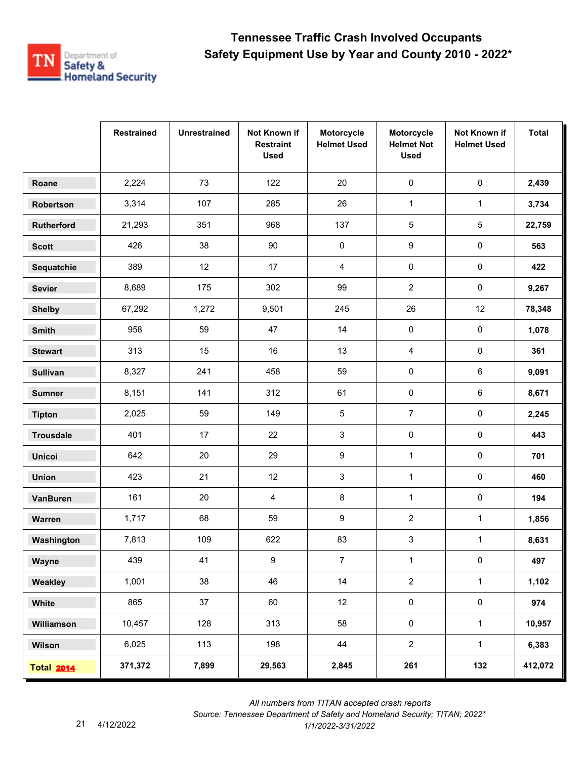# Tennessee Traffic Crash Involved Occupants
## Safety Equipment Use by Year and County 2010 - 2022*

| | Restrained | Unrestrained | Not Known if Restraint Used | Motorcycle Helmet Used | Motorcycle Helmet Not Used | Not Known if Helmet Used | Total |
|---|---|---|---|---|---|---|---|
| **Roane** | 2,224 | 73 | 122 | 20 | 0 | 0 | **2,439** |
| **Robertson** | 3,314 | 107 | 285 | 26 | 1 | 1 | **3,734** |
| **Rutherford** | 21,293 | 351 | 968 | 137 | 5 | 5 | **22,759** |
| **Scott** | 426 | 38 | 90 | 0 | 9 | 0 | **563** |
| **Sequatchie** | 389 | 12 | 17 | 4 | 0 | 0 | **422** |
| **Sevier** | 8,689 | 175 | 302 | 99 | 2 | 0 | **9,267** |
| **Shelby** | 67,292 | 1,272 | 9,501 | 245 | 26 | 12 | **78,348** |
| **Smith** | 958 | 59 | 47 | 14 | 0 | 0 | **1,078** |
| **Stewart** | 313 | 15 | 16 | 13 | 4 | 0 | **361** |
| **Sullivan** | 8,327 | 241 | 458 | 59 | 0 | 6 | **9,091** |
| **Sumner** | 8,151 | 141 | 312 | 61 | 0 | 6 | **8,671** |
| **Tipton** | 2,025 | 59 | 149 | 5 | 7 | 0 | **2,245** |
| **Trousdale** | 401 | 17 | 22 | 3 | 0 | 0 | **443** |
| **Unicoi** | 642 | 20 | 29 | 9 | 1 | 0 | **701** |
| **Union** | 423 | 21 | 12 | 3 | 1 | 0 | **460** |
| **VanBuren** | 161 | 20 | 4 | 8 | 1 | 0 | **194** |
| **Warren** | 1,717 | 68 | 59 | 9 | 2 | 1 | **1,856** |
| **Washington** | 7,813 | 109 | 622 | 83 | 3 | 1 | **8,631** |
| **Wayne** | 439 | 41 | 9 | 7 | 1 | 0 | **497** |
| **Weakley** | 1,001 | 38 | 46 | 14 | 2 | 1 | **1,102** |
| **White** | 865 | 37 | 60 | 12 | 0 | 0 | **974** |
| **Williamson** | 10,457 | 128 | 313 | 58 | 0 | 1 | **10,957** |
| **Wilson** | 6,025 | 113 | 198 | 44 | 2 | 1 | **6,383** |
| **Total 2014** | **371,372** | **7,899** | **29,563** | **2,845** | **261** | **132** | **412,072** |

*All numbers from TITAN accepted crash reports*

*Source: Tennessee Department of Safety and Homeland Security; TITAN; 2022\**

*1/1/2022-3/31/2022*

4/12/2022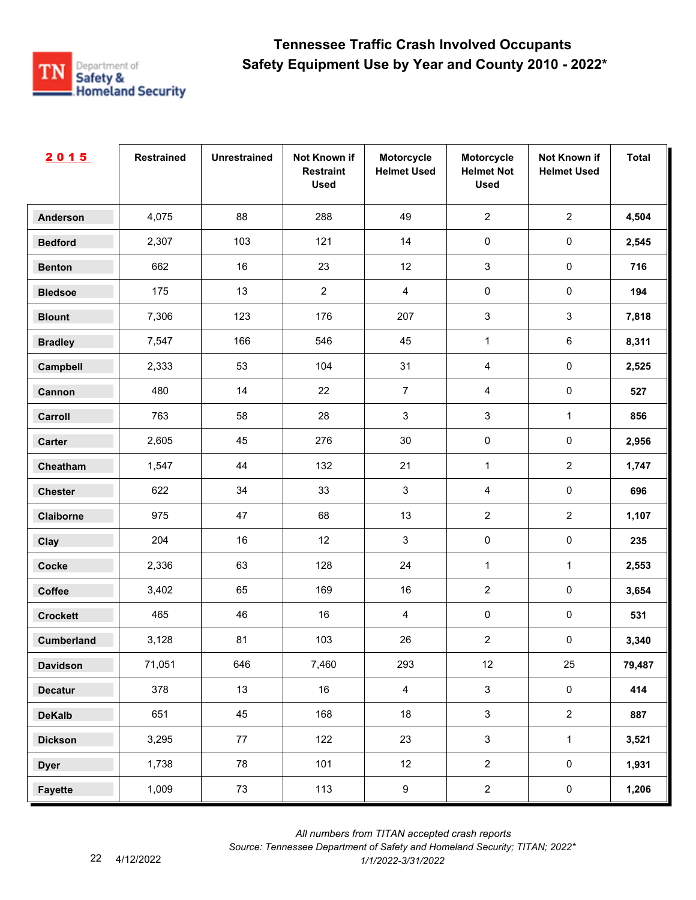# Tennessee Traffic Crash Involved Occupants
## Safety Equipment Use by Year and County 2010 - 2022*

| 2015 | Restrained | Unrestrained | Not Known if Restraint Used | Motorcycle Helmet Used | Motorcycle Helmet Not Used | Not Known if Helmet Used | Total |
|---|---|---|---|---|---|---|---|
| Anderson | 4,075 | 88 | 288 | 49 | 2 | 2 | **4,504** |
| Bedford | 2,307 | 103 | 121 | 14 | 0 | 0 | **2,545** |
| Benton | 662 | 16 | 23 | 12 | 3 | 0 | **716** |
| Bledsoe | 175 | 13 | 2 | 4 | 0 | 0 | **194** |
| Blount | 7,306 | 123 | 176 | 207 | 3 | 3 | **7,818** |
| Bradley | 7,547 | 166 | 546 | 45 | 1 | 6 | **8,311** |
| Campbell | 2,333 | 53 | 104 | 31 | 4 | 0 | **2,525** |
| Cannon | 480 | 14 | 22 | 7 | 4 | 0 | **527** |
| Carroll | 763 | 58 | 28 | 3 | 3 | 1 | **856** |
| Carter | 2,605 | 45 | 276 | 30 | 0 | 0 | **2,956** |
| Cheatham | 1,547 | 44 | 132 | 21 | 1 | 2 | **1,747** |
| Chester | 622 | 34 | 33 | 3 | 4 | 0 | **696** |
| Claiborne | 975 | 47 | 68 | 13 | 2 | 2 | **1,107** |
| Clay | 204 | 16 | 12 | 3 | 0 | 0 | **235** |
| Cocke | 2,336 | 63 | 128 | 24 | 1 | 1 | **2,553** |
| Coffee | 3,402 | 65 | 169 | 16 | 2 | 0 | **3,654** |
| Crockett | 465 | 46 | 16 | 4 | 0 | 0 | **531** |
| Cumberland | 3,128 | 81 | 103 | 26 | 2 | 0 | **3,340** |
| Davidson | 71,051 | 646 | 7,460 | 293 | 12 | 25 | **79,487** |
| Decatur | 378 | 13 | 16 | 4 | 3 | 0 | **414** |
| DeKalb | 651 | 45 | 168 | 18 | 3 | 2 | **887** |
| Dickson | 3,295 | 77 | 122 | 23 | 3 | 1 | **3,521** |
| Dyer | 1,738 | 78 | 101 | 12 | 2 | 0 | **1,931** |
| Fayette | 1,009 | 73 | 113 | 9 | 2 | 0 | **1,206** |

*All numbers from TITAN accepted crash reports*
*Source: Tennessee Department of Safety and Homeland Security; TITAN; 2022\**
*1/1/2022-3/31/2022*

4/12/2022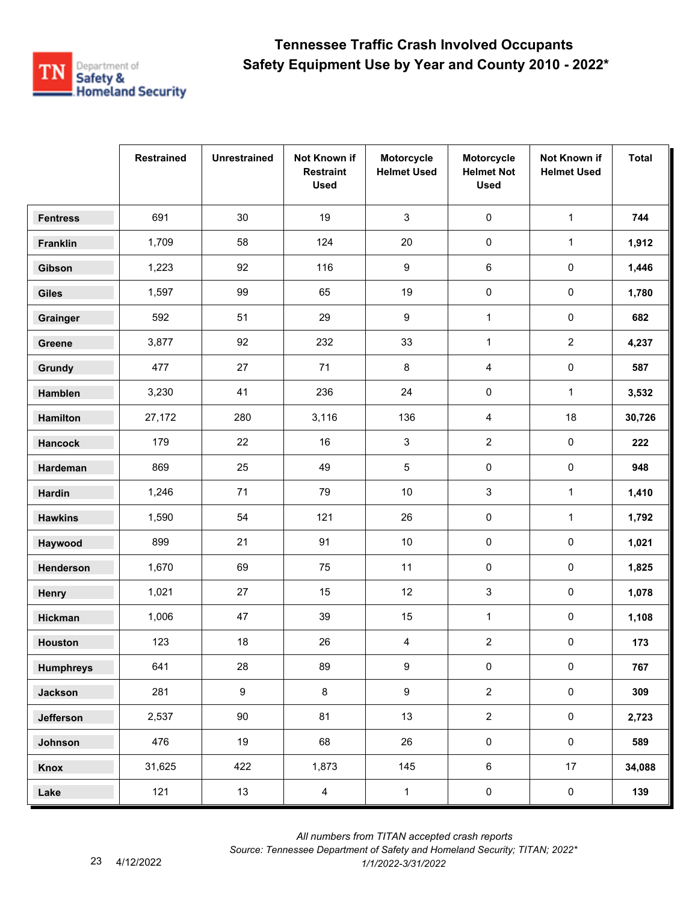# Tennessee Traffic Crash Involved Occupants
## Safety Equipment Use by Year and County 2010 - 2022*

| | Restrained | Unrestrained | Not Known if Restraint Used | Motorcycle Helmet Used | Motorcycle Helmet Not Used | Not Known if Helmet Used | Total |
|---|---|---|---|---|---|---|---|
| **Fentress** | 691 | 30 | 19 | 3 | 0 | 1 | **744** |
| **Franklin** | 1,709 | 58 | 124 | 20 | 0 | 1 | **1,912** |
| **Gibson** | 1,223 | 92 | 116 | 9 | 6 | 0 | **1,446** |
| **Giles** | 1,597 | 99 | 65 | 19 | 0 | 0 | **1,780** |
| **Grainger** | 592 | 51 | 29 | 9 | 1 | 0 | **682** |
| **Greene** | 3,877 | 92 | 232 | 33 | 1 | 2 | **4,237** |
| **Grundy** | 477 | 27 | 71 | 8 | 4 | 0 | **587** |
| **Hamblen** | 3,230 | 41 | 236 | 24 | 0 | 1 | **3,532** |
| **Hamilton** | 27,172 | 280 | 3,116 | 136 | 4 | 18 | **30,726** |
| **Hancock** | 179 | 22 | 16 | 3 | 2 | 0 | **222** |
| **Hardeman** | 869 | 25 | 49 | 5 | 0 | 0 | **948** |
| **Hardin** | 1,246 | 71 | 79 | 10 | 3 | 1 | **1,410** |
| **Hawkins** | 1,590 | 54 | 121 | 26 | 0 | 1 | **1,792** |
| **Haywood** | 899 | 21 | 91 | 10 | 0 | 0 | **1,021** |
| **Henderson** | 1,670 | 69 | 75 | 11 | 0 | 0 | **1,825** |
| **Henry** | 1,021 | 27 | 15 | 12 | 3 | 0 | **1,078** |
| **Hickman** | 1,006 | 47 | 39 | 15 | 1 | 0 | **1,108** |
| **Houston** | 123 | 18 | 26 | 4 | 2 | 0 | **173** |
| **Humphreys** | 641 | 28 | 89 | 9 | 0 | 0 | **767** |
| **Jackson** | 281 | 9 | 8 | 9 | 2 | 0 | **309** |
| **Jefferson** | 2,537 | 90 | 81 | 13 | 2 | 0 | **2,723** |
| **Johnson** | 476 | 19 | 68 | 26 | 0 | 0 | **589** |
| **Knox** | 31,625 | 422 | 1,873 | 145 | 6 | 17 | **34,088** |
| **Lake** | 121 | 13 | 4 | 1 | 0 | 0 | **139** |

*All numbers from TITAN accepted crash reports*
*Source: Tennessee Department of Safety and Homeland Security; TITAN; 2022**
*1/1/2022-3/31/2022*

4/12/2022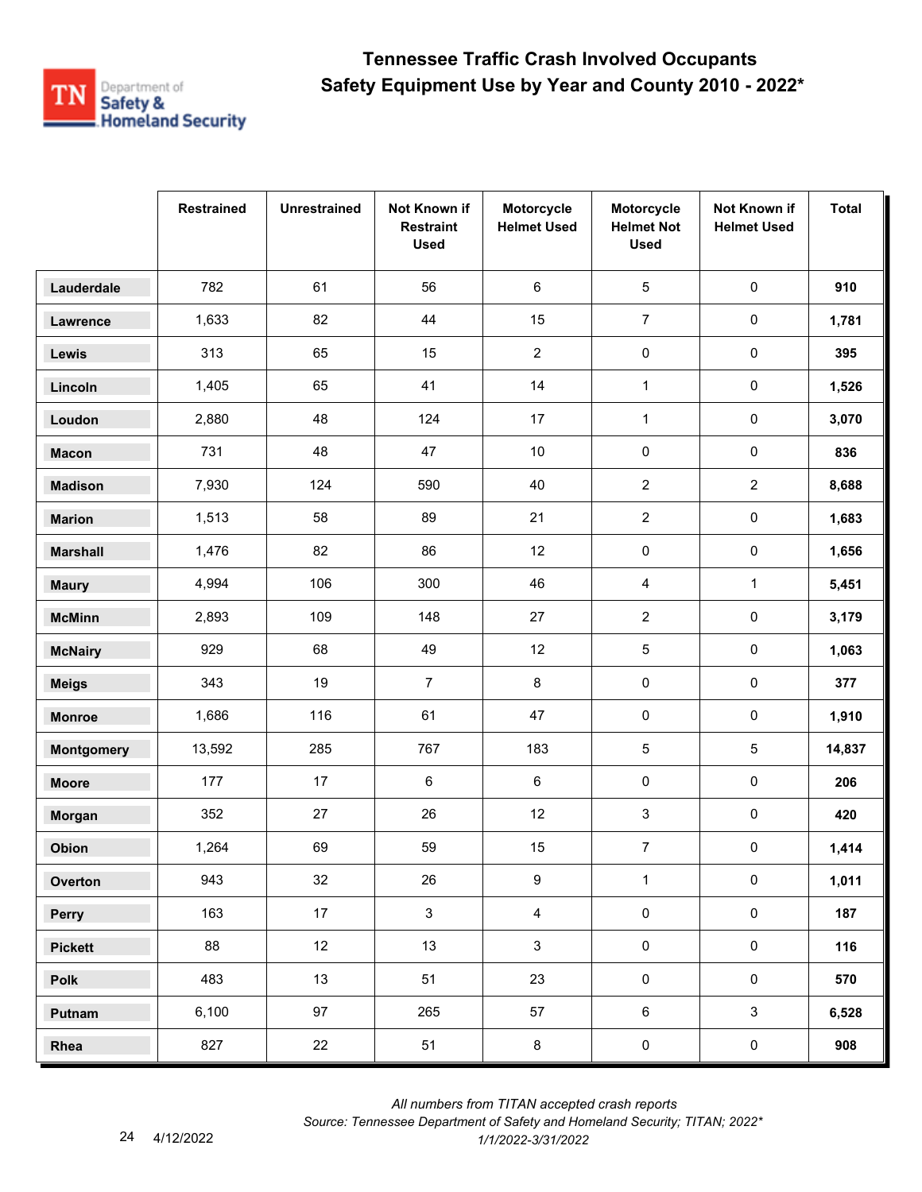# Tennessee Traffic Crash Involved Occupants
## Safety Equipment Use by Year and County 2010 - 2022*

| | Restrained | Unrestrained | Not Known if Restraint Used | Motorcycle Helmet Used | Motorcycle Helmet Not Used | Not Known if Helmet Used | Total |
|---|---|---|---|---|---|---|---|
| **Lauderdale** | 782 | 61 | 56 | 6 | 5 | 0 | **910** |
| **Lawrence** | 1,633 | 82 | 44 | 15 | 7 | 0 | **1,781** |
| **Lewis** | 313 | 65 | 15 | 2 | 0 | 0 | **395** |
| **Lincoln** | 1,405 | 65 | 41 | 14 | 1 | 0 | **1,526** |
| **Loudon** | 2,880 | 48 | 124 | 17 | 1 | 0 | **3,070** |
| **Macon** | 731 | 48 | 47 | 10 | 0 | 0 | **836** |
| **Madison** | 7,930 | 124 | 590 | 40 | 2 | 2 | **8,688** |
| **Marion** | 1,513 | 58 | 89 | 21 | 2 | 0 | **1,683** |
| **Marshall** | 1,476 | 82 | 86 | 12 | 0 | 0 | **1,656** |
| **Maury** | 4,994 | 106 | 300 | 46 | 4 | 1 | **5,451** |
| **McMinn** | 2,893 | 109 | 148 | 27 | 2 | 0 | **3,179** |
| **McNairy** | 929 | 68 | 49 | 12 | 5 | 0 | **1,063** |
| **Meigs** | 343 | 19 | 7 | 8 | 0 | 0 | **377** |
| **Monroe** | 1,686 | 116 | 61 | 47 | 0 | 0 | **1,910** |
| **Montgomery** | 13,592 | 285 | 767 | 183 | 5 | 5 | **14,837** |
| **Moore** | 177 | 17 | 6 | 6 | 0 | 0 | **206** |
| **Morgan** | 352 | 27 | 26 | 12 | 3 | 0 | **420** |
| **Obion** | 1,264 | 69 | 59 | 15 | 7 | 0 | **1,414** |
| **Overton** | 943 | 32 | 26 | 9 | 1 | 0 | **1,011** |
| **Perry** | 163 | 17 | 3 | 4 | 0 | 0 | **187** |
| **Pickett** | 88 | 12 | 13 | 3 | 0 | 0 | **116** |
| **Polk** | 483 | 13 | 51 | 23 | 0 | 0 | **570** |
| **Putnam** | 6,100 | 97 | 265 | 57 | 6 | 3 | **6,528** |
| **Rhea** | 827 | 22 | 51 | 8 | 0 | 0 | **908** |

*All numbers from TITAN accepted crash reports*
*Source: Tennessee Department of Safety and Homeland Security; TITAN; 2022**
*1/1/2022-3/31/2022*

4/12/2022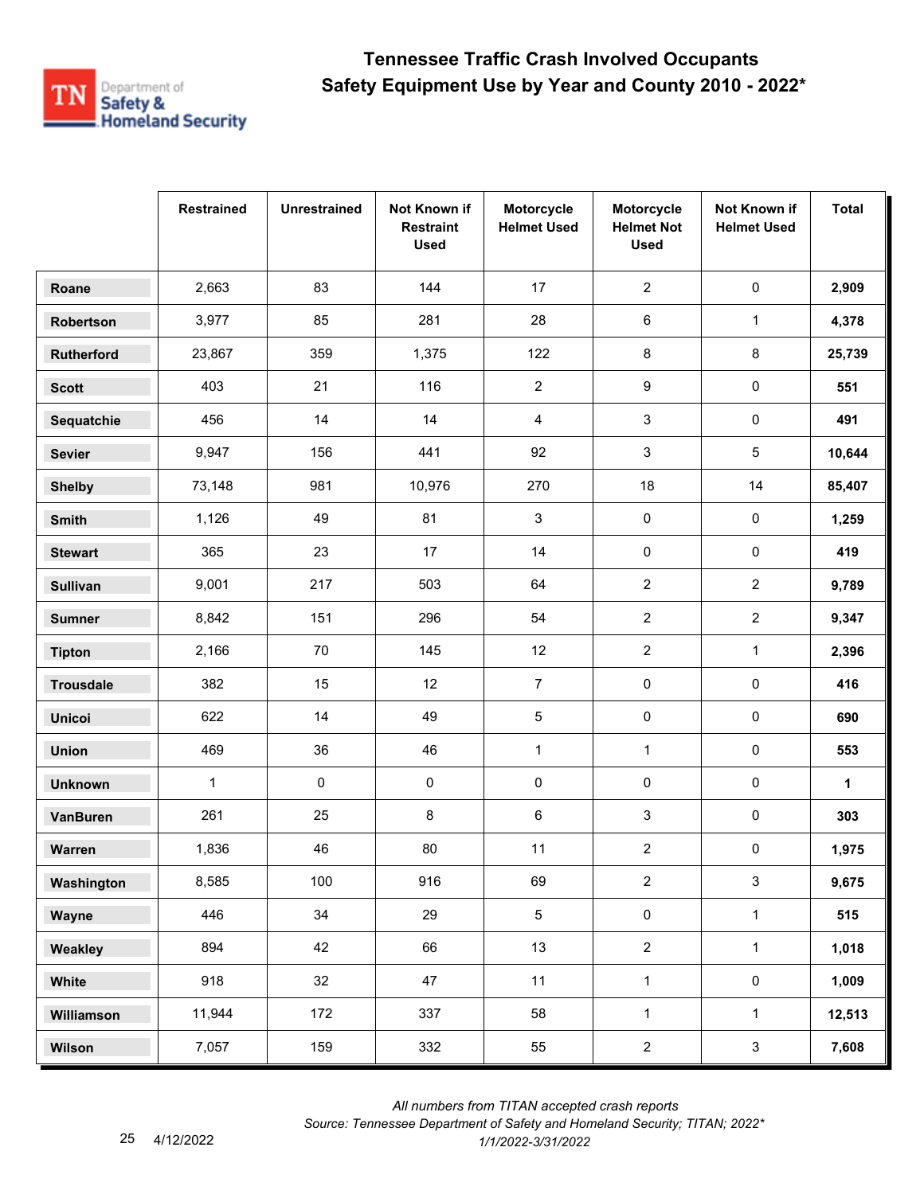# Tennessee Traffic Crash Involved Occupants
## Safety Equipment Use by Year and County 2010 - 2022*

| | Restrained | Unrestrained | Not Known if Restraint Used | Motorcycle Helmet Used | Motorcycle Helmet Not Used | Not Known if Helmet Used | Total |
|---|---|---|---|---|---|---|---|
| **Roane** | 2,663 | 83 | 144 | 17 | 2 | 0 | **2,909** |
| **Robertson** | 3,977 | 85 | 281 | 28 | 6 | 1 | **4,378** |
| **Rutherford** | 23,867 | 359 | 1,375 | 122 | 8 | 8 | **25,739** |
| **Scott** | 403 | 21 | 116 | 2 | 9 | 0 | **551** |
| **Sequatchie** | 456 | 14 | 14 | 4 | 3 | 0 | **491** |
| **Sevier** | 9,947 | 156 | 441 | 92 | 3 | 5 | **10,644** |
| **Shelby** | 73,148 | 981 | 10,976 | 270 | 18 | 14 | **85,407** |
| **Smith** | 1,126 | 49 | 81 | 3 | 0 | 0 | **1,259** |
| **Stewart** | 365 | 23 | 17 | 14 | 0 | 0 | **419** |
| **Sullivan** | 9,001 | 217 | 503 | 64 | 2 | 2 | **9,789** |
| **Sumner** | 8,842 | 151 | 296 | 54 | 2 | 2 | **9,347** |
| **Tipton** | 2,166 | 70 | 145 | 12 | 2 | 1 | **2,396** |
| **Trousdale** | 382 | 15 | 12 | 7 | 0 | 0 | **416** |
| **Unicoi** | 622 | 14 | 49 | 5 | 0 | 0 | **690** |
| **Union** | 469 | 36 | 46 | 1 | 1 | 0 | **553** |
| **Unknown** | 1 | 0 | 0 | 0 | 0 | 0 | **1** |
| **VanBuren** | 261 | 25 | 8 | 6 | 3 | 0 | **303** |
| **Warren** | 1,836 | 46 | 80 | 11 | 2 | 0 | **1,975** |
| **Washington** | 8,585 | 100 | 916 | 69 | 2 | 3 | **9,675** |
| **Wayne** | 446 | 34 | 29 | 5 | 0 | 1 | **515** |
| **Weakley** | 894 | 42 | 66 | 13 | 2 | 1 | **1,018** |
| **White** | 918 | 32 | 47 | 11 | 1 | 0 | **1,009** |
| **Williamson** | 11,944 | 172 | 337 | 58 | 1 | 1 | **12,513** |
| **Wilson** | 7,057 | 159 | 332 | 55 | 2 | 3 | **7,608** |

*All numbers from TITAN accepted crash reports*
*Source: Tennessee Department of Safety and Homeland Security; TITAN; 2022**
*1/1/2022-3/31/2022*

4/12/2022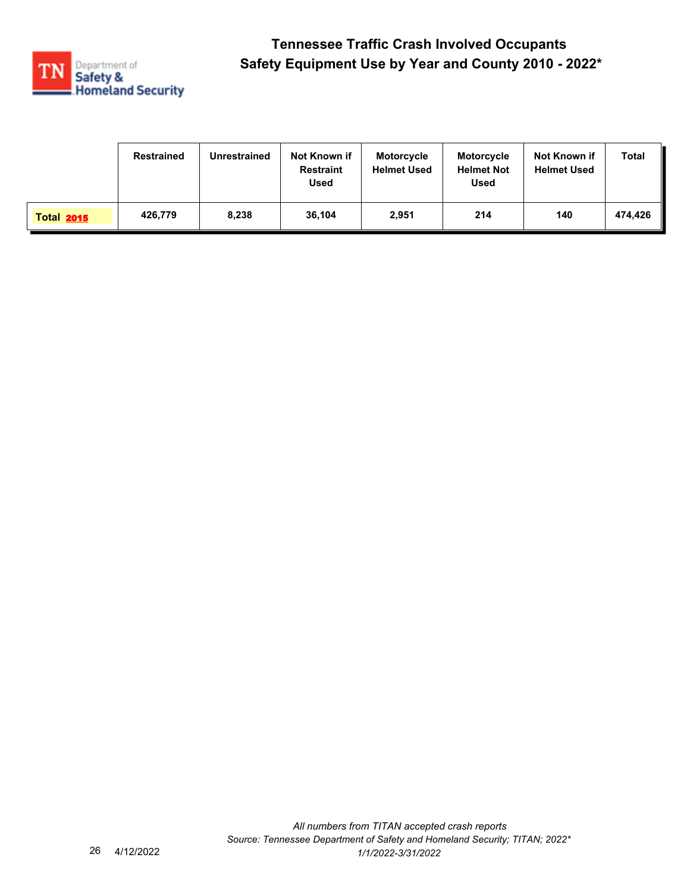# Tennessee Traffic Crash Involved Occupants
## Safety Equipment Use by Year and County 2010 - 2022*

| | Restrained | Unrestrained | Not Known if Restraint Used | Motorcycle Helmet Used | Motorcycle Helmet Not Used | Not Known if Helmet Used | Total |
|---|---|---|---|---|---|---|---|
| **Total 2015** | 426,779 | 8,238 | 36,104 | 2,951 | 214 | 140 | 474,426 |

*All numbers from TITAN accepted crash reports*
*Source: Tennessee Department of Safety and Homeland Security; TITAN; 2022**
*1/1/2022-3/31/2022*

4/12/2022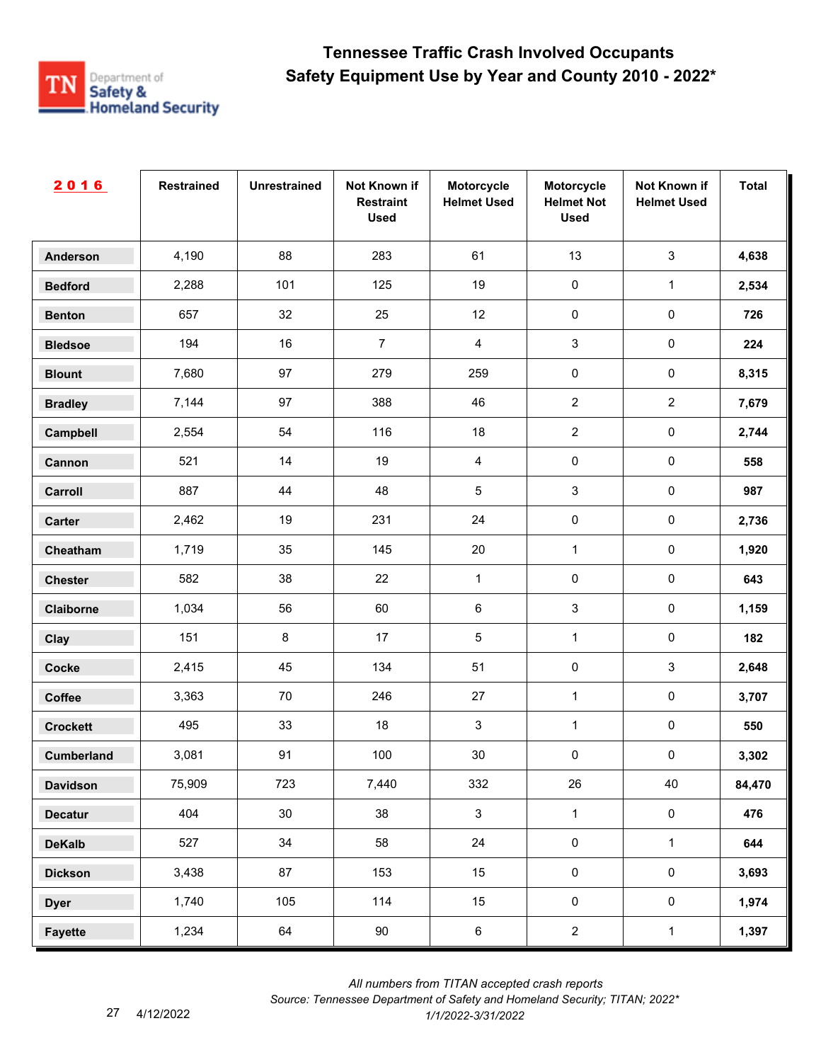# Tennessee Traffic Crash Involved Occupants
## Safety Equipment Use by Year and County 2010 - 2022*

| 2016 | Restrained | Unrestrained | Not Known if Restraint Used | Motorcycle Helmet Used | Motorcycle Helmet Not Used | Not Known if Helmet Used | Total |
|---|---|---|---|---|---|---|---|
| **Anderson** | 4,190 | 88 | 283 | 61 | 13 | 3 | **4,638** |
| **Bedford** | 2,288 | 101 | 125 | 19 | 0 | 1 | **2,534** |
| **Benton** | 657 | 32 | 25 | 12 | 0 | 0 | **726** |
| **Bledsoe** | 194 | 16 | 7 | 4 | 3 | 0 | **224** |
| **Blount** | 7,680 | 97 | 279 | 259 | 0 | 0 | **8,315** |
| **Bradley** | 7,144 | 97 | 388 | 46 | 2 | 2 | **7,679** |
| **Campbell** | 2,554 | 54 | 116 | 18 | 2 | 0 | **2,744** |
| **Cannon** | 521 | 14 | 19 | 4 | 0 | 0 | **558** |
| **Carroll** | 887 | 44 | 48 | 5 | 3 | 0 | **987** |
| **Carter** | 2,462 | 19 | 231 | 24 | 0 | 0 | **2,736** |
| **Cheatham** | 1,719 | 35 | 145 | 20 | 1 | 0 | **1,920** |
| **Chester** | 582 | 38 | 22 | 1 | 0 | 0 | **643** |
| **Claiborne** | 1,034 | 56 | 60 | 6 | 3 | 0 | **1,159** |
| **Clay** | 151 | 8 | 17 | 5 | 1 | 0 | **182** |
| **Cocke** | 2,415 | 45 | 134 | 51 | 0 | 3 | **2,648** |
| **Coffee** | 3,363 | 70 | 246 | 27 | 1 | 0 | **3,707** |
| **Crockett** | 495 | 33 | 18 | 3 | 1 | 0 | **550** |
| **Cumberland** | 3,081 | 91 | 100 | 30 | 0 | 0 | **3,302** |
| **Davidson** | 75,909 | 723 | 7,440 | 332 | 26 | 40 | **84,470** |
| **Decatur** | 404 | 30 | 38 | 3 | 1 | 0 | **476** |
| **DeKalb** | 527 | 34 | 58 | 24 | 0 | 1 | **644** |
| **Dickson** | 3,438 | 87 | 153 | 15 | 0 | 0 | **3,693** |
| **Dyer** | 1,740 | 105 | 114 | 15 | 0 | 0 | **1,974** |
| **Fayette** | 1,234 | 64 | 90 | 6 | 2 | 1 | **1,397** |

*All numbers from TITAN accepted crash reports*
*Source: Tennessee Department of Safety and Homeland Security; TITAN; 2022**
*1/1/2022-3/31/2022*

4/12/2022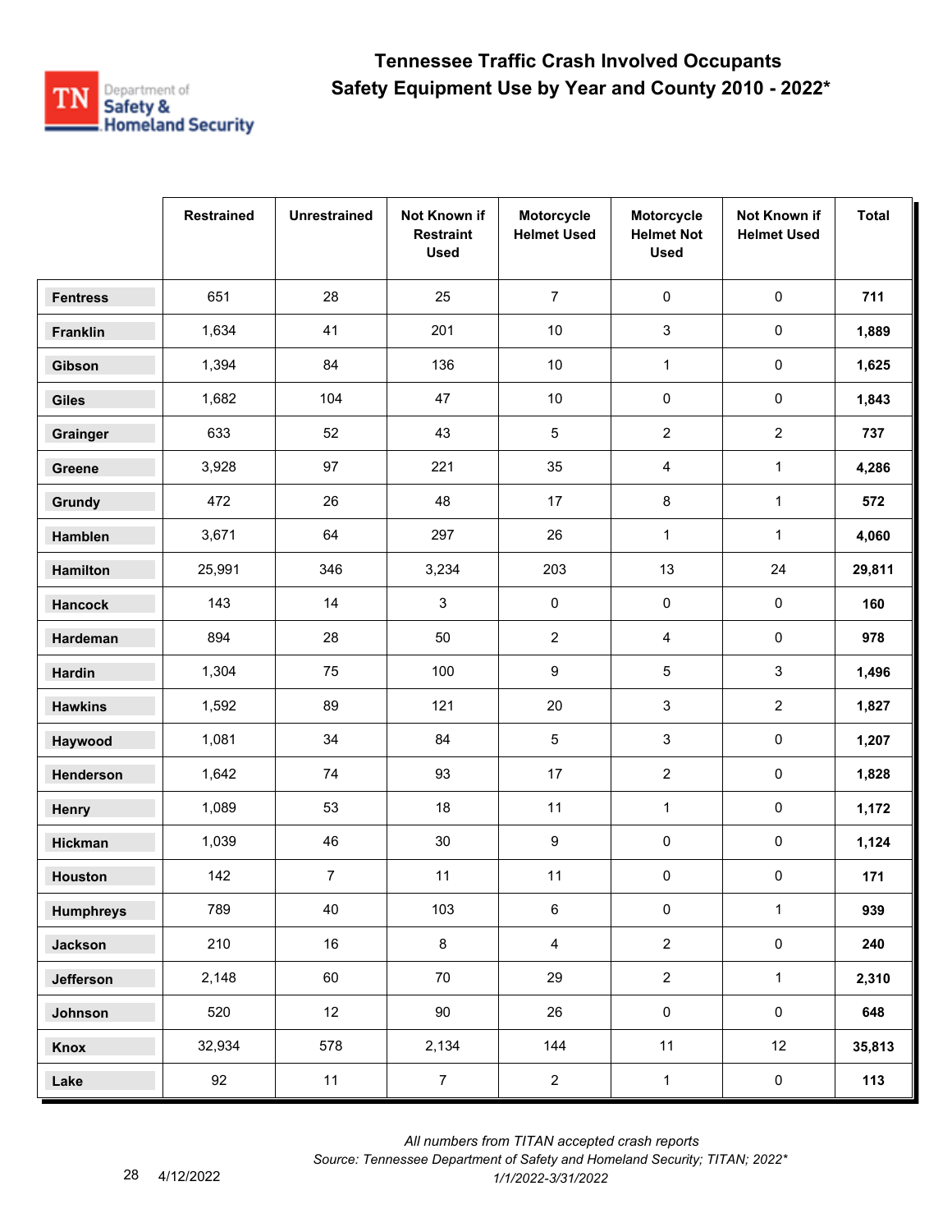# Tennessee Traffic Crash Involved Occupants
## Safety Equipment Use by Year and County 2010 - 2022*

| | Restrained | Unrestrained | Not Known if Restraint Used | Motorcycle Helmet Used | Motorcycle Helmet Not Used | Not Known if Helmet Used | Total |
|---|---|---|---|---|---|---|---|
| **Fentress** | 651 | 28 | 25 | 7 | 0 | 0 | **711** |
| **Franklin** | 1,634 | 41 | 201 | 10 | 3 | 0 | **1,889** |
| **Gibson** | 1,394 | 84 | 136 | 10 | 1 | 0 | **1,625** |
| **Giles** | 1,682 | 104 | 47 | 10 | 0 | 0 | **1,843** |
| **Grainger** | 633 | 52 | 43 | 5 | 2 | 2 | **737** |
| **Greene** | 3,928 | 97 | 221 | 35 | 4 | 1 | **4,286** |
| **Grundy** | 472 | 26 | 48 | 17 | 8 | 1 | **572** |
| **Hamblen** | 3,671 | 64 | 297 | 26 | 1 | 1 | **4,060** |
| **Hamilton** | 25,991 | 346 | 3,234 | 203 | 13 | 24 | **29,811** |
| **Hancock** | 143 | 14 | 3 | 0 | 0 | 0 | **160** |
| **Hardeman** | 894 | 28 | 50 | 2 | 4 | 0 | **978** |
| **Hardin** | 1,304 | 75 | 100 | 9 | 5 | 3 | **1,496** |
| **Hawkins** | 1,592 | 89 | 121 | 20 | 3 | 2 | **1,827** |
| **Haywood** | 1,081 | 34 | 84 | 5 | 3 | 0 | **1,207** |
| **Henderson** | 1,642 | 74 | 93 | 17 | 2 | 0 | **1,828** |
| **Henry** | 1,089 | 53 | 18 | 11 | 1 | 0 | **1,172** |
| **Hickman** | 1,039 | 46 | 30 | 9 | 0 | 0 | **1,124** |
| **Houston** | 142 | 7 | 11 | 11 | 0 | 0 | **171** |
| **Humphreys** | 789 | 40 | 103 | 6 | 0 | 1 | **939** |
| **Jackson** | 210 | 16 | 8 | 4 | 2 | 0 | **240** |
| **Jefferson** | 2,148 | 60 | 70 | 29 | 2 | 1 | **2,310** |
| **Johnson** | 520 | 12 | 90 | 26 | 0 | 0 | **648** |
| **Knox** | 32,934 | 578 | 2,134 | 144 | 11 | 12 | **35,813** |
| **Lake** | 92 | 11 | 7 | 2 | 1 | 0 | **113** |

*All numbers from TITAN accepted crash reports*
*Source: Tennessee Department of Safety and Homeland Security; TITAN; 2022**
*1/1/2022-3/31/2022*

4/12/2022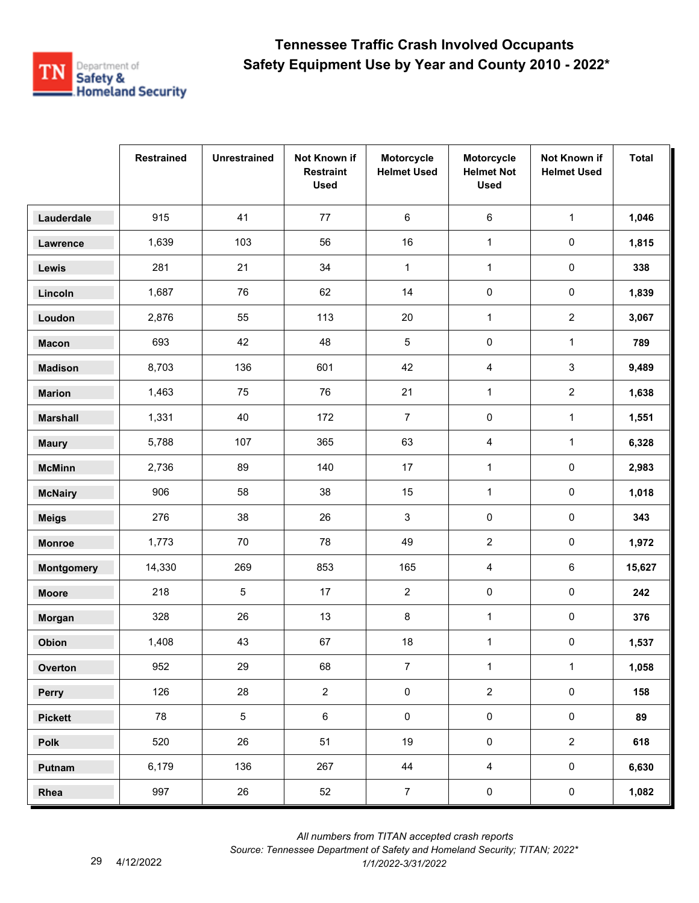# Tennessee Traffic Crash Involved Occupants
## Safety Equipment Use by Year and County 2010 - 2022*

| | Restrained | Unrestrained | Not Known if Restraint Used | Motorcycle Helmet Used | Motorcycle Helmet Not Used | Not Known if Helmet Used | Total |
|---|---|---|---|---|---|---|---|
| Lauderdale | 915 | 41 | 77 | 6 | 6 | 1 | **1,046** |
| Lawrence | 1,639 | 103 | 56 | 16 | 1 | 0 | **1,815** |
| Lewis | 281 | 21 | 34 | 1 | 1 | 0 | **338** |
| Lincoln | 1,687 | 76 | 62 | 14 | 0 | 0 | **1,839** |
| Loudon | 2,876 | 55 | 113 | 20 | 1 | 2 | **3,067** |
| Macon | 693 | 42 | 48 | 5 | 0 | 1 | **789** |
| Madison | 8,703 | 136 | 601 | 42 | 4 | 3 | **9,489** |
| Marion | 1,463 | 75 | 76 | 21 | 1 | 2 | **1,638** |
| Marshall | 1,331 | 40 | 172 | 7 | 0 | 1 | **1,551** |
| Maury | 5,788 | 107 | 365 | 63 | 4 | 1 | **6,328** |
| McMinn | 2,736 | 89 | 140 | 17 | 1 | 0 | **2,983** |
| McNairy | 906 | 58 | 38 | 15 | 1 | 0 | **1,018** |
| Meigs | 276 | 38 | 26 | 3 | 0 | 0 | **343** |
| Monroe | 1,773 | 70 | 78 | 49 | 2 | 0 | **1,972** |
| Montgomery | 14,330 | 269 | 853 | 165 | 4 | 6 | **15,627** |
| Moore | 218 | 5 | 17 | 2 | 0 | 0 | **242** |
| Morgan | 328 | 26 | 13 | 8 | 1 | 0 | **376** |
| Obion | 1,408 | 43 | 67 | 18 | 1 | 0 | **1,537** |
| Overton | 952 | 29 | 68 | 7 | 1 | 1 | **1,058** |
| Perry | 126 | 28 | 2 | 0 | 2 | 0 | **158** |
| Pickett | 78 | 5 | 6 | 0 | 0 | 0 | **89** |
| Polk | 520 | 26 | 51 | 19 | 0 | 2 | **618** |
| Putnam | 6,179 | 136 | 267 | 44 | 4 | 0 | **6,630** |
| Rhea | 997 | 26 | 52 | 7 | 0 | 0 | **1,082** |

*All numbers from TITAN accepted crash reports*

*Source: Tennessee Department of Safety and Homeland Security; TITAN; 2022\**

*1/1/2022-3/31/2022*

4/12/2022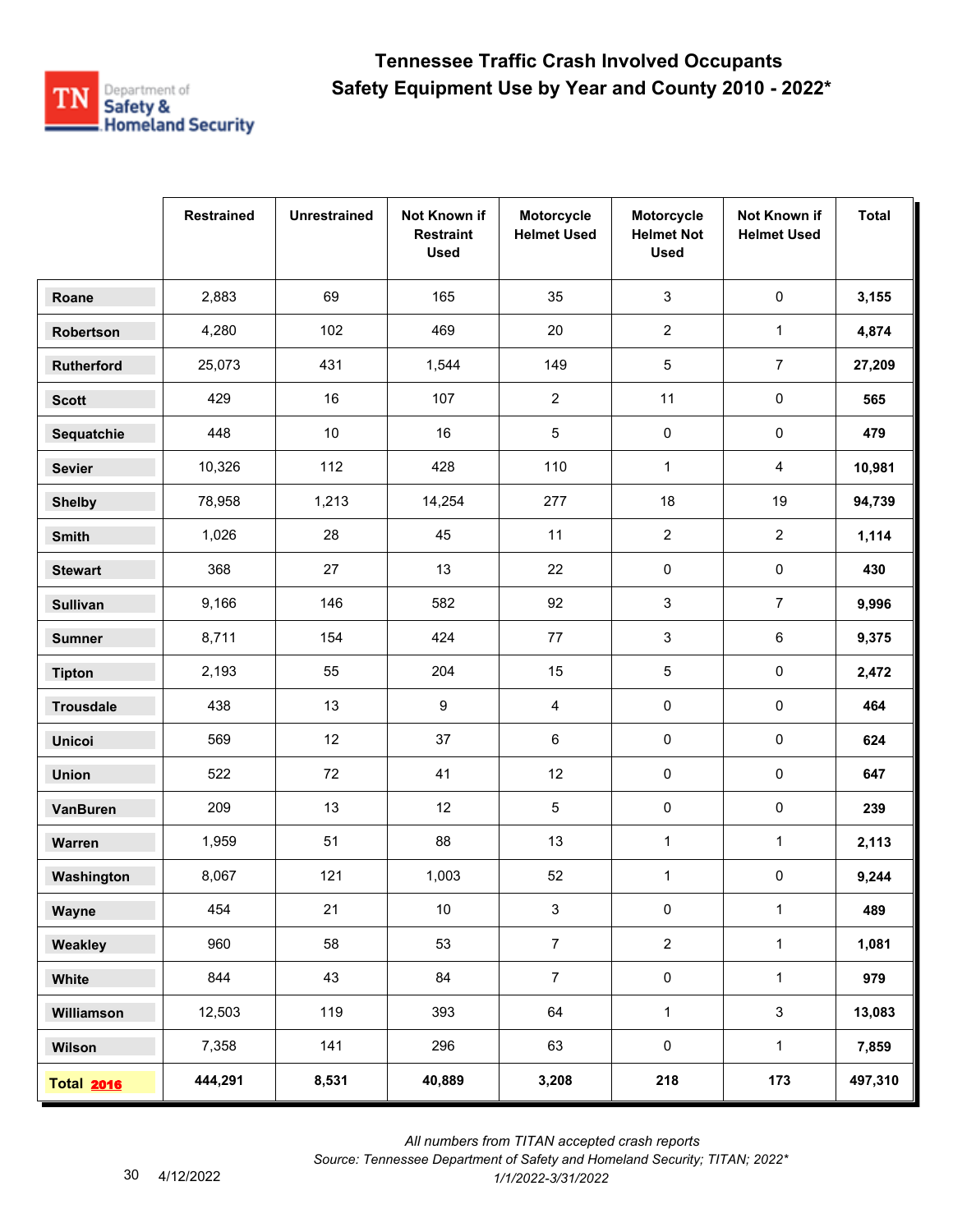# Tennessee Traffic Crash Involved Occupants
## Safety Equipment Use by Year and County 2010 - 2022*

| | Restrained | Unrestrained | Not Known if Restraint Used | Motorcycle Helmet Used | Motorcycle Helmet Not Used | Not Known if Helmet Used | Total |
|---|---|---|---|---|---|---|---|
| Roane | 2,883 | 69 | 165 | 35 | 3 | 0 | **3,155** |
| Robertson | 4,280 | 102 | 469 | 20 | 2 | 1 | **4,874** |
| Rutherford | 25,073 | 431 | 1,544 | 149 | 5 | 7 | **27,209** |
| Scott | 429 | 16 | 107 | 2 | 11 | 0 | **565** |
| Sequatchie | 448 | 10 | 16 | 5 | 0 | 0 | **479** |
| Sevier | 10,326 | 112 | 428 | 110 | 1 | 4 | **10,981** |
| Shelby | 78,958 | 1,213 | 14,254 | 277 | 18 | 19 | **94,739** |
| Smith | 1,026 | 28 | 45 | 11 | 2 | 2 | **1,114** |
| Stewart | 368 | 27 | 13 | 22 | 0 | 0 | **430** |
| Sullivan | 9,166 | 146 | 582 | 92 | 3 | 7 | **9,996** |
| Sumner | 8,711 | 154 | 424 | 77 | 3 | 6 | **9,375** |
| Tipton | 2,193 | 55 | 204 | 15 | 5 | 0 | **2,472** |
| Trousdale | 438 | 13 | 9 | 4 | 0 | 0 | **464** |
| Unicoi | 569 | 12 | 37 | 6 | 0 | 0 | **624** |
| Union | 522 | 72 | 41 | 12 | 0 | 0 | **647** |
| VanBuren | 209 | 13 | 12 | 5 | 0 | 0 | **239** |
| Warren | 1,959 | 51 | 88 | 13 | 1 | 1 | **2,113** |
| Washington | 8,067 | 121 | 1,003 | 52 | 1 | 0 | **9,244** |
| Wayne | 454 | 21 | 10 | 3 | 0 | 1 | **489** |
| Weakley | 960 | 58 | 53 | 7 | 2 | 1 | **1,081** |
| White | 844 | 43 | 84 | 7 | 0 | 1 | **979** |
| Williamson | 12,503 | 119 | 393 | 64 | 1 | 3 | **13,083** |
| Wilson | 7,358 | 141 | 296 | 63 | 0 | 1 | **7,859** |
| **Total 2016** | **444,291** | **8,531** | **40,889** | **3,208** | **218** | **173** | **497,310** |

*All numbers from TITAN accepted crash reports*
*Source: Tennessee Department of Safety and Homeland Security; TITAN; 2022**
*1/1/2022-3/31/2022*

4/12/2022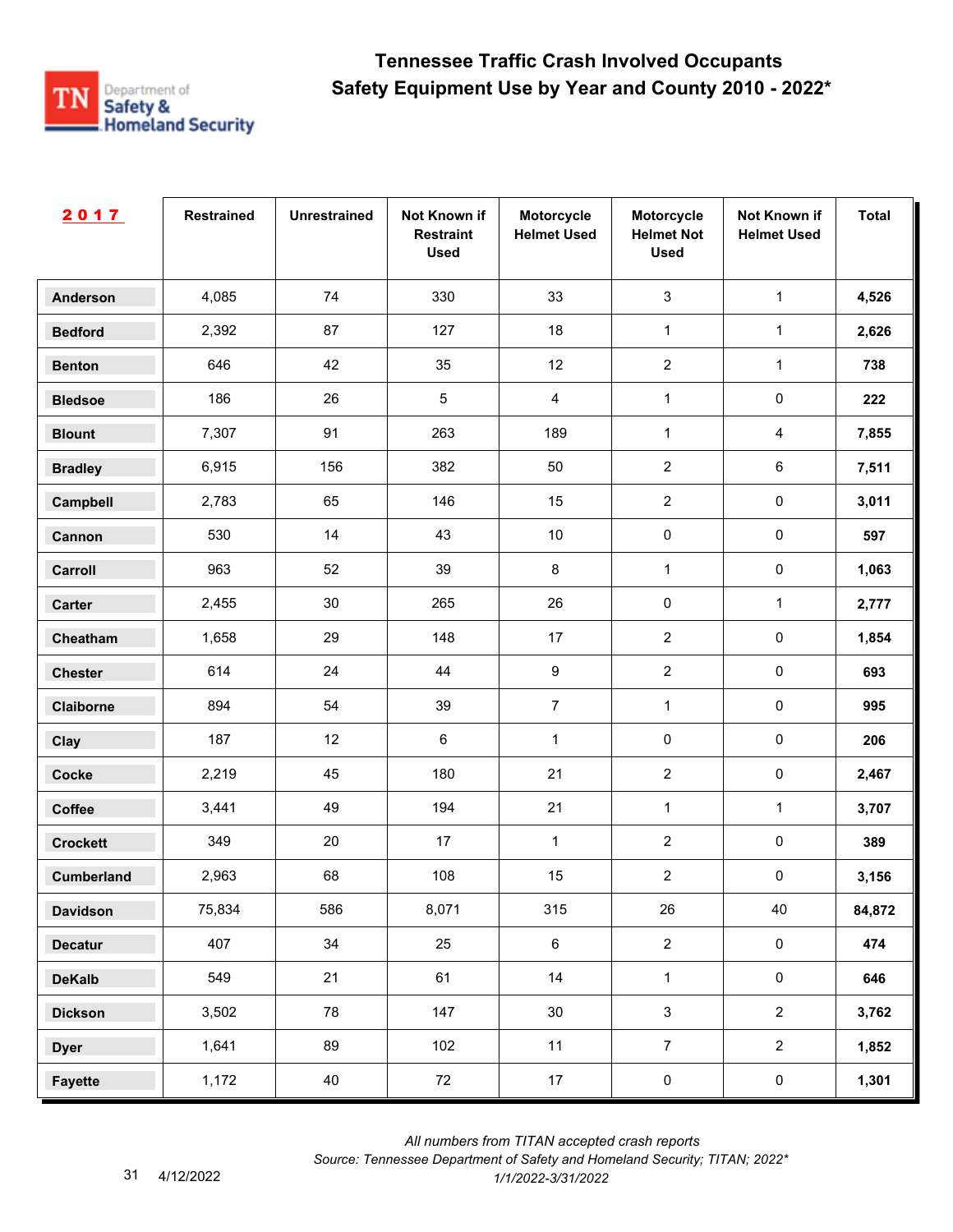# Tennessee Traffic Crash Involved Occupants
## Safety Equipment Use by Year and County 2010 - 2022*

| 2017 | Restrained | Unrestrained | Not Known if Restraint Used | Motorcycle Helmet Used | Motorcycle Helmet Not Used | Not Known if Helmet Used | Total |
|---|---|---|---|---|---|---|---|
| **Anderson** | 4,085 | 74 | 330 | 33 | 3 | 1 | **4,526** |
| **Bedford** | 2,392 | 87 | 127 | 18 | 1 | 1 | **2,626** |
| **Benton** | 646 | 42 | 35 | 12 | 2 | 1 | **738** |
| **Bledsoe** | 186 | 26 | 5 | 4 | 1 | 0 | **222** |
| **Blount** | 7,307 | 91 | 263 | 189 | 1 | 4 | **7,855** |
| **Bradley** | 6,915 | 156 | 382 | 50 | 2 | 6 | **7,511** |
| **Campbell** | 2,783 | 65 | 146 | 15 | 2 | 0 | **3,011** |
| **Cannon** | 530 | 14 | 43 | 10 | 0 | 0 | **597** |
| **Carroll** | 963 | 52 | 39 | 8 | 1 | 0 | **1,063** |
| **Carter** | 2,455 | 30 | 265 | 26 | 0 | 1 | **2,777** |
| **Cheatham** | 1,658 | 29 | 148 | 17 | 2 | 0 | **1,854** |
| **Chester** | 614 | 24 | 44 | 9 | 2 | 0 | **693** |
| **Claiborne** | 894 | 54 | 39 | 7 | 1 | 0 | **995** |
| **Clay** | 187 | 12 | 6 | 1 | 0 | 0 | **206** |
| **Cocke** | 2,219 | 45 | 180 | 21 | 2 | 0 | **2,467** |
| **Coffee** | 3,441 | 49 | 194 | 21 | 1 | 1 | **3,707** |
| **Crockett** | 349 | 20 | 17 | 1 | 2 | 0 | **389** |
| **Cumberland** | 2,963 | 68 | 108 | 15 | 2 | 0 | **3,156** |
| **Davidson** | 75,834 | 586 | 8,071 | 315 | 26 | 40 | **84,872** |
| **Decatur** | 407 | 34 | 25 | 6 | 2 | 0 | **474** |
| **DeKalb** | 549 | 21 | 61 | 14 | 1 | 0 | **646** |
| **Dickson** | 3,502 | 78 | 147 | 30 | 3 | 2 | **3,762** |
| **Dyer** | 1,641 | 89 | 102 | 11 | 7 | 2 | **1,852** |
| **Fayette** | 1,172 | 40 | 72 | 17 | 0 | 0 | **1,301** |

*All numbers from TITAN accepted crash reports*

*Source: Tennessee Department of Safety and Homeland Security; TITAN; 2022**

*1/1/2022-3/31/2022*

4/12/2022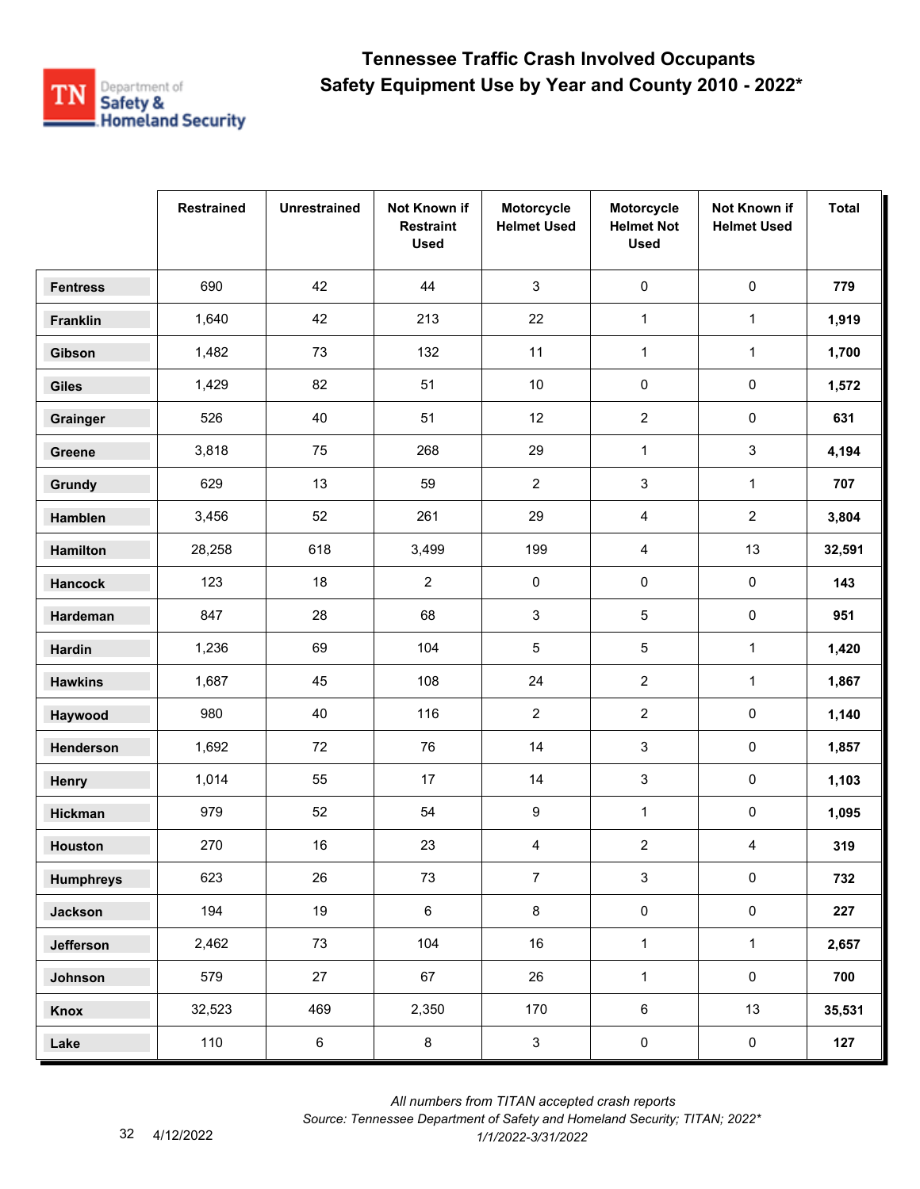# Tennessee Traffic Crash Involved Occupants
## Safety Equipment Use by Year and County 2010 - 2022*

| | Restrained | Unrestrained | Not Known if Restraint Used | Motorcycle Helmet Used | Motorcycle Helmet Not Used | Not Known if Helmet Used | Total |
|---|---|---|---|---|---|---|---|
| **Fentress** | 690 | 42 | 44 | 3 | 0 | 0 | **779** |
| **Franklin** | 1,640 | 42 | 213 | 22 | 1 | 1 | **1,919** |
| **Gibson** | 1,482 | 73 | 132 | 11 | 1 | 1 | **1,700** |
| **Giles** | 1,429 | 82 | 51 | 10 | 0 | 0 | **1,572** |
| **Grainger** | 526 | 40 | 51 | 12 | 2 | 0 | **631** |
| **Greene** | 3,818 | 75 | 268 | 29 | 1 | 3 | **4,194** |
| **Grundy** | 629 | 13 | 59 | 2 | 3 | 1 | **707** |
| **Hamblen** | 3,456 | 52 | 261 | 29 | 4 | 2 | **3,804** |
| **Hamilton** | 28,258 | 618 | 3,499 | 199 | 4 | 13 | **32,591** |
| **Hancock** | 123 | 18 | 2 | 0 | 0 | 0 | **143** |
| **Hardeman** | 847 | 28 | 68 | 3 | 5 | 0 | **951** |
| **Hardin** | 1,236 | 69 | 104 | 5 | 5 | 1 | **1,420** |
| **Hawkins** | 1,687 | 45 | 108 | 24 | 2 | 1 | **1,867** |
| **Haywood** | 980 | 40 | 116 | 2 | 2 | 0 | **1,140** |
| **Henderson** | 1,692 | 72 | 76 | 14 | 3 | 0 | **1,857** |
| **Henry** | 1,014 | 55 | 17 | 14 | 3 | 0 | **1,103** |
| **Hickman** | 979 | 52 | 54 | 9 | 1 | 0 | **1,095** |
| **Houston** | 270 | 16 | 23 | 4 | 2 | 4 | **319** |
| **Humphreys** | 623 | 26 | 73 | 7 | 3 | 0 | **732** |
| **Jackson** | 194 | 19 | 6 | 8 | 0 | 0 | **227** |
| **Jefferson** | 2,462 | 73 | 104 | 16 | 1 | 1 | **2,657** |
| **Johnson** | 579 | 27 | 67 | 26 | 1 | 0 | **700** |
| **Knox** | 32,523 | 469 | 2,350 | 170 | 6 | 13 | **35,531** |
| **Lake** | 110 | 6 | 8 | 3 | 0 | 0 | **127** |

*All numbers from TITAN accepted crash reports*
*Source: Tennessee Department of Safety and Homeland Security; TITAN; 2022**
*1/1/2022-3/31/2022*

4/12/2022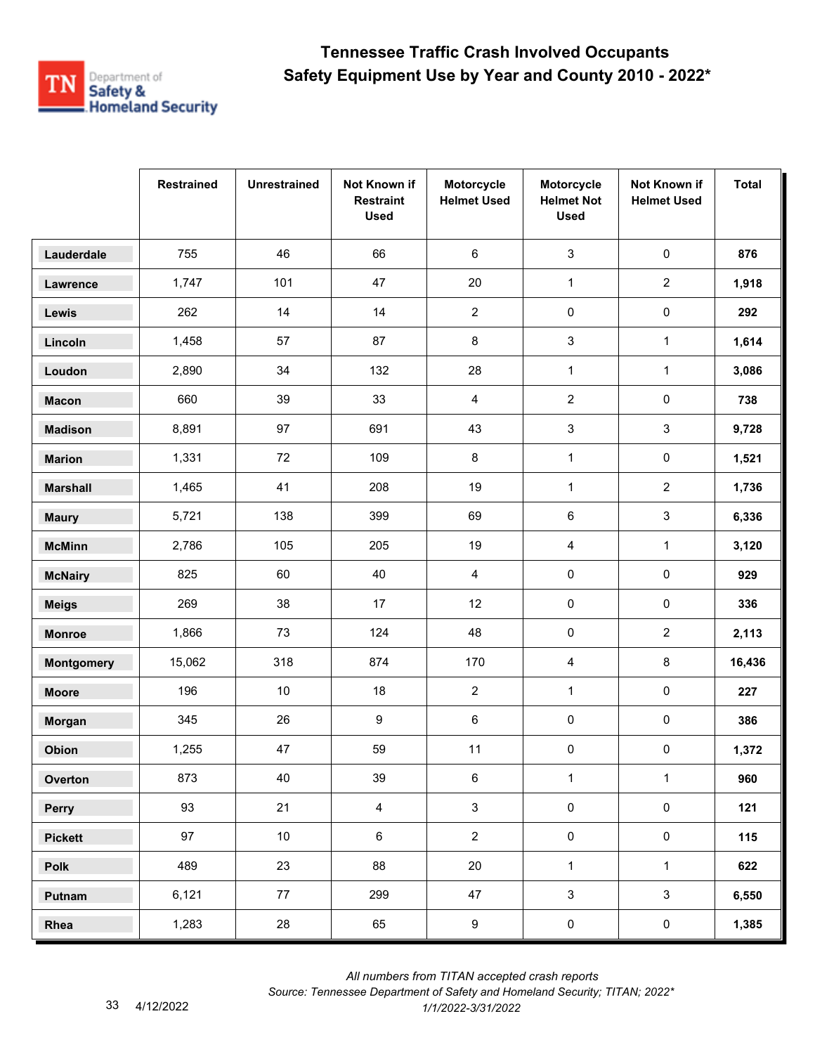# Tennessee Traffic Crash Involved Occupants
## Safety Equipment Use by Year and County 2010 - 2022*

| | Restrained | Unrestrained | Not Known if Restraint Used | Motorcycle Helmet Used | Motorcycle Helmet Not Used | Not Known if Helmet Used | Total |
|---|---|---|---|---|---|---|---|
| **Lauderdale** | 755 | 46 | 66 | 6 | 3 | 0 | **876** |
| **Lawrence** | 1,747 | 101 | 47 | 20 | 1 | 2 | **1,918** |
| **Lewis** | 262 | 14 | 14 | 2 | 0 | 0 | **292** |
| **Lincoln** | 1,458 | 57 | 87 | 8 | 3 | 1 | **1,614** |
| **Loudon** | 2,890 | 34 | 132 | 28 | 1 | 1 | **3,086** |
| **Macon** | 660 | 39 | 33 | 4 | 2 | 0 | **738** |
| **Madison** | 8,891 | 97 | 691 | 43 | 3 | 3 | **9,728** |
| **Marion** | 1,331 | 72 | 109 | 8 | 1 | 0 | **1,521** |
| **Marshall** | 1,465 | 41 | 208 | 19 | 1 | 2 | **1,736** |
| **Maury** | 5,721 | 138 | 399 | 69 | 6 | 3 | **6,336** |
| **McMinn** | 2,786 | 105 | 205 | 19 | 4 | 1 | **3,120** |
| **McNairy** | 825 | 60 | 40 | 4 | 0 | 0 | **929** |
| **Meigs** | 269 | 38 | 17 | 12 | 0 | 0 | **336** |
| **Monroe** | 1,866 | 73 | 124 | 48 | 0 | 2 | **2,113** |
| **Montgomery** | 15,062 | 318 | 874 | 170 | 4 | 8 | **16,436** |
| **Moore** | 196 | 10 | 18 | 2 | 1 | 0 | **227** |
| **Morgan** | 345 | 26 | 9 | 6 | 0 | 0 | **386** |
| **Obion** | 1,255 | 47 | 59 | 11 | 0 | 0 | **1,372** |
| **Overton** | 873 | 40 | 39 | 6 | 1 | 1 | **960** |
| **Perry** | 93 | 21 | 4 | 3 | 0 | 0 | **121** |
| **Pickett** | 97 | 10 | 6 | 2 | 0 | 0 | **115** |
| **Polk** | 489 | 23 | 88 | 20 | 1 | 1 | **622** |
| **Putnam** | 6,121 | 77 | 299 | 47 | 3 | 3 | **6,550** |
| **Rhea** | 1,283 | 28 | 65 | 9 | 0 | 0 | **1,385** |

*All numbers from TITAN accepted crash reports*
*Source: Tennessee Department of Safety and Homeland Security; TITAN; 2022**
*1/1/2022-3/31/2022*

4/12/2022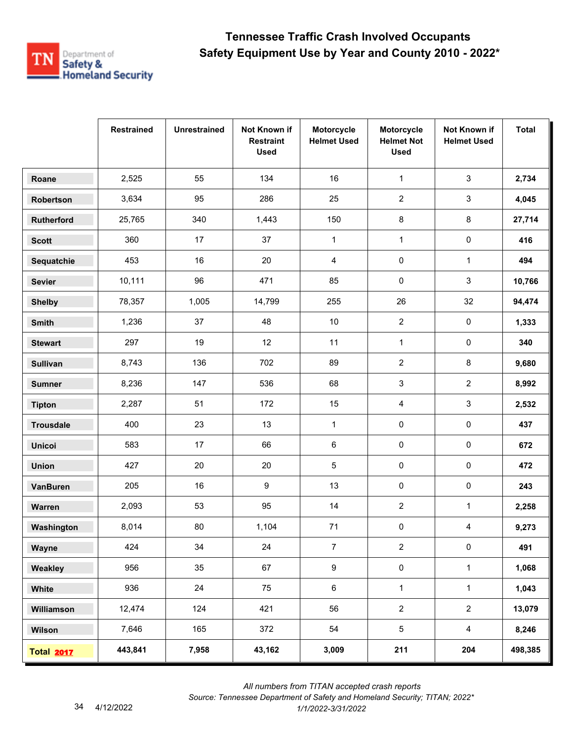# Tennessee Traffic Crash Involved Occupants
## Safety Equipment Use by Year and County 2010 - 2022*

| | Restrained | Unrestrained | Not Known if Restraint Used | Motorcycle Helmet Used | Motorcycle Helmet Not Used | Not Known if Helmet Used | Total |
|---|---|---|---|---|---|---|---|
| **Roane** | 2,525 | 55 | 134 | 16 | 1 | 3 | **2,734** |
| **Robertson** | 3,634 | 95 | 286 | 25 | 2 | 3 | **4,045** |
| **Rutherford** | 25,765 | 340 | 1,443 | 150 | 8 | 8 | **27,714** |
| **Scott** | 360 | 17 | 37 | 1 | 1 | 0 | **416** |
| **Sequatchie** | 453 | 16 | 20 | 4 | 0 | 1 | **494** |
| **Sevier** | 10,111 | 96 | 471 | 85 | 0 | 3 | **10,766** |
| **Shelby** | 78,357 | 1,005 | 14,799 | 255 | 26 | 32 | **94,474** |
| **Smith** | 1,236 | 37 | 48 | 10 | 2 | 0 | **1,333** |
| **Stewart** | 297 | 19 | 12 | 11 | 1 | 0 | **340** |
| **Sullivan** | 8,743 | 136 | 702 | 89 | 2 | 8 | **9,680** |
| **Sumner** | 8,236 | 147 | 536 | 68 | 3 | 2 | **8,992** |
| **Tipton** | 2,287 | 51 | 172 | 15 | 4 | 3 | **2,532** |
| **Trousdale** | 400 | 23 | 13 | 1 | 0 | 0 | **437** |
| **Unicoi** | 583 | 17 | 66 | 6 | 0 | 0 | **672** |
| **Union** | 427 | 20 | 20 | 5 | 0 | 0 | **472** |
| **VanBuren** | 205 | 16 | 9 | 13 | 0 | 0 | **243** |
| **Warren** | 2,093 | 53 | 95 | 14 | 2 | 1 | **2,258** |
| **Washington** | 8,014 | 80 | 1,104 | 71 | 0 | 4 | **9,273** |
| **Wayne** | 424 | 34 | 24 | 7 | 2 | 0 | **491** |
| **Weakley** | 956 | 35 | 67 | 9 | 0 | 1 | **1,068** |
| **White** | 936 | 24 | 75 | 6 | 1 | 1 | **1,043** |
| **Williamson** | 12,474 | 124 | 421 | 56 | 2 | 2 | **13,079** |
| **Wilson** | 7,646 | 165 | 372 | 54 | 5 | 4 | **8,246** |
| **Total 2017** | **443,841** | **7,958** | **43,162** | **3,009** | **211** | **204** | **498,385** |

*All numbers from TITAN accepted crash reports*

*Source: Tennessee Department of Safety and Homeland Security; TITAN; 2022**

*1/1/2022-3/31/2022*

4/12/2022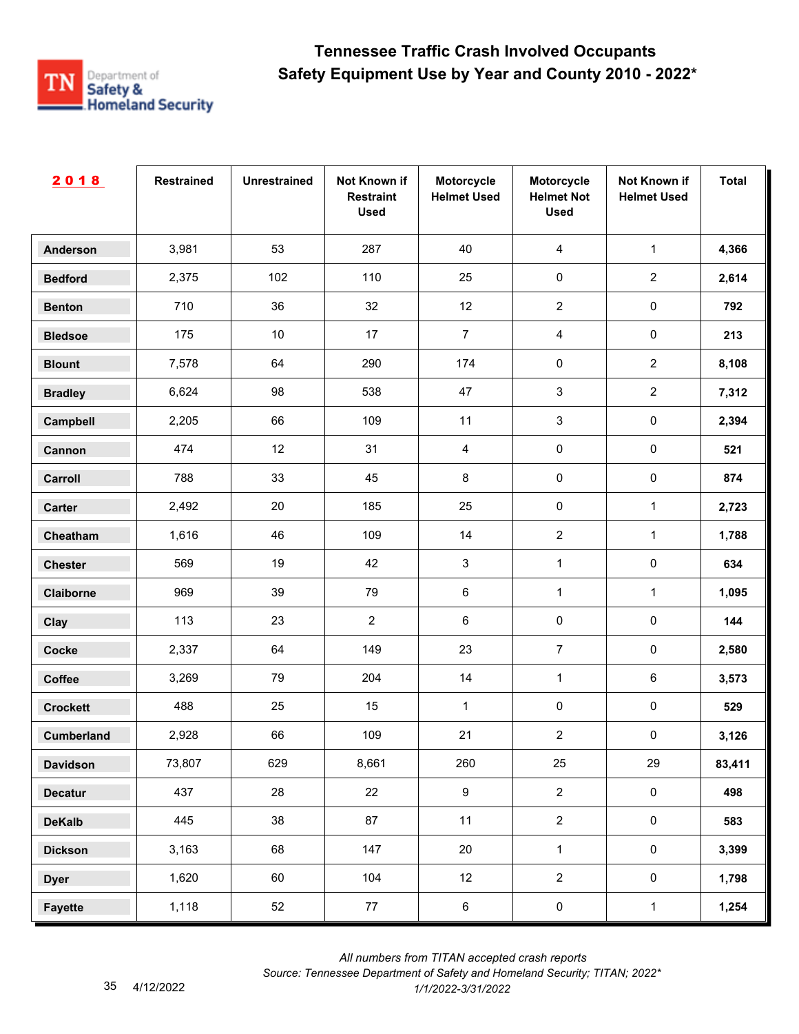# Tennessee Traffic Crash Involved Occupants
## Safety Equipment Use by Year and County 2010 - 2022*

| 2018 | Restrained | Unrestrained | Not Known if Restraint Used | Motorcycle Helmet Used | Motorcycle Helmet Not Used | Not Known if Helmet Used | Total |
|---|---|---|---|---|---|---|---|
| **Anderson** | 3,981 | 53 | 287 | 40 | 4 | 1 | **4,366** |
| **Bedford** | 2,375 | 102 | 110 | 25 | 0 | 2 | **2,614** |
| **Benton** | 710 | 36 | 32 | 12 | 2 | 0 | **792** |
| **Bledsoe** | 175 | 10 | 17 | 7 | 4 | 0 | **213** |
| **Blount** | 7,578 | 64 | 290 | 174 | 0 | 2 | **8,108** |
| **Bradley** | 6,624 | 98 | 538 | 47 | 3 | 2 | **7,312** |
| **Campbell** | 2,205 | 66 | 109 | 11 | 3 | 0 | **2,394** |
| **Cannon** | 474 | 12 | 31 | 4 | 0 | 0 | **521** |
| **Carroll** | 788 | 33 | 45 | 8 | 0 | 0 | **874** |
| **Carter** | 2,492 | 20 | 185 | 25 | 0 | 1 | **2,723** |
| **Cheatham** | 1,616 | 46 | 109 | 14 | 2 | 1 | **1,788** |
| **Chester** | 569 | 19 | 42 | 3 | 1 | 0 | **634** |
| **Claiborne** | 969 | 39 | 79 | 6 | 1 | 1 | **1,095** |
| **Clay** | 113 | 23 | 2 | 6 | 0 | 0 | **144** |
| **Cocke** | 2,337 | 64 | 149 | 23 | 7 | 0 | **2,580** |
| **Coffee** | 3,269 | 79 | 204 | 14 | 1 | 6 | **3,573** |
| **Crockett** | 488 | 25 | 15 | 1 | 0 | 0 | **529** |
| **Cumberland** | 2,928 | 66 | 109 | 21 | 2 | 0 | **3,126** |
| **Davidson** | 73,807 | 629 | 8,661 | 260 | 25 | 29 | **83,411** |
| **Decatur** | 437 | 28 | 22 | 9 | 2 | 0 | **498** |
| **DeKalb** | 445 | 38 | 87 | 11 | 2 | 0 | **583** |
| **Dickson** | 3,163 | 68 | 147 | 20 | 1 | 0 | **3,399** |
| **Dyer** | 1,620 | 60 | 104 | 12 | 2 | 0 | **1,798** |
| **Fayette** | 1,118 | 52 | 77 | 6 | 0 | 1 | **1,254** |

*All numbers from TITAN accepted crash reports*
*Source: Tennessee Department of Safety and Homeland Security; TITAN; 2022**
*1/1/2022-3/31/2022*

4/12/2022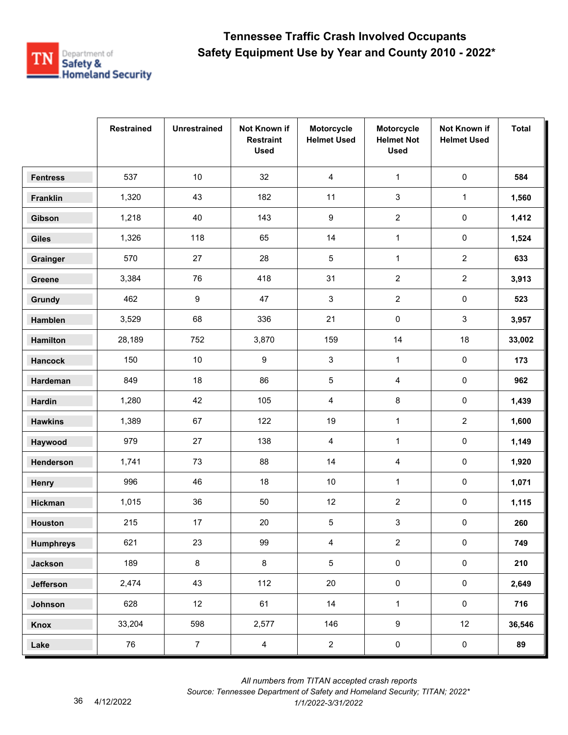# Tennessee Traffic Crash Involved Occupants
## Safety Equipment Use by Year and County 2010 - 2022*

| | Restrained | Unrestrained | Not Known if Restraint Used | Motorcycle Helmet Used | Motorcycle Helmet Not Used | Not Known if Helmet Used | Total |
|---|---|---|---|---|---|---|---|
| **Fentress** | 537 | 10 | 32 | 4 | 1 | 0 | **584** |
| **Franklin** | 1,320 | 43 | 182 | 11 | 3 | 1 | **1,560** |
| **Gibson** | 1,218 | 40 | 143 | 9 | 2 | 0 | **1,412** |
| **Giles** | 1,326 | 118 | 65 | 14 | 1 | 0 | **1,524** |
| **Grainger** | 570 | 27 | 28 | 5 | 1 | 2 | **633** |
| **Greene** | 3,384 | 76 | 418 | 31 | 2 | 2 | **3,913** |
| **Grundy** | 462 | 9 | 47 | 3 | 2 | 0 | **523** |
| **Hamblen** | 3,529 | 68 | 336 | 21 | 0 | 3 | **3,957** |
| **Hamilton** | 28,189 | 752 | 3,870 | 159 | 14 | 18 | **33,002** |
| **Hancock** | 150 | 10 | 9 | 3 | 1 | 0 | **173** |
| **Hardeman** | 849 | 18 | 86 | 5 | 4 | 0 | **962** |
| **Hardin** | 1,280 | 42 | 105 | 4 | 8 | 0 | **1,439** |
| **Hawkins** | 1,389 | 67 | 122 | 19 | 1 | 2 | **1,600** |
| **Haywood** | 979 | 27 | 138 | 4 | 1 | 0 | **1,149** |
| **Henderson** | 1,741 | 73 | 88 | 14 | 4 | 0 | **1,920** |
| **Henry** | 996 | 46 | 18 | 10 | 1 | 0 | **1,071** |
| **Hickman** | 1,015 | 36 | 50 | 12 | 2 | 0 | **1,115** |
| **Houston** | 215 | 17 | 20 | 5 | 3 | 0 | **260** |
| **Humphreys** | 621 | 23 | 99 | 4 | 2 | 0 | **749** |
| **Jackson** | 189 | 8 | 8 | 5 | 0 | 0 | **210** |
| **Jefferson** | 2,474 | 43 | 112 | 20 | 0 | 0 | **2,649** |
| **Johnson** | 628 | 12 | 61 | 14 | 1 | 0 | **716** |
| **Knox** | 33,204 | 598 | 2,577 | 146 | 9 | 12 | **36,546** |
| **Lake** | 76 | 7 | 4 | 2 | 0 | 0 | **89** |

*All numbers from TITAN accepted crash reports*

*Source: Tennessee Department of Safety and Homeland Security; TITAN; 2022\**

*1/1/2022-3/31/2022*

4/12/2022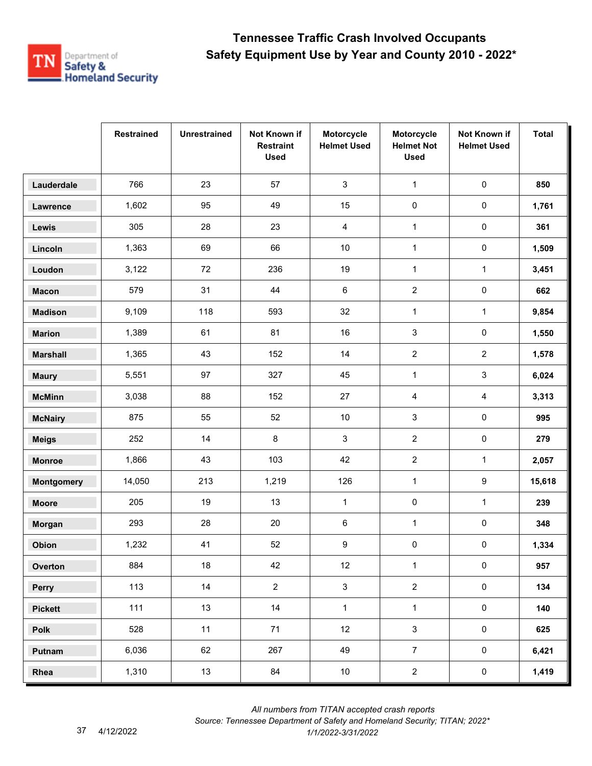# Tennessee Traffic Crash Involved Occupants
## Safety Equipment Use by Year and County 2010 - 2022*

| | Restrained | Unrestrained | Not Known if Restraint Used | Motorcycle Helmet Used | Motorcycle Helmet Not Used | Not Known if Helmet Used | Total |
|---|---|---|---|---|---|---|---|
| **Lauderdale** | 766 | 23 | 57 | 3 | 1 | 0 | **850** |
| **Lawrence** | 1,602 | 95 | 49 | 15 | 0 | 0 | **1,761** |
| **Lewis** | 305 | 28 | 23 | 4 | 1 | 0 | **361** |
| **Lincoln** | 1,363 | 69 | 66 | 10 | 1 | 0 | **1,509** |
| **Loudon** | 3,122 | 72 | 236 | 19 | 1 | 1 | **3,451** |
| **Macon** | 579 | 31 | 44 | 6 | 2 | 0 | **662** |
| **Madison** | 9,109 | 118 | 593 | 32 | 1 | 1 | **9,854** |
| **Marion** | 1,389 | 61 | 81 | 16 | 3 | 0 | **1,550** |
| **Marshall** | 1,365 | 43 | 152 | 14 | 2 | 2 | **1,578** |
| **Maury** | 5,551 | 97 | 327 | 45 | 1 | 3 | **6,024** |
| **McMinn** | 3,038 | 88 | 152 | 27 | 4 | 4 | **3,313** |
| **McNairy** | 875 | 55 | 52 | 10 | 3 | 0 | **995** |
| **Meigs** | 252 | 14 | 8 | 3 | 2 | 0 | **279** |
| **Monroe** | 1,866 | 43 | 103 | 42 | 2 | 1 | **2,057** |
| **Montgomery** | 14,050 | 213 | 1,219 | 126 | 1 | 9 | **15,618** |
| **Moore** | 205 | 19 | 13 | 1 | 0 | 1 | **239** |
| **Morgan** | 293 | 28 | 20 | 6 | 1 | 0 | **348** |
| **Obion** | 1,232 | 41 | 52 | 9 | 0 | 0 | **1,334** |
| **Overton** | 884 | 18 | 42 | 12 | 1 | 0 | **957** |
| **Perry** | 113 | 14 | 2 | 3 | 2 | 0 | **134** |
| **Pickett** | 111 | 13 | 14 | 1 | 1 | 0 | **140** |
| **Polk** | 528 | 11 | 71 | 12 | 3 | 0 | **625** |
| **Putnam** | 6,036 | 62 | 267 | 49 | 7 | 0 | **6,421** |
| **Rhea** | 1,310 | 13 | 84 | 10 | 2 | 0 | **1,419** |

*All numbers from TITAN accepted crash reports*
*Source: Tennessee Department of Safety and Homeland Security; TITAN; 2022**
*1/1/2022-3/31/2022*

4/12/2022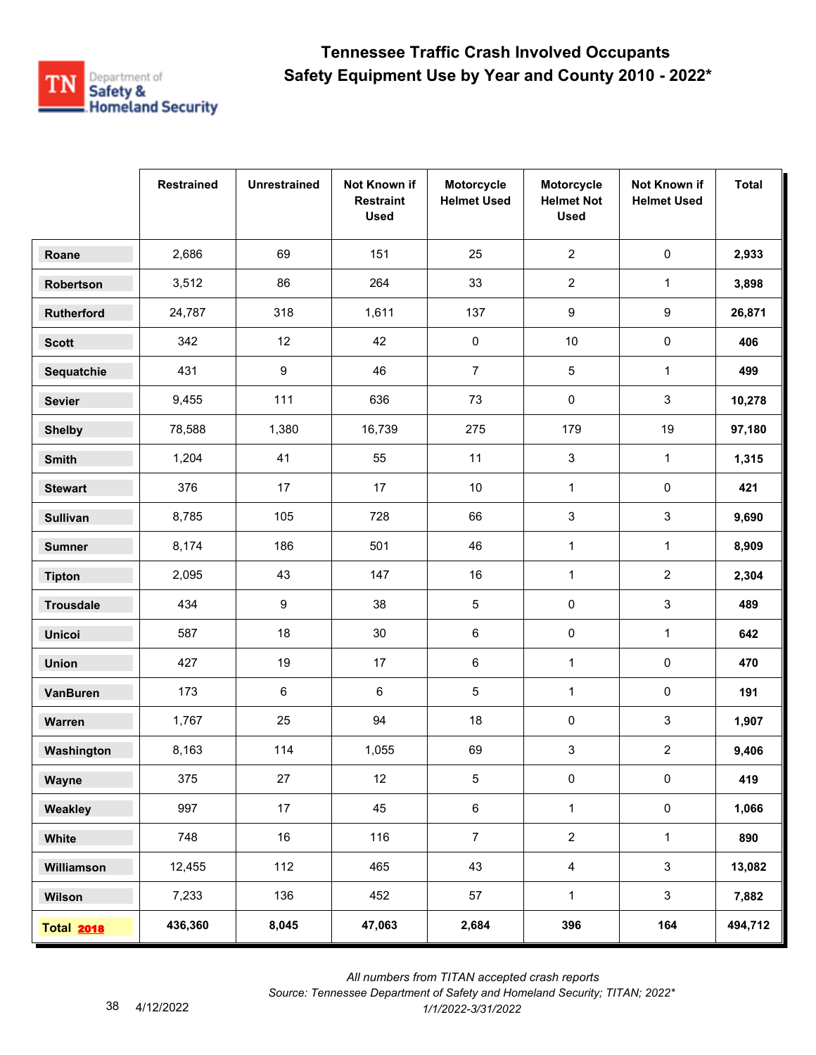# Tennessee Traffic Crash Involved Occupants
## Safety Equipment Use by Year and County 2010 - 2022*

| | Restrained | Unrestrained | Not Known if Restraint Used | Motorcycle Helmet Used | Motorcycle Helmet Not Used | Not Known if Helmet Used | Total |
|---|---|---|---|---|---|---|---|
| **Roane** | 2,686 | 69 | 151 | 25 | 2 | 0 | **2,933** |
| **Robertson** | 3,512 | 86 | 264 | 33 | 2 | 1 | **3,898** |
| **Rutherford** | 24,787 | 318 | 1,611 | 137 | 9 | 9 | **26,871** |
| **Scott** | 342 | 12 | 42 | 0 | 10 | 0 | **406** |
| **Sequatchie** | 431 | 9 | 46 | 7 | 5 | 1 | **499** |
| **Sevier** | 9,455 | 111 | 636 | 73 | 0 | 3 | **10,278** |
| **Shelby** | 78,588 | 1,380 | 16,739 | 275 | 179 | 19 | **97,180** |
| **Smith** | 1,204 | 41 | 55 | 11 | 3 | 1 | **1,315** |
| **Stewart** | 376 | 17 | 17 | 10 | 1 | 0 | **421** |
| **Sullivan** | 8,785 | 105 | 728 | 66 | 3 | 3 | **9,690** |
| **Sumner** | 8,174 | 186 | 501 | 46 | 1 | 1 | **8,909** |
| **Tipton** | 2,095 | 43 | 147 | 16 | 1 | 2 | **2,304** |
| **Trousdale** | 434 | 9 | 38 | 5 | 0 | 3 | **489** |
| **Unicoi** | 587 | 18 | 30 | 6 | 0 | 1 | **642** |
| **Union** | 427 | 19 | 17 | 6 | 1 | 0 | **470** |
| **VanBuren** | 173 | 6 | 6 | 5 | 1 | 0 | **191** |
| **Warren** | 1,767 | 25 | 94 | 18 | 0 | 3 | **1,907** |
| **Washington** | 8,163 | 114 | 1,055 | 69 | 3 | 2 | **9,406** |
| **Wayne** | 375 | 27 | 12 | 5 | 0 | 0 | **419** |
| **Weakley** | 997 | 17 | 45 | 6 | 1 | 0 | **1,066** |
| **White** | 748 | 16 | 116 | 7 | 2 | 1 | **890** |
| **Williamson** | 12,455 | 112 | 465 | 43 | 4 | 3 | **13,082** |
| **Wilson** | 7,233 | 136 | 452 | 57 | 1 | 3 | **7,882** |
| **Total 2018** | **436,360** | **8,045** | **47,063** | **2,684** | **396** | **164** | **494,712** |

*All numbers from TITAN accepted crash reports*

*Source: Tennessee Department of Safety and Homeland Security; TITAN; 2022\**

*1/1/2022-3/31/2022*

4/12/2022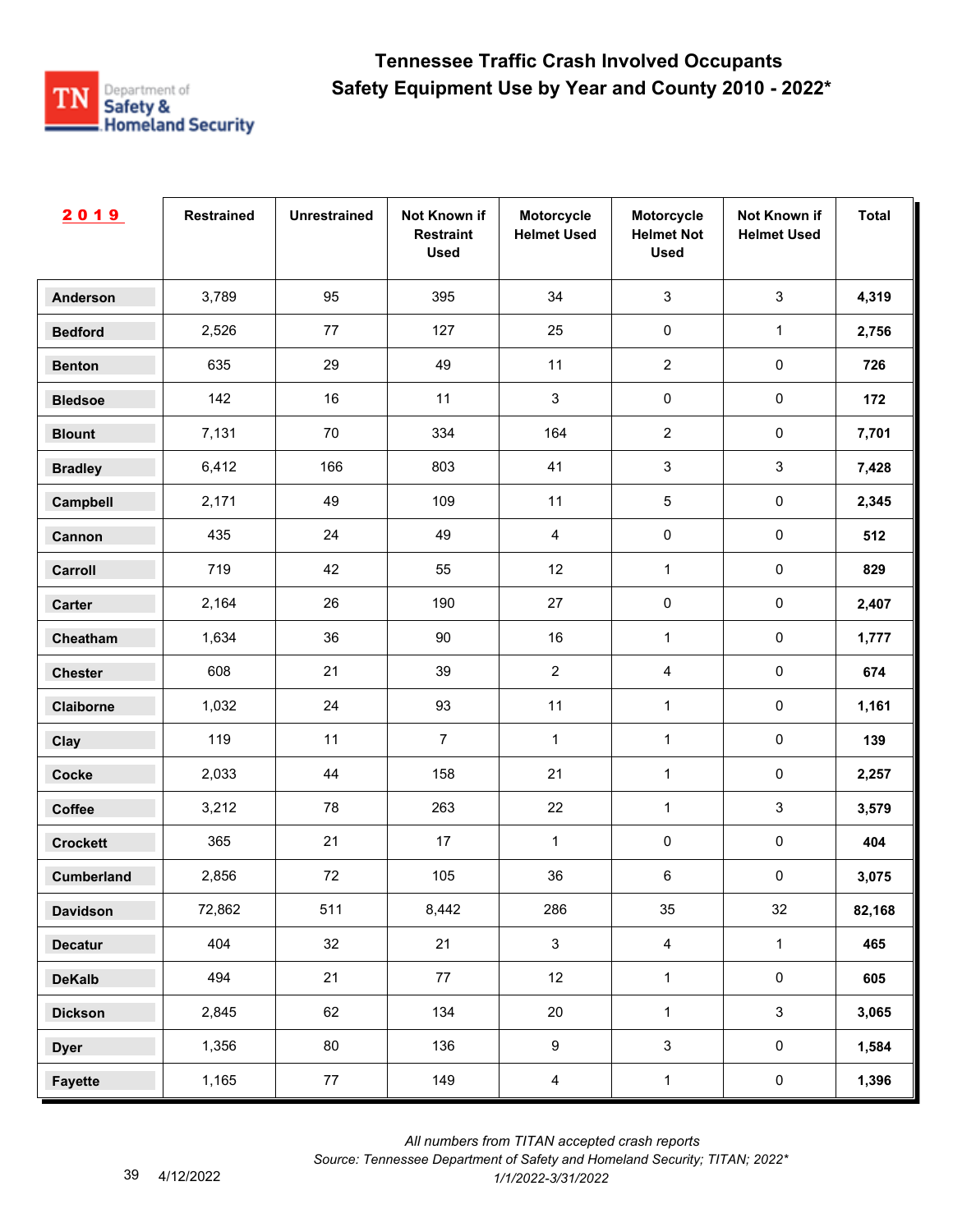# Tennessee Traffic Crash Involved Occupants
## Safety Equipment Use by Year and County 2010 - 2022*

| 2019 | Restrained | Unrestrained | Not Known if Restraint Used | Motorcycle Helmet Used | Motorcycle Helmet Not Used | Not Known if Helmet Used | Total |
|---|---|---|---|---|---|---|---|
| Anderson | 3,789 | 95 | 395 | 34 | 3 | 3 | **4,319** |
| Bedford | 2,526 | 77 | 127 | 25 | 0 | 1 | **2,756** |
| Benton | 635 | 29 | 49 | 11 | 2 | 0 | **726** |
| Bledsoe | 142 | 16 | 11 | 3 | 0 | 0 | **172** |
| Blount | 7,131 | 70 | 334 | 164 | 2 | 0 | **7,701** |
| Bradley | 6,412 | 166 | 803 | 41 | 3 | 3 | **7,428** |
| Campbell | 2,171 | 49 | 109 | 11 | 5 | 0 | **2,345** |
| Cannon | 435 | 24 | 49 | 4 | 0 | 0 | **512** |
| Carroll | 719 | 42 | 55 | 12 | 1 | 0 | **829** |
| Carter | 2,164 | 26 | 190 | 27 | 0 | 0 | **2,407** |
| Cheatham | 1,634 | 36 | 90 | 16 | 1 | 0 | **1,777** |
| Chester | 608 | 21 | 39 | 2 | 4 | 0 | **674** |
| Claiborne | 1,032 | 24 | 93 | 11 | 1 | 0 | **1,161** |
| Clay | 119 | 11 | 7 | 1 | 1 | 0 | **139** |
| Cocke | 2,033 | 44 | 158 | 21 | 1 | 0 | **2,257** |
| Coffee | 3,212 | 78 | 263 | 22 | 1 | 3 | **3,579** |
| Crockett | 365 | 21 | 17 | 1 | 0 | 0 | **404** |
| Cumberland | 2,856 | 72 | 105 | 36 | 6 | 0 | **3,075** |
| Davidson | 72,862 | 511 | 8,442 | 286 | 35 | 32 | **82,168** |
| Decatur | 404 | 32 | 21 | 3 | 4 | 1 | **465** |
| DeKalb | 494 | 21 | 77 | 12 | 1 | 0 | **605** |
| Dickson | 2,845 | 62 | 134 | 20 | 1 | 3 | **3,065** |
| Dyer | 1,356 | 80 | 136 | 9 | 3 | 0 | **1,584** |
| Fayette | 1,165 | 77 | 149 | 4 | 1 | 0 | **1,396** |

*All numbers from TITAN accepted crash reports*
*Source: Tennessee Department of Safety and Homeland Security; TITAN; 2022\**
*1/1/2022-3/31/2022*

4/12/2022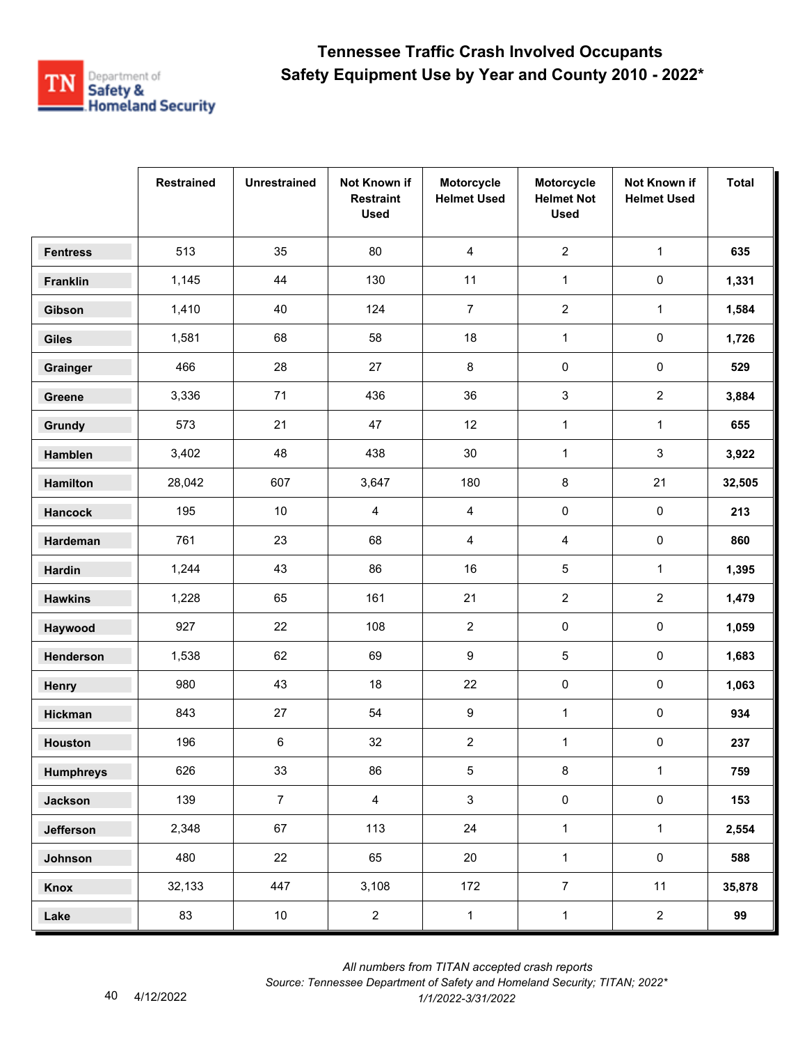# Tennessee Traffic Crash Involved Occupants
## Safety Equipment Use by Year and County 2010 - 2022*

| | Restrained | Unrestrained | Not Known if Restraint Used | Motorcycle Helmet Used | Motorcycle Helmet Not Used | Not Known if Helmet Used | Total |
|---|---|---|---|---|---|---|---|
| **Fentress** | 513 | 35 | 80 | 4 | 2 | 1 | **635** |
| **Franklin** | 1,145 | 44 | 130 | 11 | 1 | 0 | **1,331** |
| **Gibson** | 1,410 | 40 | 124 | 7 | 2 | 1 | **1,584** |
| **Giles** | 1,581 | 68 | 58 | 18 | 1 | 0 | **1,726** |
| **Grainger** | 466 | 28 | 27 | 8 | 0 | 0 | **529** |
| **Greene** | 3,336 | 71 | 436 | 36 | 3 | 2 | **3,884** |
| **Grundy** | 573 | 21 | 47 | 12 | 1 | 1 | **655** |
| **Hamblen** | 3,402 | 48 | 438 | 30 | 1 | 3 | **3,922** |
| **Hamilton** | 28,042 | 607 | 3,647 | 180 | 8 | 21 | **32,505** |
| **Hancock** | 195 | 10 | 4 | 4 | 0 | 0 | **213** |
| **Hardeman** | 761 | 23 | 68 | 4 | 4 | 0 | **860** |
| **Hardin** | 1,244 | 43 | 86 | 16 | 5 | 1 | **1,395** |
| **Hawkins** | 1,228 | 65 | 161 | 21 | 2 | 2 | **1,479** |
| **Haywood** | 927 | 22 | 108 | 2 | 0 | 0 | **1,059** |
| **Henderson** | 1,538 | 62 | 69 | 9 | 5 | 0 | **1,683** |
| **Henry** | 980 | 43 | 18 | 22 | 0 | 0 | **1,063** |
| **Hickman** | 843 | 27 | 54 | 9 | 1 | 0 | **934** |
| **Houston** | 196 | 6 | 32 | 2 | 1 | 0 | **237** |
| **Humphreys** | 626 | 33 | 86 | 5 | 8 | 1 | **759** |
| **Jackson** | 139 | 7 | 4 | 3 | 0 | 0 | **153** |
| **Jefferson** | 2,348 | 67 | 113 | 24 | 1 | 1 | **2,554** |
| **Johnson** | 480 | 22 | 65 | 20 | 1 | 0 | **588** |
| **Knox** | 32,133 | 447 | 3,108 | 172 | 7 | 11 | **35,878** |
| **Lake** | 83 | 10 | 2 | 1 | 1 | 2 | **99** |

*All numbers from TITAN accepted crash reports*
*Source: Tennessee Department of Safety and Homeland Security; TITAN; 2022**
*1/1/2022-3/31/2022*

4/12/2022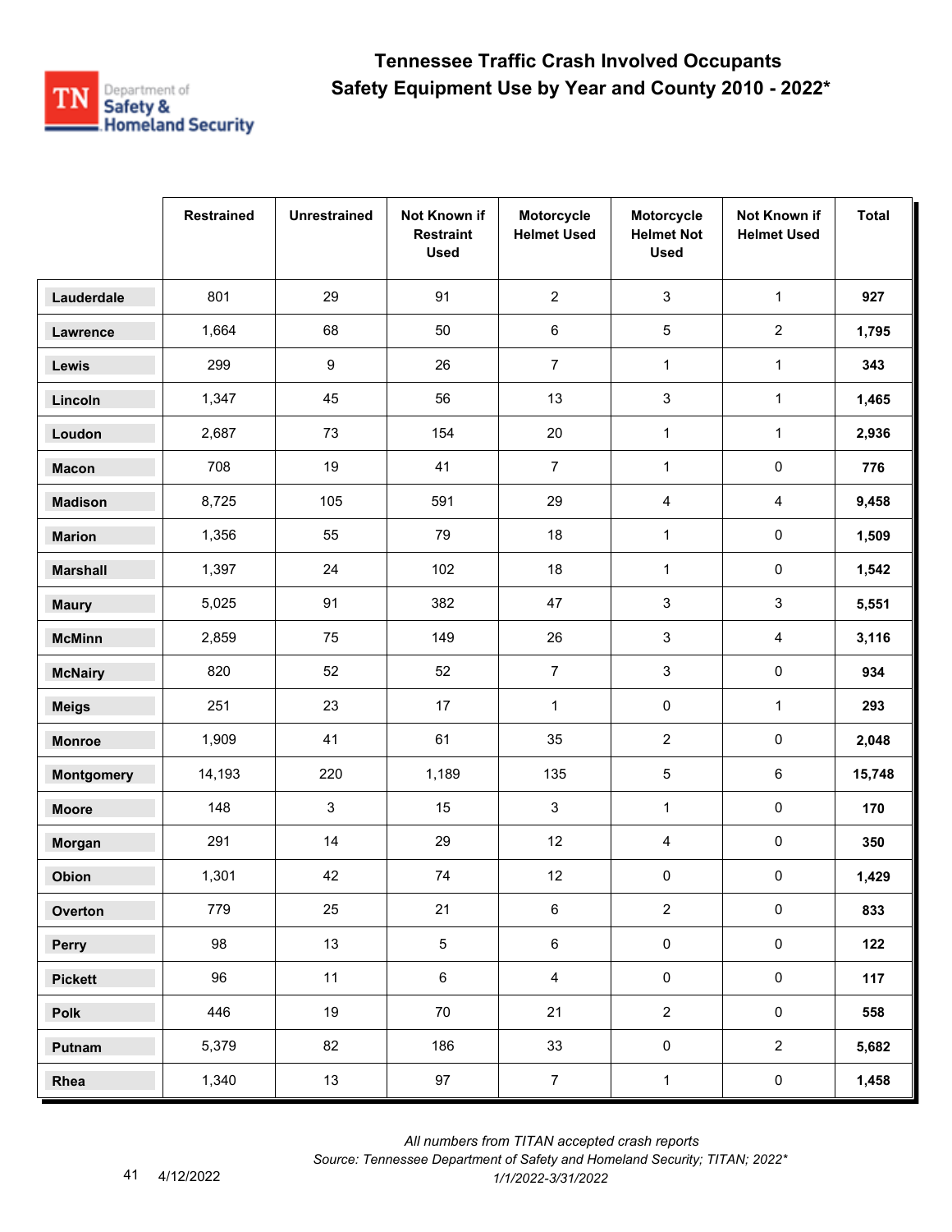# Tennessee Traffic Crash Involved Occupants
## Safety Equipment Use by Year and County 2010 - 2022*

| | Restrained | Unrestrained | Not Known if Restraint Used | Motorcycle Helmet Used | Motorcycle Helmet Not Used | Not Known if Helmet Used | Total |
|---|---|---|---|---|---|---|---|
| Lauderdale | 801 | 29 | 91 | 2 | 3 | 1 | **927** |
| Lawrence | 1,664 | 68 | 50 | 6 | 5 | 2 | **1,795** |
| Lewis | 299 | 9 | 26 | 7 | 1 | 1 | **343** |
| Lincoln | 1,347 | 45 | 56 | 13 | 3 | 1 | **1,465** |
| Loudon | 2,687 | 73 | 154 | 20 | 1 | 1 | **2,936** |
| Macon | 708 | 19 | 41 | 7 | 1 | 0 | **776** |
| Madison | 8,725 | 105 | 591 | 29 | 4 | 4 | **9,458** |
| Marion | 1,356 | 55 | 79 | 18 | 1 | 0 | **1,509** |
| Marshall | 1,397 | 24 | 102 | 18 | 1 | 0 | **1,542** |
| Maury | 5,025 | 91 | 382 | 47 | 3 | 3 | **5,551** |
| McMinn | 2,859 | 75 | 149 | 26 | 3 | 4 | **3,116** |
| McNairy | 820 | 52 | 52 | 7 | 3 | 0 | **934** |
| Meigs | 251 | 23 | 17 | 1 | 0 | 1 | **293** |
| Monroe | 1,909 | 41 | 61 | 35 | 2 | 0 | **2,048** |
| Montgomery | 14,193 | 220 | 1,189 | 135 | 5 | 6 | **15,748** |
| Moore | 148 | 3 | 15 | 3 | 1 | 0 | **170** |
| Morgan | 291 | 14 | 29 | 12 | 4 | 0 | **350** |
| Obion | 1,301 | 42 | 74 | 12 | 0 | 0 | **1,429** |
| Overton | 779 | 25 | 21 | 6 | 2 | 0 | **833** |
| Perry | 98 | 13 | 5 | 6 | 0 | 0 | **122** |
| Pickett | 96 | 11 | 6 | 4 | 0 | 0 | **117** |
| Polk | 446 | 19 | 70 | 21 | 2 | 0 | **558** |
| Putnam | 5,379 | 82 | 186 | 33 | 0 | 2 | **5,682** |
| Rhea | 1,340 | 13 | 97 | 7 | 1 | 0 | **1,458** |

*All numbers from TITAN accepted crash reports*
*Source: Tennessee Department of Safety and Homeland Security; TITAN; 2022**
*1/1/2022-3/31/2022*

4/12/2022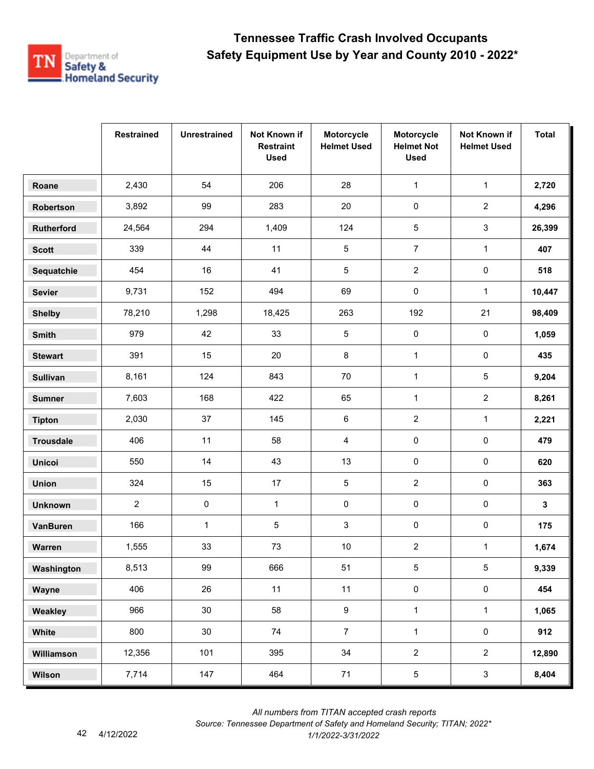# Tennessee Traffic Crash Involved Occupants
## Safety Equipment Use by Year and County 2010 - 2022*

| | Restrained | Unrestrained | Not Known if Restraint Used | Motorcycle Helmet Used | Motorcycle Helmet Not Used | Not Known if Helmet Used | Total |
|---|---|---|---|---|---|---|---|
| **Roane** | 2,430 | 54 | 206 | 28 | 1 | 1 | **2,720** |
| **Robertson** | 3,892 | 99 | 283 | 20 | 0 | 2 | **4,296** |
| **Rutherford** | 24,564 | 294 | 1,409 | 124 | 5 | 3 | **26,399** |
| **Scott** | 339 | 44 | 11 | 5 | 7 | 1 | **407** |
| **Sequatchie** | 454 | 16 | 41 | 5 | 2 | 0 | **518** |
| **Sevier** | 9,731 | 152 | 494 | 69 | 0 | 1 | **10,447** |
| **Shelby** | 78,210 | 1,298 | 18,425 | 263 | 192 | 21 | **98,409** |
| **Smith** | 979 | 42 | 33 | 5 | 0 | 0 | **1,059** |
| **Stewart** | 391 | 15 | 20 | 8 | 1 | 0 | **435** |
| **Sullivan** | 8,161 | 124 | 843 | 70 | 1 | 5 | **9,204** |
| **Sumner** | 7,603 | 168 | 422 | 65 | 1 | 2 | **8,261** |
| **Tipton** | 2,030 | 37 | 145 | 6 | 2 | 1 | **2,221** |
| **Trousdale** | 406 | 11 | 58 | 4 | 0 | 0 | **479** |
| **Unicoi** | 550 | 14 | 43 | 13 | 0 | 0 | **620** |
| **Union** | 324 | 15 | 17 | 5 | 2 | 0 | **363** |
| **Unknown** | 2 | 0 | 1 | 0 | 0 | 0 | **3** |
| **VanBuren** | 166 | 1 | 5 | 3 | 0 | 0 | **175** |
| **Warren** | 1,555 | 33 | 73 | 10 | 2 | 1 | **1,674** |
| **Washington** | 8,513 | 99 | 666 | 51 | 5 | 5 | **9,339** |
| **Wayne** | 406 | 26 | 11 | 11 | 0 | 0 | **454** |
| **Weakley** | 966 | 30 | 58 | 9 | 1 | 1 | **1,065** |
| **White** | 800 | 30 | 74 | 7 | 1 | 0 | **912** |
| **Williamson** | 12,356 | 101 | 395 | 34 | 2 | 2 | **12,890** |
| **Wilson** | 7,714 | 147 | 464 | 71 | 5 | 3 | **8,404** |

*All numbers from TITAN accepted crash reports*
*Source: Tennessee Department of Safety and Homeland Security; TITAN; 2022\**
*1/1/2022-3/31/2022*

4/12/2022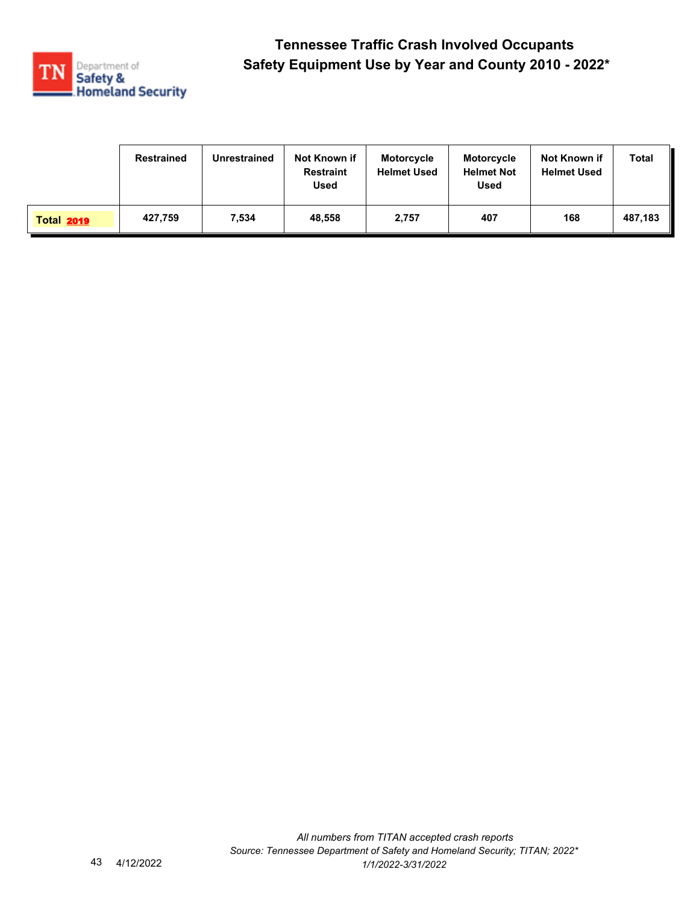# Tennessee Traffic Crash Involved Occupants
## Safety Equipment Use by Year and County 2010 - 2022*

| | Restrained | Unrestrained | Not Known if Restraint Used | Motorcycle Helmet Used | Motorcycle Helmet Not Used | Not Known if Helmet Used | Total |
|---|---|---|---|---|---|---|---|
| **Total 2019** | 427,759 | 7,534 | 48,558 | 2,757 | 407 | 168 | 487,183 |

*All numbers from TITAN accepted crash reports*
*Source: Tennessee Department of Safety and Homeland Security; TITAN; 2022**
*1/1/2022-3/31/2022*

4/12/2022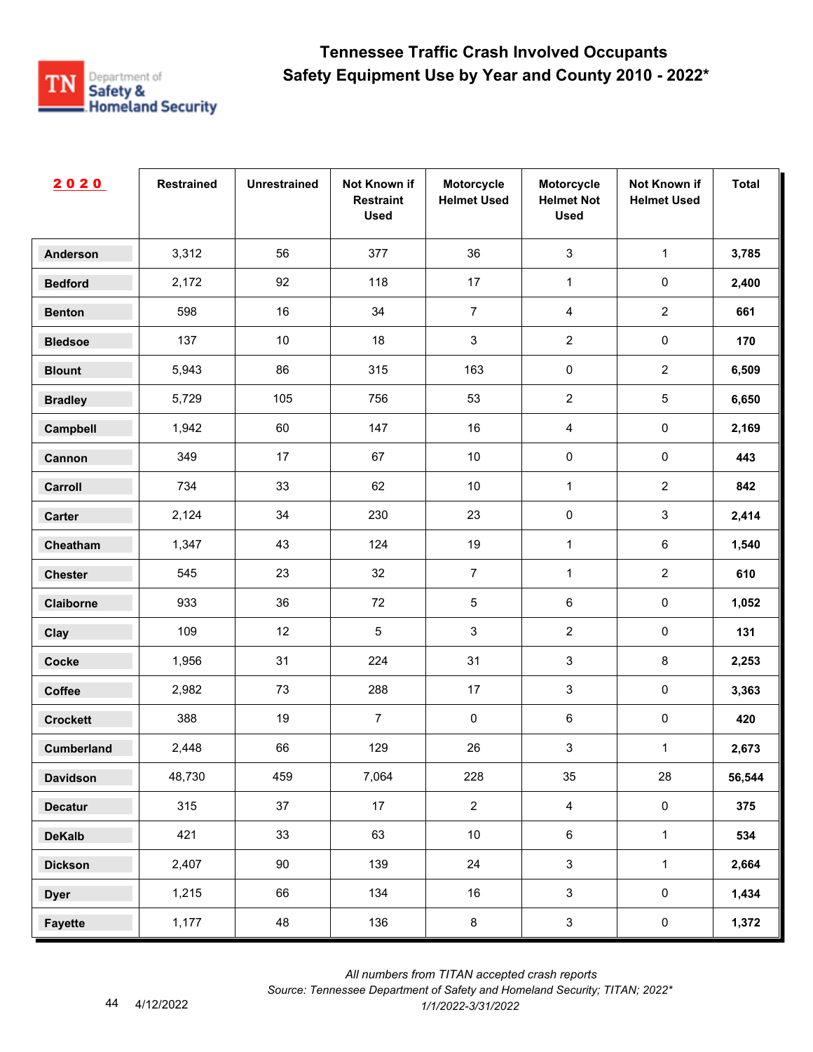# Tennessee Traffic Crash Involved Occupants
## Safety Equipment Use by Year and County 2010 - 2022*

| 2020 | Restrained | Unrestrained | Not Known if Restraint Used | Motorcycle Helmet Used | Motorcycle Helmet Not Used | Not Known if Helmet Used | Total |
|---|---|---|---|---|---|---|---|
| **Anderson** | 3,312 | 56 | 377 | 36 | 3 | 1 | **3,785** |
| **Bedford** | 2,172 | 92 | 118 | 17 | 1 | 0 | **2,400** |
| **Benton** | 598 | 16 | 34 | 7 | 4 | 2 | **661** |
| **Bledsoe** | 137 | 10 | 18 | 3 | 2 | 0 | **170** |
| **Blount** | 5,943 | 86 | 315 | 163 | 0 | 2 | **6,509** |
| **Bradley** | 5,729 | 105 | 756 | 53 | 2 | 5 | **6,650** |
| **Campbell** | 1,942 | 60 | 147 | 16 | 4 | 0 | **2,169** |
| **Cannon** | 349 | 17 | 67 | 10 | 0 | 0 | **443** |
| **Carroll** | 734 | 33 | 62 | 10 | 1 | 2 | **842** |
| **Carter** | 2,124 | 34 | 230 | 23 | 0 | 3 | **2,414** |
| **Cheatham** | 1,347 | 43 | 124 | 19 | 1 | 6 | **1,540** |
| **Chester** | 545 | 23 | 32 | 7 | 1 | 2 | **610** |
| **Claiborne** | 933 | 36 | 72 | 5 | 6 | 0 | **1,052** |
| **Clay** | 109 | 12 | 5 | 3 | 2 | 0 | **131** |
| **Cocke** | 1,956 | 31 | 224 | 31 | 3 | 8 | **2,253** |
| **Coffee** | 2,982 | 73 | 288 | 17 | 3 | 0 | **3,363** |
| **Crockett** | 388 | 19 | 7 | 0 | 6 | 0 | **420** |
| **Cumberland** | 2,448 | 66 | 129 | 26 | 3 | 1 | **2,673** |
| **Davidson** | 48,730 | 459 | 7,064 | 228 | 35 | 28 | **56,544** |
| **Decatur** | 315 | 37 | 17 | 2 | 4 | 0 | **375** |
| **DeKalb** | 421 | 33 | 63 | 10 | 6 | 1 | **534** |
| **Dickson** | 2,407 | 90 | 139 | 24 | 3 | 1 | **2,664** |
| **Dyer** | 1,215 | 66 | 134 | 16 | 3 | 0 | **1,434** |
| **Fayette** | 1,177 | 48 | 136 | 8 | 3 | 0 | **1,372** |

*All numbers from TITAN accepted crash reports*
*Source: Tennessee Department of Safety and Homeland Security; TITAN; 2022\**
*1/1/2022-3/31/2022*

4/12/2022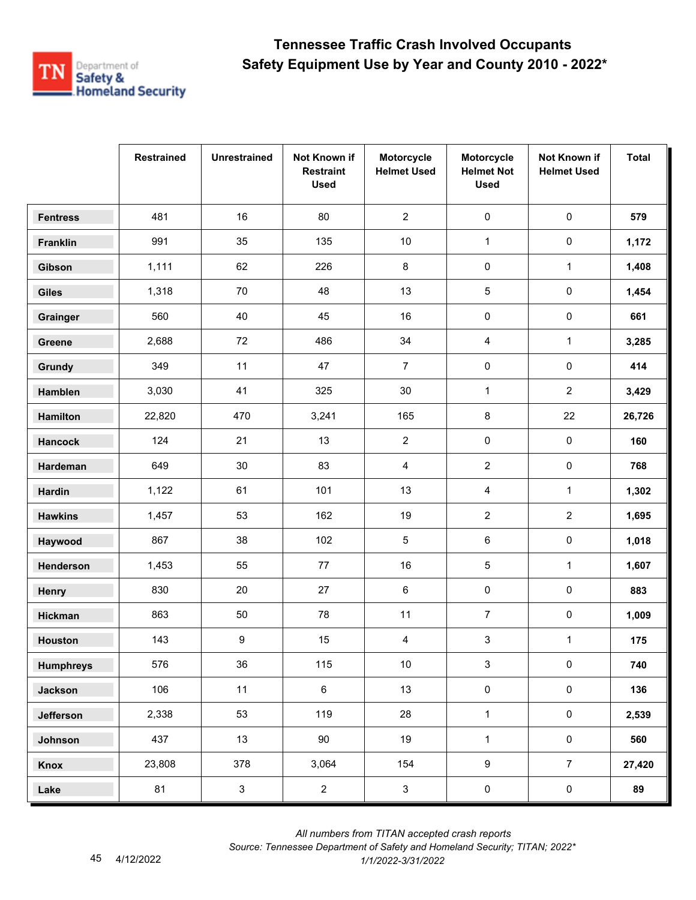# Tennessee Traffic Crash Involved Occupants
## Safety Equipment Use by Year and County 2010 - 2022*

| | Restrained | Unrestrained | Not Known if Restraint Used | Motorcycle Helmet Used | Motorcycle Helmet Not Used | Not Known if Helmet Used | Total |
|---|---|---|---|---|---|---|---|
| **Fentress** | 481 | 16 | 80 | 2 | 0 | 0 | **579** |
| **Franklin** | 991 | 35 | 135 | 10 | 1 | 0 | **1,172** |
| **Gibson** | 1,111 | 62 | 226 | 8 | 0 | 1 | **1,408** |
| **Giles** | 1,318 | 70 | 48 | 13 | 5 | 0 | **1,454** |
| **Grainger** | 560 | 40 | 45 | 16 | 0 | 0 | **661** |
| **Greene** | 2,688 | 72 | 486 | 34 | 4 | 1 | **3,285** |
| **Grundy** | 349 | 11 | 47 | 7 | 0 | 0 | **414** |
| **Hamblen** | 3,030 | 41 | 325 | 30 | 1 | 2 | **3,429** |
| **Hamilton** | 22,820 | 470 | 3,241 | 165 | 8 | 22 | **26,726** |
| **Hancock** | 124 | 21 | 13 | 2 | 0 | 0 | **160** |
| **Hardeman** | 649 | 30 | 83 | 4 | 2 | 0 | **768** |
| **Hardin** | 1,122 | 61 | 101 | 13 | 4 | 1 | **1,302** |
| **Hawkins** | 1,457 | 53 | 162 | 19 | 2 | 2 | **1,695** |
| **Haywood** | 867 | 38 | 102 | 5 | 6 | 0 | **1,018** |
| **Henderson** | 1,453 | 55 | 77 | 16 | 5 | 1 | **1,607** |
| **Henry** | 830 | 20 | 27 | 6 | 0 | 0 | **883** |
| **Hickman** | 863 | 50 | 78 | 11 | 7 | 0 | **1,009** |
| **Houston** | 143 | 9 | 15 | 4 | 3 | 1 | **175** |
| **Humphreys** | 576 | 36 | 115 | 10 | 3 | 0 | **740** |
| **Jackson** | 106 | 11 | 6 | 13 | 0 | 0 | **136** |
| **Jefferson** | 2,338 | 53 | 119 | 28 | 1 | 0 | **2,539** |
| **Johnson** | 437 | 13 | 90 | 19 | 1 | 0 | **560** |
| **Knox** | 23,808 | 378 | 3,064 | 154 | 9 | 7 | **27,420** |
| **Lake** | 81 | 3 | 2 | 3 | 0 | 0 | **89** |

*All numbers from TITAN accepted crash reports*
*Source: Tennessee Department of Safety and Homeland Security; TITAN; 2022**
*1/1/2022-3/31/2022*

4/12/2022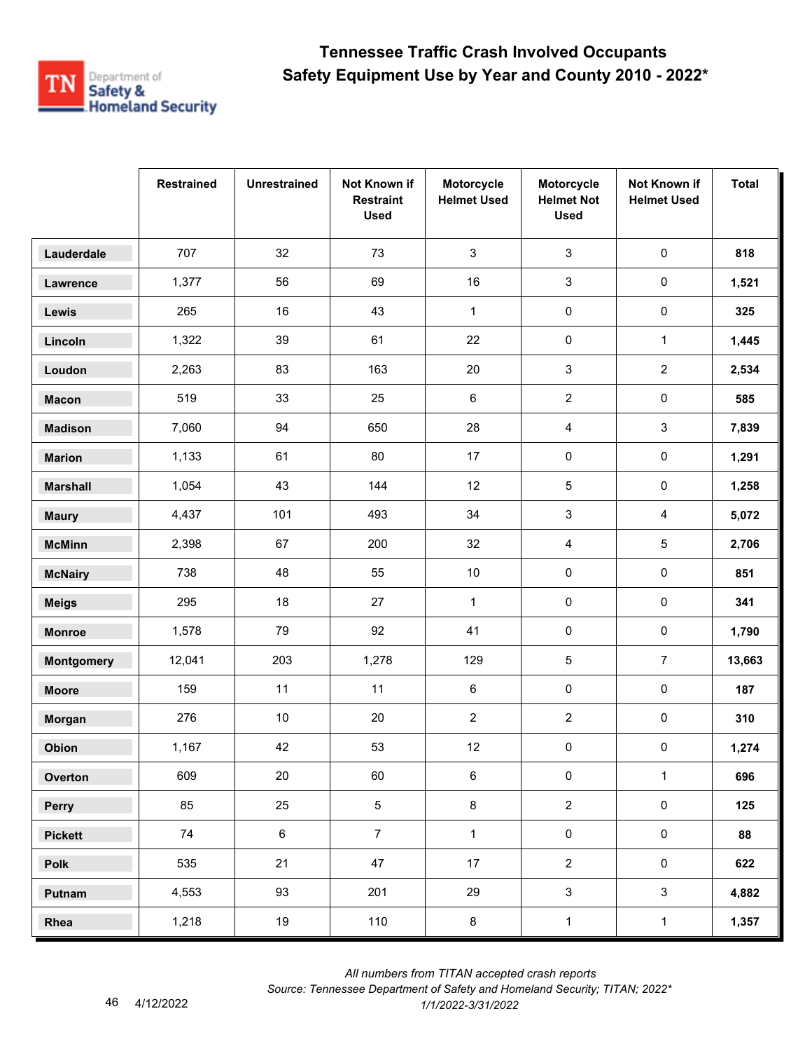# Tennessee Traffic Crash Involved Occupants
## Safety Equipment Use by Year and County 2010 - 2022*

| | Restrained | Unrestrained | Not Known if Restraint Used | Motorcycle Helmet Used | Motorcycle Helmet Not Used | Not Known if Helmet Used | Total |
|---|---|---|---|---|---|---|---|
| **Lauderdale** | 707 | 32 | 73 | 3 | 3 | 0 | **818** |
| **Lawrence** | 1,377 | 56 | 69 | 16 | 3 | 0 | **1,521** |
| **Lewis** | 265 | 16 | 43 | 1 | 0 | 0 | **325** |
| **Lincoln** | 1,322 | 39 | 61 | 22 | 0 | 1 | **1,445** |
| **Loudon** | 2,263 | 83 | 163 | 20 | 3 | 2 | **2,534** |
| **Macon** | 519 | 33 | 25 | 6 | 2 | 0 | **585** |
| **Madison** | 7,060 | 94 | 650 | 28 | 4 | 3 | **7,839** |
| **Marion** | 1,133 | 61 | 80 | 17 | 0 | 0 | **1,291** |
| **Marshall** | 1,054 | 43 | 144 | 12 | 5 | 0 | **1,258** |
| **Maury** | 4,437 | 101 | 493 | 34 | 3 | 4 | **5,072** |
| **McMinn** | 2,398 | 67 | 200 | 32 | 4 | 5 | **2,706** |
| **McNairy** | 738 | 48 | 55 | 10 | 0 | 0 | **851** |
| **Meigs** | 295 | 18 | 27 | 1 | 0 | 0 | **341** |
| **Monroe** | 1,578 | 79 | 92 | 41 | 0 | 0 | **1,790** |
| **Montgomery** | 12,041 | 203 | 1,278 | 129 | 5 | 7 | **13,663** |
| **Moore** | 159 | 11 | 11 | 6 | 0 | 0 | **187** |
| **Morgan** | 276 | 10 | 20 | 2 | 2 | 0 | **310** |
| **Obion** | 1,167 | 42 | 53 | 12 | 0 | 0 | **1,274** |
| **Overton** | 609 | 20 | 60 | 6 | 0 | 1 | **696** |
| **Perry** | 85 | 25 | 5 | 8 | 2 | 0 | **125** |
| **Pickett** | 74 | 6 | 7 | 1 | 0 | 0 | **88** |
| **Polk** | 535 | 21 | 47 | 17 | 2 | 0 | **622** |
| **Putnam** | 4,553 | 93 | 201 | 29 | 3 | 3 | **4,882** |
| **Rhea** | 1,218 | 19 | 110 | 8 | 1 | 1 | **1,357** |

*All numbers from TITAN accepted crash reports*

*Source: Tennessee Department of Safety and Homeland Security; TITAN; 2022\**

*1/1/2022-3/31/2022*

4/12/2022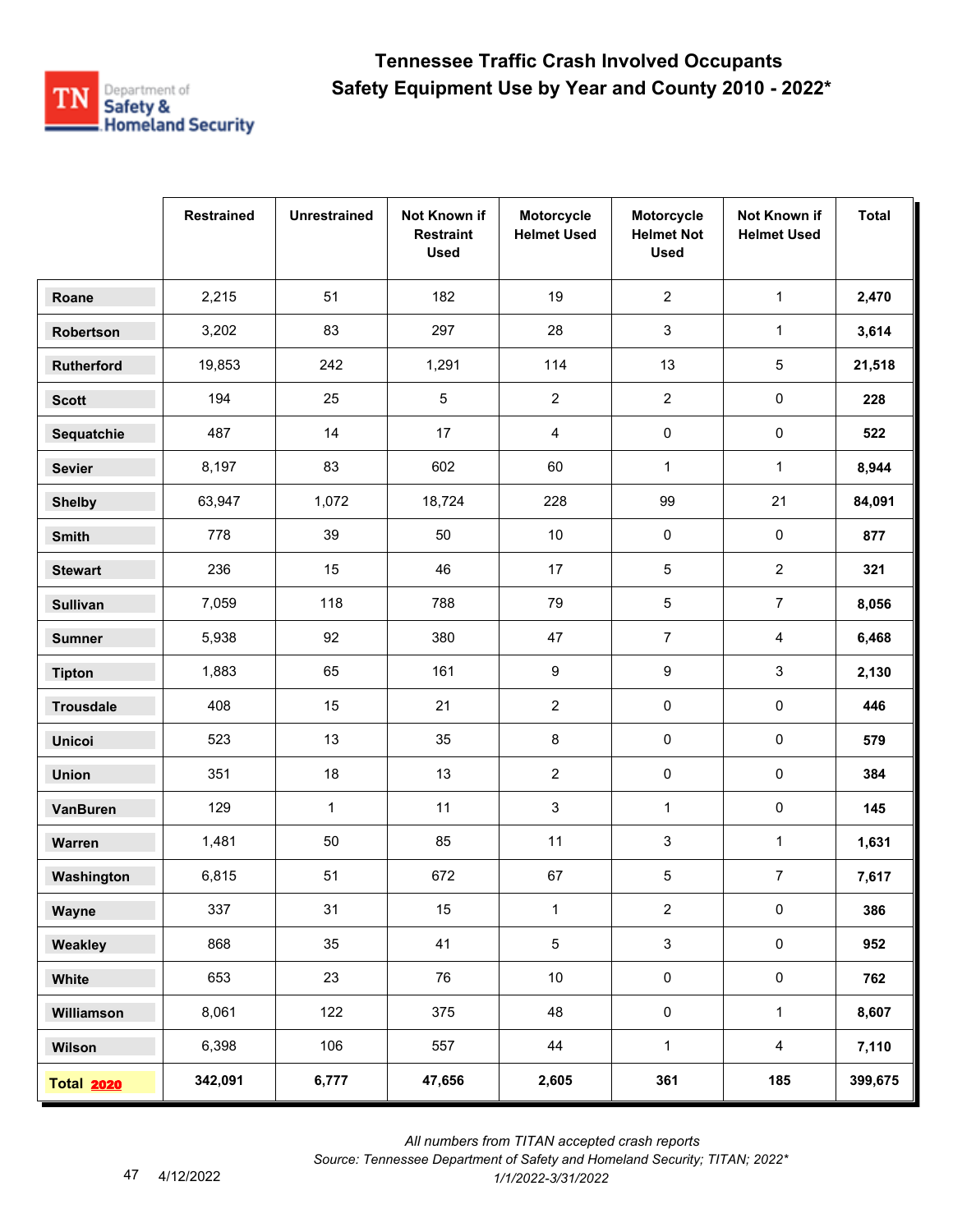# Tennessee Traffic Crash Involved Occupants
## Safety Equipment Use by Year and County 2010 - 2022*

| | Restrained | Unrestrained | Not Known if Restraint Used | Motorcycle Helmet Used | Motorcycle Helmet Not Used | Not Known if Helmet Used | Total |
|---|---|---|---|---|---|---|---|
| **Roane** | 2,215 | 51 | 182 | 19 | 2 | 1 | **2,470** |
| **Robertson** | 3,202 | 83 | 297 | 28 | 3 | 1 | **3,614** |
| **Rutherford** | 19,853 | 242 | 1,291 | 114 | 13 | 5 | **21,518** |
| **Scott** | 194 | 25 | 5 | 2 | 2 | 0 | **228** |
| **Sequatchie** | 487 | 14 | 17 | 4 | 0 | 0 | **522** |
| **Sevier** | 8,197 | 83 | 602 | 60 | 1 | 1 | **8,944** |
| **Shelby** | 63,947 | 1,072 | 18,724 | 228 | 99 | 21 | **84,091** |
| **Smith** | 778 | 39 | 50 | 10 | 0 | 0 | **877** |
| **Stewart** | 236 | 15 | 46 | 17 | 5 | 2 | **321** |
| **Sullivan** | 7,059 | 118 | 788 | 79 | 5 | 7 | **8,056** |
| **Sumner** | 5,938 | 92 | 380 | 47 | 7 | 4 | **6,468** |
| **Tipton** | 1,883 | 65 | 161 | 9 | 9 | 3 | **2,130** |
| **Trousdale** | 408 | 15 | 21 | 2 | 0 | 0 | **446** |
| **Unicoi** | 523 | 13 | 35 | 8 | 0 | 0 | **579** |
| **Union** | 351 | 18 | 13 | 2 | 0 | 0 | **384** |
| **VanBuren** | 129 | 1 | 11 | 3 | 1 | 0 | **145** |
| **Warren** | 1,481 | 50 | 85 | 11 | 3 | 1 | **1,631** |
| **Washington** | 6,815 | 51 | 672 | 67 | 5 | 7 | **7,617** |
| **Wayne** | 337 | 31 | 15 | 1 | 2 | 0 | **386** |
| **Weakley** | 868 | 35 | 41 | 5 | 3 | 0 | **952** |
| **White** | 653 | 23 | 76 | 10 | 0 | 0 | **762** |
| **Williamson** | 8,061 | 122 | 375 | 48 | 0 | 1 | **8,607** |
| **Wilson** | 6,398 | 106 | 557 | 44 | 1 | 4 | **7,110** |
| **Total 2020** | **342,091** | **6,777** | **47,656** | **2,605** | **361** | **185** | **399,675** |

*All numbers from TITAN accepted crash reports*

*Source: Tennessee Department of Safety and Homeland Security; TITAN; 2022**

*1/1/2022-3/31/2022*

4/12/2022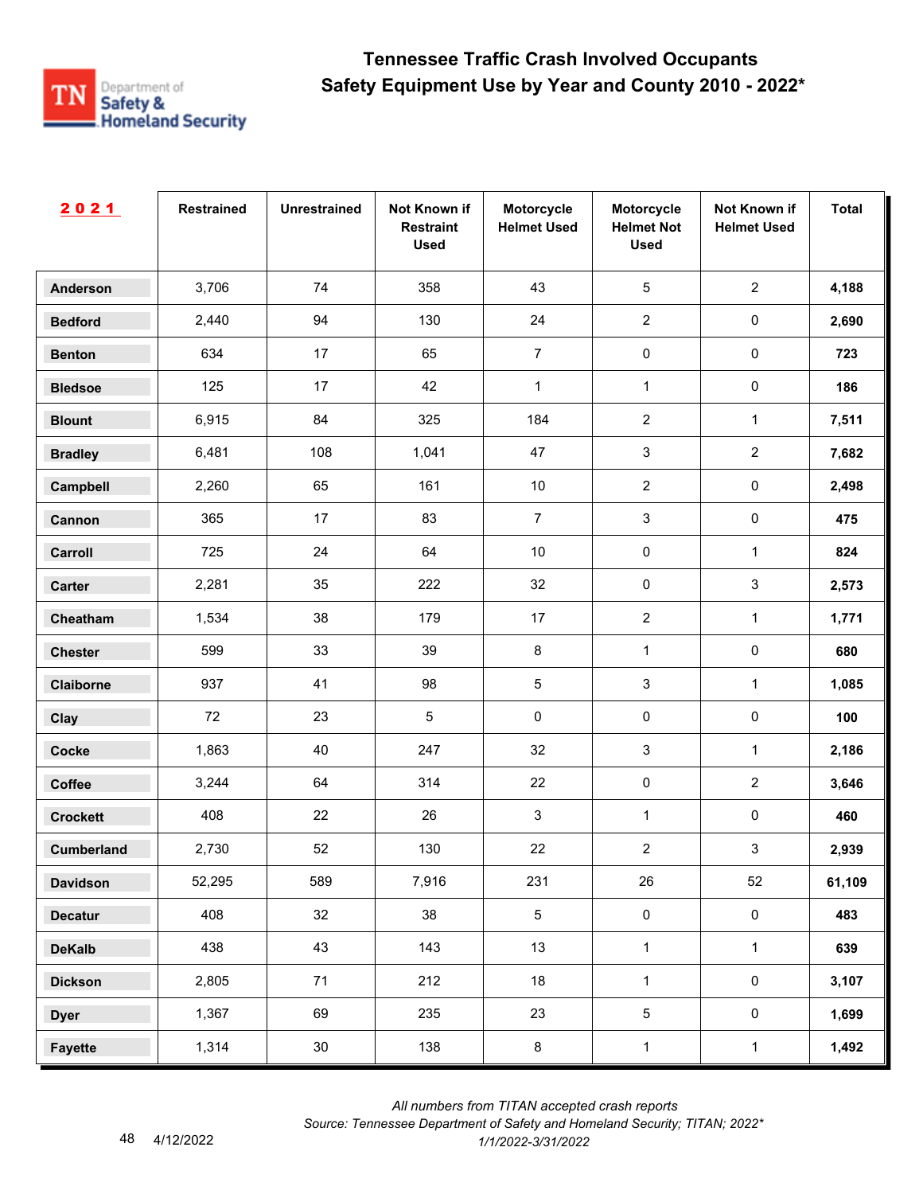# Tennessee Traffic Crash Involved Occupants
## Safety Equipment Use by Year and County 2010 - 2022*

| 2021 | Restrained | Unrestrained | Not Known if Restraint Used | Motorcycle Helmet Used | Motorcycle Helmet Not Used | Not Known if Helmet Used | Total |
|---|---|---|---|---|---|---|---|
| **Anderson** | 3,706 | 74 | 358 | 43 | 5 | 2 | **4,188** |
| **Bedford** | 2,440 | 94 | 130 | 24 | 2 | 0 | **2,690** |
| **Benton** | 634 | 17 | 65 | 7 | 0 | 0 | **723** |
| **Bledsoe** | 125 | 17 | 42 | 1 | 1 | 0 | **186** |
| **Blount** | 6,915 | 84 | 325 | 184 | 2 | 1 | **7,511** |
| **Bradley** | 6,481 | 108 | 1,041 | 47 | 3 | 2 | **7,682** |
| **Campbell** | 2,260 | 65 | 161 | 10 | 2 | 0 | **2,498** |
| **Cannon** | 365 | 17 | 83 | 7 | 3 | 0 | **475** |
| **Carroll** | 725 | 24 | 64 | 10 | 0 | 1 | **824** |
| **Carter** | 2,281 | 35 | 222 | 32 | 0 | 3 | **2,573** |
| **Cheatham** | 1,534 | 38 | 179 | 17 | 2 | 1 | **1,771** |
| **Chester** | 599 | 33 | 39 | 8 | 1 | 0 | **680** |
| **Claiborne** | 937 | 41 | 98 | 5 | 3 | 1 | **1,085** |
| **Clay** | 72 | 23 | 5 | 0 | 0 | 0 | **100** |
| **Cocke** | 1,863 | 40 | 247 | 32 | 3 | 1 | **2,186** |
| **Coffee** | 3,244 | 64 | 314 | 22 | 0 | 2 | **3,646** |
| **Crockett** | 408 | 22 | 26 | 3 | 1 | 0 | **460** |
| **Cumberland** | 2,730 | 52 | 130 | 22 | 2 | 3 | **2,939** |
| **Davidson** | 52,295 | 589 | 7,916 | 231 | 26 | 52 | **61,109** |
| **Decatur** | 408 | 32 | 38 | 5 | 0 | 0 | **483** |
| **DeKalb** | 438 | 43 | 143 | 13 | 1 | 1 | **639** |
| **Dickson** | 2,805 | 71 | 212 | 18 | 1 | 0 | **3,107** |
| **Dyer** | 1,367 | 69 | 235 | 23 | 5 | 0 | **1,699** |
| **Fayette** | 1,314 | 30 | 138 | 8 | 1 | 1 | **1,492** |

*All numbers from TITAN accepted crash reports*
*Source: Tennessee Department of Safety and Homeland Security; TITAN; 2022**
*1/1/2022-3/31/2022*

4/12/2022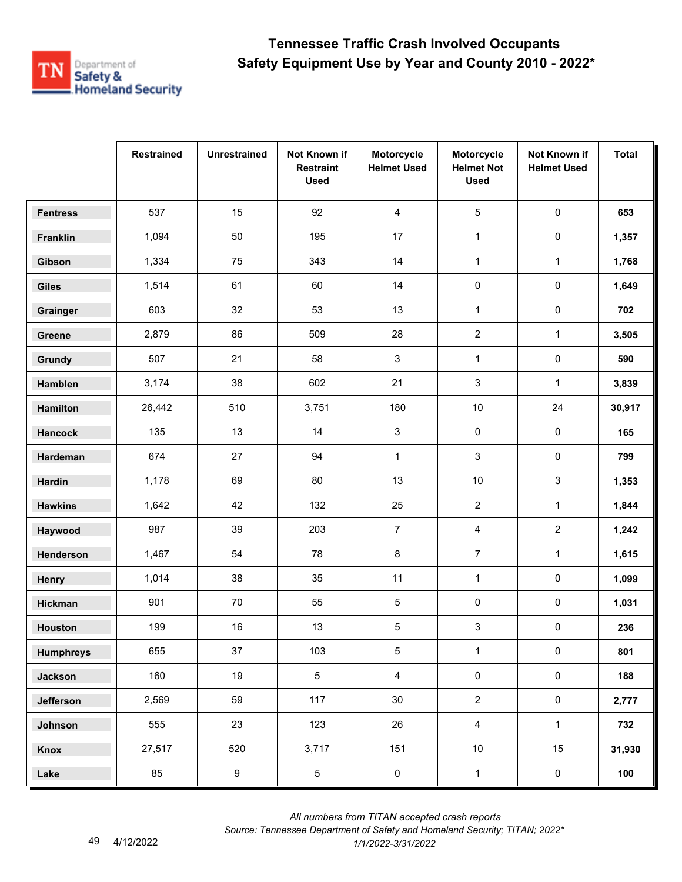# Tennessee Traffic Crash Involved Occupants
## Safety Equipment Use by Year and County 2010 - 2022*

| | Restrained | Unrestrained | Not Known if Restraint Used | Motorcycle Helmet Used | Motorcycle Helmet Not Used | Not Known if Helmet Used | Total |
|---|---|---|---|---|---|---|---|
| **Fentress** | 537 | 15 | 92 | 4 | 5 | 0 | **653** |
| **Franklin** | 1,094 | 50 | 195 | 17 | 1 | 0 | **1,357** |
| **Gibson** | 1,334 | 75 | 343 | 14 | 1 | 1 | **1,768** |
| **Giles** | 1,514 | 61 | 60 | 14 | 0 | 0 | **1,649** |
| **Grainger** | 603 | 32 | 53 | 13 | 1 | 0 | **702** |
| **Greene** | 2,879 | 86 | 509 | 28 | 2 | 1 | **3,505** |
| **Grundy** | 507 | 21 | 58 | 3 | 1 | 0 | **590** |
| **Hamblen** | 3,174 | 38 | 602 | 21 | 3 | 1 | **3,839** |
| **Hamilton** | 26,442 | 510 | 3,751 | 180 | 10 | 24 | **30,917** |
| **Hancock** | 135 | 13 | 14 | 3 | 0 | 0 | **165** |
| **Hardeman** | 674 | 27 | 94 | 1 | 3 | 0 | **799** |
| **Hardin** | 1,178 | 69 | 80 | 13 | 10 | 3 | **1,353** |
| **Hawkins** | 1,642 | 42 | 132 | 25 | 2 | 1 | **1,844** |
| **Haywood** | 987 | 39 | 203 | 7 | 4 | 2 | **1,242** |
| **Henderson** | 1,467 | 54 | 78 | 8 | 7 | 1 | **1,615** |
| **Henry** | 1,014 | 38 | 35 | 11 | 1 | 0 | **1,099** |
| **Hickman** | 901 | 70 | 55 | 5 | 0 | 0 | **1,031** |
| **Houston** | 199 | 16 | 13 | 5 | 3 | 0 | **236** |
| **Humphreys** | 655 | 37 | 103 | 5 | 1 | 0 | **801** |
| **Jackson** | 160 | 19 | 5 | 4 | 0 | 0 | **188** |
| **Jefferson** | 2,569 | 59 | 117 | 30 | 2 | 0 | **2,777** |
| **Johnson** | 555 | 23 | 123 | 26 | 4 | 1 | **732** |
| **Knox** | 27,517 | 520 | 3,717 | 151 | 10 | 15 | **31,930** |
| **Lake** | 85 | 9 | 5 | 0 | 1 | 0 | **100** |

*All numbers from TITAN accepted crash reports*

*Source: Tennessee Department of Safety and Homeland Security; TITAN; 2022\**

*1/1/2022-3/31/2022*

4/12/2022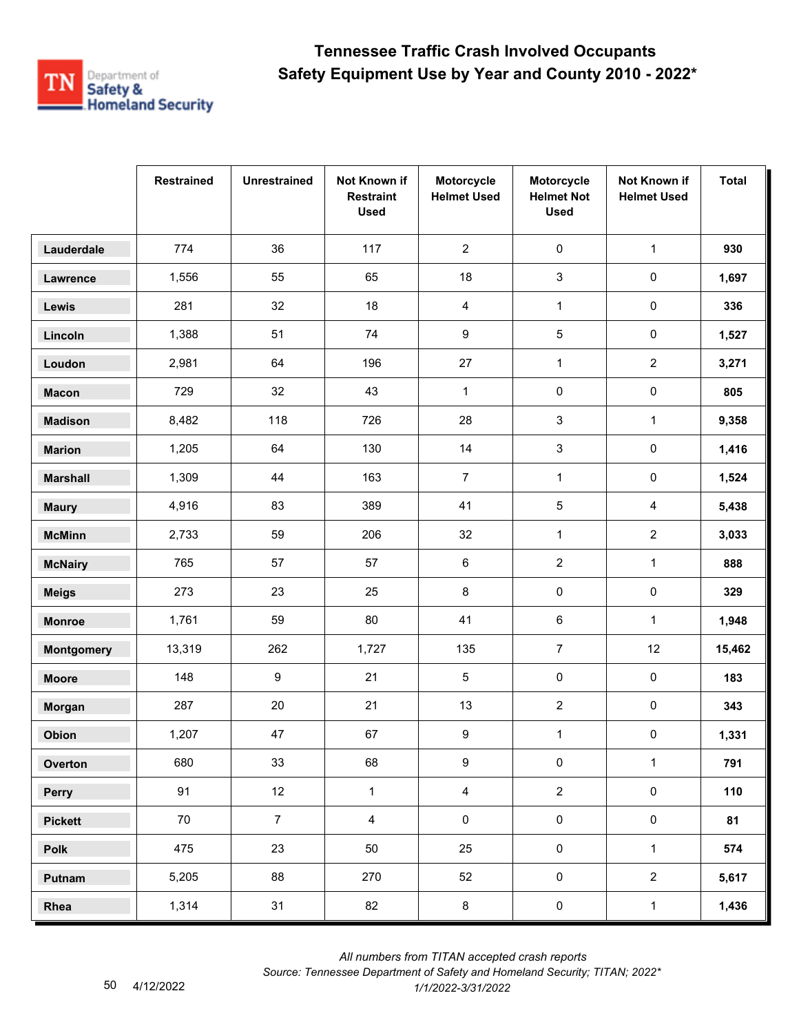# Tennessee Traffic Crash Involved Occupants
## Safety Equipment Use by Year and County 2010 - 2022*

| | Restrained | Unrestrained | Not Known if Restraint Used | Motorcycle Helmet Used | Motorcycle Helmet Not Used | Not Known if Helmet Used | Total |
|---|---|---|---|---|---|---|---|
| **Lauderdale** | 774 | 36 | 117 | 2 | 0 | 1 | **930** |
| **Lawrence** | 1,556 | 55 | 65 | 18 | 3 | 0 | **1,697** |
| **Lewis** | 281 | 32 | 18 | 4 | 1 | 0 | **336** |
| **Lincoln** | 1,388 | 51 | 74 | 9 | 5 | 0 | **1,527** |
| **Loudon** | 2,981 | 64 | 196 | 27 | 1 | 2 | **3,271** |
| **Macon** | 729 | 32 | 43 | 1 | 0 | 0 | **805** |
| **Madison** | 8,482 | 118 | 726 | 28 | 3 | 1 | **9,358** |
| **Marion** | 1,205 | 64 | 130 | 14 | 3 | 0 | **1,416** |
| **Marshall** | 1,309 | 44 | 163 | 7 | 1 | 0 | **1,524** |
| **Maury** | 4,916 | 83 | 389 | 41 | 5 | 4 | **5,438** |
| **McMinn** | 2,733 | 59 | 206 | 32 | 1 | 2 | **3,033** |
| **McNairy** | 765 | 57 | 57 | 6 | 2 | 1 | **888** |
| **Meigs** | 273 | 23 | 25 | 8 | 0 | 0 | **329** |
| **Monroe** | 1,761 | 59 | 80 | 41 | 6 | 1 | **1,948** |
| **Montgomery** | 13,319 | 262 | 1,727 | 135 | 7 | 12 | **15,462** |
| **Moore** | 148 | 9 | 21 | 5 | 0 | 0 | **183** |
| **Morgan** | 287 | 20 | 21 | 13 | 2 | 0 | **343** |
| **Obion** | 1,207 | 47 | 67 | 9 | 1 | 0 | **1,331** |
| **Overton** | 680 | 33 | 68 | 9 | 0 | 1 | **791** |
| **Perry** | 91 | 12 | 1 | 4 | 2 | 0 | **110** |
| **Pickett** | 70 | 7 | 4 | 0 | 0 | 0 | **81** |
| **Polk** | 475 | 23 | 50 | 25 | 0 | 1 | **574** |
| **Putnam** | 5,205 | 88 | 270 | 52 | 0 | 2 | **5,617** |
| **Rhea** | 1,314 | 31 | 82 | 8 | 0 | 1 | **1,436** |

*All numbers from TITAN accepted crash reports*

*Source: Tennessee Department of Safety and Homeland Security; TITAN; 2022**

*1/1/2022-3/31/2022*

4/12/2022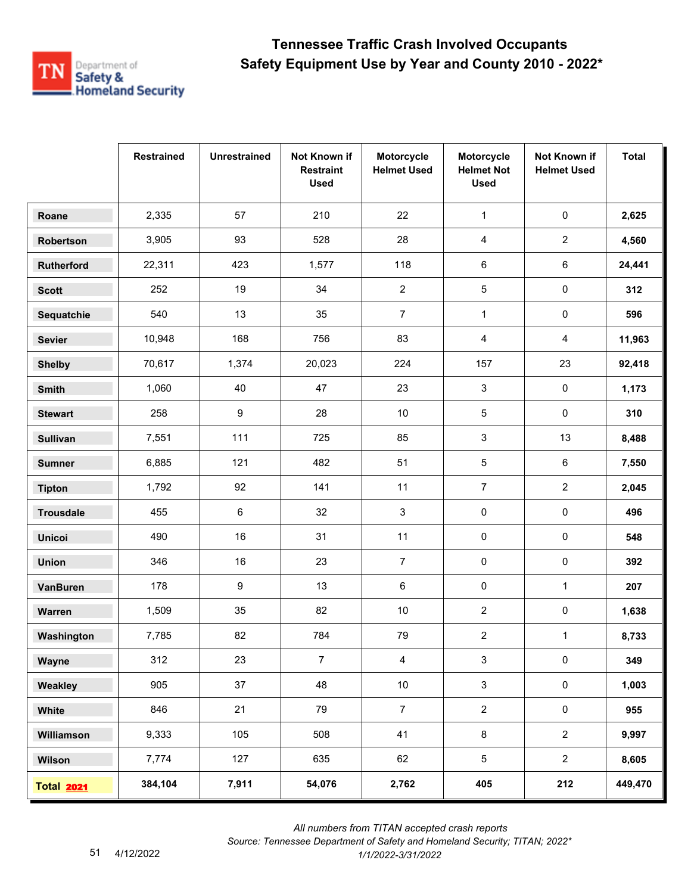# Tennessee Traffic Crash Involved Occupants
## Safety Equipment Use by Year and County 2010 - 2022*

| | Restrained | Unrestrained | Not Known if Restraint Used | Motorcycle Helmet Used | Motorcycle Helmet Not Used | Not Known if Helmet Used | Total |
|---|---|---|---|---|---|---|---|
| **Roane** | 2,335 | 57 | 210 | 22 | 1 | 0 | **2,625** |
| **Robertson** | 3,905 | 93 | 528 | 28 | 4 | 2 | **4,560** |
| **Rutherford** | 22,311 | 423 | 1,577 | 118 | 6 | 6 | **24,441** |
| **Scott** | 252 | 19 | 34 | 2 | 5 | 0 | **312** |
| **Sequatchie** | 540 | 13 | 35 | 7 | 1 | 0 | **596** |
| **Sevier** | 10,948 | 168 | 756 | 83 | 4 | 4 | **11,963** |
| **Shelby** | 70,617 | 1,374 | 20,023 | 224 | 157 | 23 | **92,418** |
| **Smith** | 1,060 | 40 | 47 | 23 | 3 | 0 | **1,173** |
| **Stewart** | 258 | 9 | 28 | 10 | 5 | 0 | **310** |
| **Sullivan** | 7,551 | 111 | 725 | 85 | 3 | 13 | **8,488** |
| **Sumner** | 6,885 | 121 | 482 | 51 | 5 | 6 | **7,550** |
| **Tipton** | 1,792 | 92 | 141 | 11 | 7 | 2 | **2,045** |
| **Trousdale** | 455 | 6 | 32 | 3 | 0 | 0 | **496** |
| **Unicoi** | 490 | 16 | 31 | 11 | 0 | 0 | **548** |
| **Union** | 346 | 16 | 23 | 7 | 0 | 0 | **392** |
| **VanBuren** | 178 | 9 | 13 | 6 | 0 | 1 | **207** |
| **Warren** | 1,509 | 35 | 82 | 10 | 2 | 0 | **1,638** |
| **Washington** | 7,785 | 82 | 784 | 79 | 2 | 1 | **8,733** |
| **Wayne** | 312 | 23 | 7 | 4 | 3 | 0 | **349** |
| **Weakley** | 905 | 37 | 48 | 10 | 3 | 0 | **1,003** |
| **White** | 846 | 21 | 79 | 7 | 2 | 0 | **955** |
| **Williamson** | 9,333 | 105 | 508 | 41 | 8 | 2 | **9,997** |
| **Wilson** | 7,774 | 127 | 635 | 62 | 5 | 2 | **8,605** |
| **Total 2021** | **384,104** | **7,911** | **54,076** | **2,762** | **405** | **212** | **449,470** |

*All numbers from TITAN accepted crash reports*

*Source: Tennessee Department of Safety and Homeland Security; TITAN; 2022\**

*1/1/2022-3/31/2022*

4/12/2022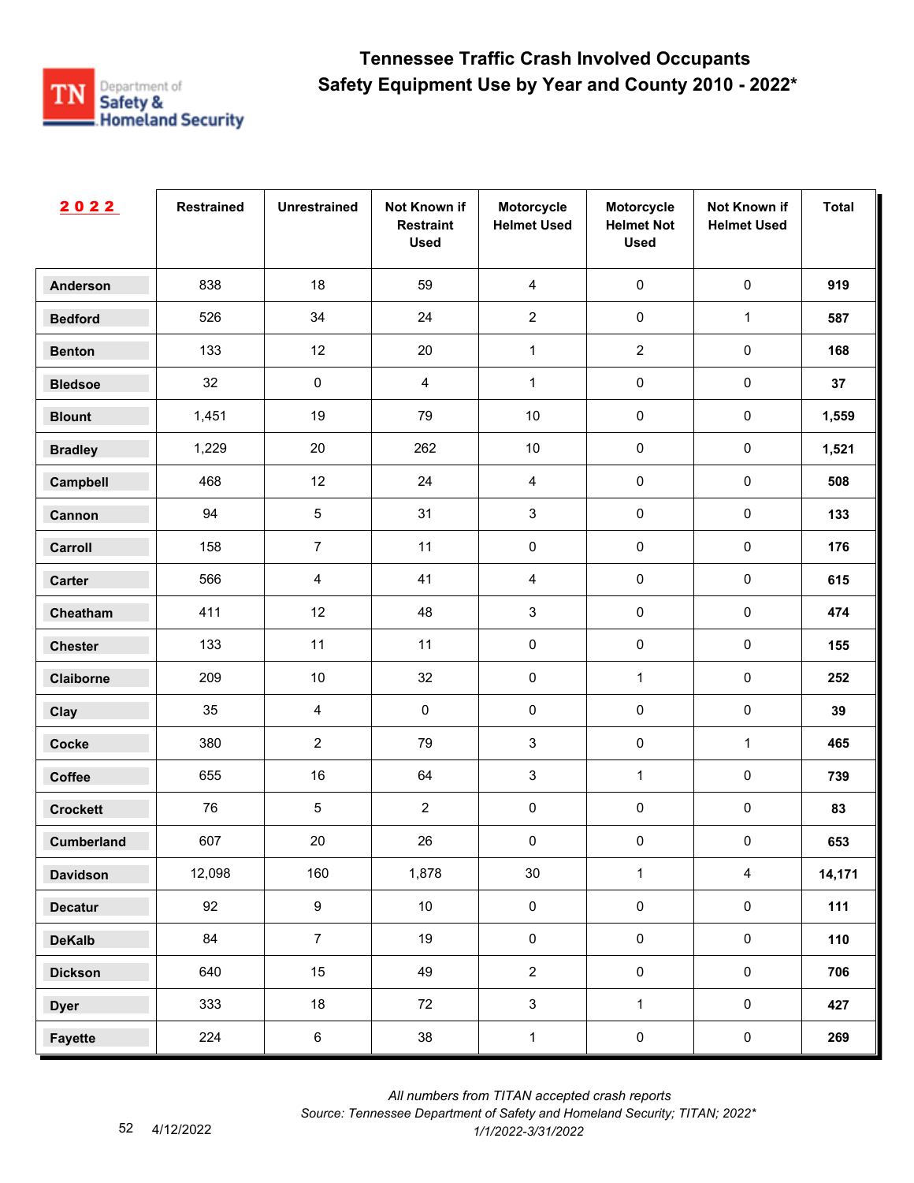# Tennessee Traffic Crash Involved Occupants
## Safety Equipment Use by Year and County 2010 - 2022*

| 2022 | Restrained | Unrestrained | Not Known if Restraint Used | Motorcycle Helmet Used | Motorcycle Helmet Not Used | Not Known if Helmet Used | Total |
|---|---|---|---|---|---|---|---|
| Anderson | 838 | 18 | 59 | 4 | 0 | 0 | **919** |
| Bedford | 526 | 34 | 24 | 2 | 0 | 1 | **587** |
| Benton | 133 | 12 | 20 | 1 | 2 | 0 | **168** |
| Bledsoe | 32 | 0 | 4 | 1 | 0 | 0 | **37** |
| Blount | 1,451 | 19 | 79 | 10 | 0 | 0 | **1,559** |
| Bradley | 1,229 | 20 | 262 | 10 | 0 | 0 | **1,521** |
| Campbell | 468 | 12 | 24 | 4 | 0 | 0 | **508** |
| Cannon | 94 | 5 | 31 | 3 | 0 | 0 | **133** |
| Carroll | 158 | 7 | 11 | 0 | 0 | 0 | **176** |
| Carter | 566 | 4 | 41 | 4 | 0 | 0 | **615** |
| Cheatham | 411 | 12 | 48 | 3 | 0 | 0 | **474** |
| Chester | 133 | 11 | 11 | 0 | 0 | 0 | **155** |
| Claiborne | 209 | 10 | 32 | 0 | 1 | 0 | **252** |
| Clay | 35 | 4 | 0 | 0 | 0 | 0 | **39** |
| Cocke | 380 | 2 | 79 | 3 | 0 | 1 | **465** |
| Coffee | 655 | 16 | 64 | 3 | 1 | 0 | **739** |
| Crockett | 76 | 5 | 2 | 0 | 0 | 0 | **83** |
| Cumberland | 607 | 20 | 26 | 0 | 0 | 0 | **653** |
| Davidson | 12,098 | 160 | 1,878 | 30 | 1 | 4 | **14,171** |
| Decatur | 92 | 9 | 10 | 0 | 0 | 0 | **111** |
| DeKalb | 84 | 7 | 19 | 0 | 0 | 0 | **110** |
| Dickson | 640 | 15 | 49 | 2 | 0 | 0 | **706** |
| Dyer | 333 | 18 | 72 | 3 | 1 | 0 | **427** |
| Fayette | 224 | 6 | 38 | 1 | 0 | 0 | **269** |

*All numbers from TITAN accepted crash reports*
*Source: Tennessee Department of Safety and Homeland Security; TITAN; 2022**
*1/1/2022-3/31/2022*

4/12/2022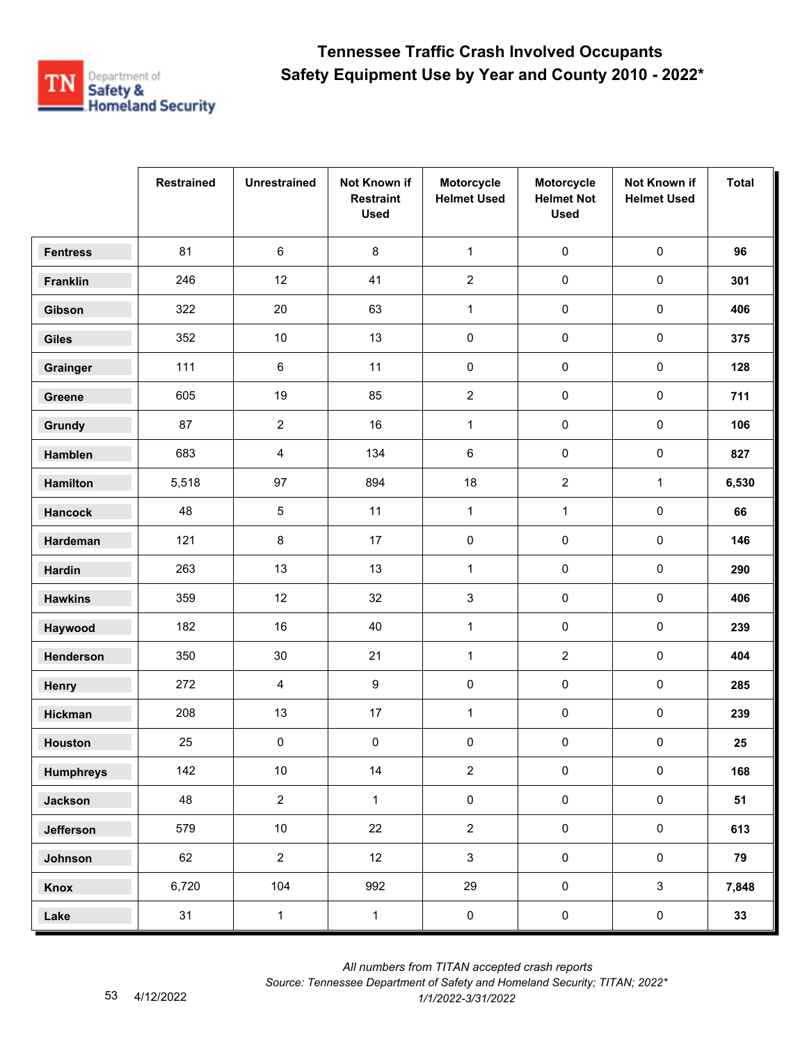# Tennessee Traffic Crash Involved Occupants
## Safety Equipment Use by Year and County 2010 - 2022*

| | Restrained | Unrestrained | Not Known if Restraint Used | Motorcycle Helmet Used | Motorcycle Helmet Not Used | Not Known if Helmet Used | Total |
|---|---|---|---|---|---|---|---|
| **Fentress** | 81 | 6 | 8 | 1 | 0 | 0 | **96** |
| **Franklin** | 246 | 12 | 41 | 2 | 0 | 0 | **301** |
| **Gibson** | 322 | 20 | 63 | 1 | 0 | 0 | **406** |
| **Giles** | 352 | 10 | 13 | 0 | 0 | 0 | **375** |
| **Grainger** | 111 | 6 | 11 | 0 | 0 | 0 | **128** |
| **Greene** | 605 | 19 | 85 | 2 | 0 | 0 | **711** |
| **Grundy** | 87 | 2 | 16 | 1 | 0 | 0 | **106** |
| **Hamblen** | 683 | 4 | 134 | 6 | 0 | 0 | **827** |
| **Hamilton** | 5,518 | 97 | 894 | 18 | 2 | 1 | **6,530** |
| **Hancock** | 48 | 5 | 11 | 1 | 1 | 0 | **66** |
| **Hardeman** | 121 | 8 | 17 | 0 | 0 | 0 | **146** |
| **Hardin** | 263 | 13 | 13 | 1 | 0 | 0 | **290** |
| **Hawkins** | 359 | 12 | 32 | 3 | 0 | 0 | **406** |
| **Haywood** | 182 | 16 | 40 | 1 | 0 | 0 | **239** |
| **Henderson** | 350 | 30 | 21 | 1 | 2 | 0 | **404** |
| **Henry** | 272 | 4 | 9 | 0 | 0 | 0 | **285** |
| **Hickman** | 208 | 13 | 17 | 1 | 0 | 0 | **239** |
| **Houston** | 25 | 0 | 0 | 0 | 0 | 0 | **25** |
| **Humphreys** | 142 | 10 | 14 | 2 | 0 | 0 | **168** |
| **Jackson** | 48 | 2 | 1 | 0 | 0 | 0 | **51** |
| **Jefferson** | 579 | 10 | 22 | 2 | 0 | 0 | **613** |
| **Johnson** | 62 | 2 | 12 | 3 | 0 | 0 | **79** |
| **Knox** | 6,720 | 104 | 992 | 29 | 0 | 3 | **7,848** |
| **Lake** | 31 | 1 | 1 | 0 | 0 | 0 | **33** |

*All numbers from TITAN accepted crash reports*
*Source: Tennessee Department of Safety and Homeland Security; TITAN; 2022\**
*1/1/2022-3/31/2022*

4/12/2022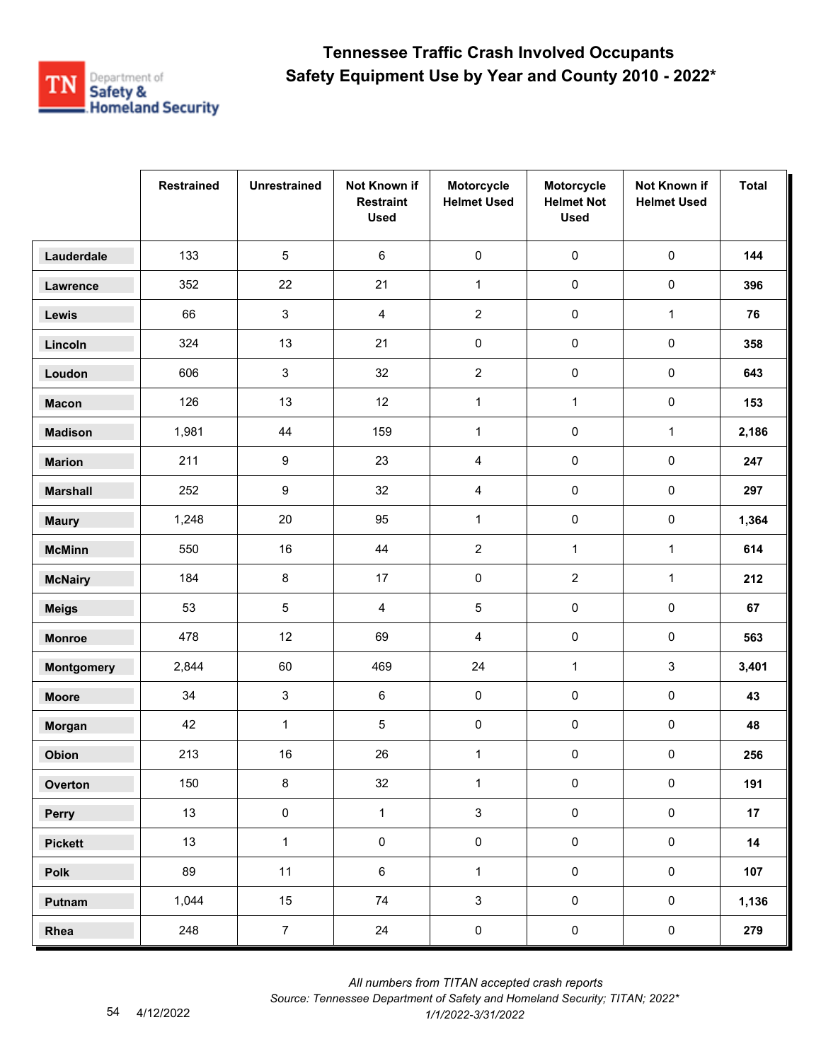# Tennessee Traffic Crash Involved Occupants
## Safety Equipment Use by Year and County 2010 - 2022*

| | Restrained | Unrestrained | Not Known if Restraint Used | Motorcycle Helmet Used | Motorcycle Helmet Not Used | Not Known if Helmet Used | Total |
|---|---|---|---|---|---|---|---|
| Lauderdale | 133 | 5 | 6 | 0 | 0 | 0 | **144** |
| Lawrence | 352 | 22 | 21 | 1 | 0 | 0 | **396** |
| Lewis | 66 | 3 | 4 | 2 | 0 | 1 | **76** |
| Lincoln | 324 | 13 | 21 | 0 | 0 | 0 | **358** |
| Loudon | 606 | 3 | 32 | 2 | 0 | 0 | **643** |
| Macon | 126 | 13 | 12 | 1 | 1 | 0 | **153** |
| Madison | 1,981 | 44 | 159 | 1 | 0 | 1 | **2,186** |
| Marion | 211 | 9 | 23 | 4 | 0 | 0 | **247** |
| Marshall | 252 | 9 | 32 | 4 | 0 | 0 | **297** |
| Maury | 1,248 | 20 | 95 | 1 | 0 | 0 | **1,364** |
| McMinn | 550 | 16 | 44 | 2 | 1 | 1 | **614** |
| McNairy | 184 | 8 | 17 | 0 | 2 | 1 | **212** |
| Meigs | 53 | 5 | 4 | 5 | 0 | 0 | **67** |
| Monroe | 478 | 12 | 69 | 4 | 0 | 0 | **563** |
| Montgomery | 2,844 | 60 | 469 | 24 | 1 | 3 | **3,401** |
| Moore | 34 | 3 | 6 | 0 | 0 | 0 | **43** |
| Morgan | 42 | 1 | 5 | 0 | 0 | 0 | **48** |
| Obion | 213 | 16 | 26 | 1 | 0 | 0 | **256** |
| Overton | 150 | 8 | 32 | 1 | 0 | 0 | **191** |
| Perry | 13 | 0 | 1 | 3 | 0 | 0 | **17** |
| Pickett | 13 | 1 | 0 | 0 | 0 | 0 | **14** |
| Polk | 89 | 11 | 6 | 1 | 0 | 0 | **107** |
| Putnam | 1,044 | 15 | 74 | 3 | 0 | 0 | **1,136** |
| Rhea | 248 | 7 | 24 | 0 | 0 | 0 | **279** |

*All numbers from TITAN accepted crash reports*
*Source: Tennessee Department of Safety and Homeland Security; TITAN; 2022**
*1/1/2022-3/31/2022*

4/12/2022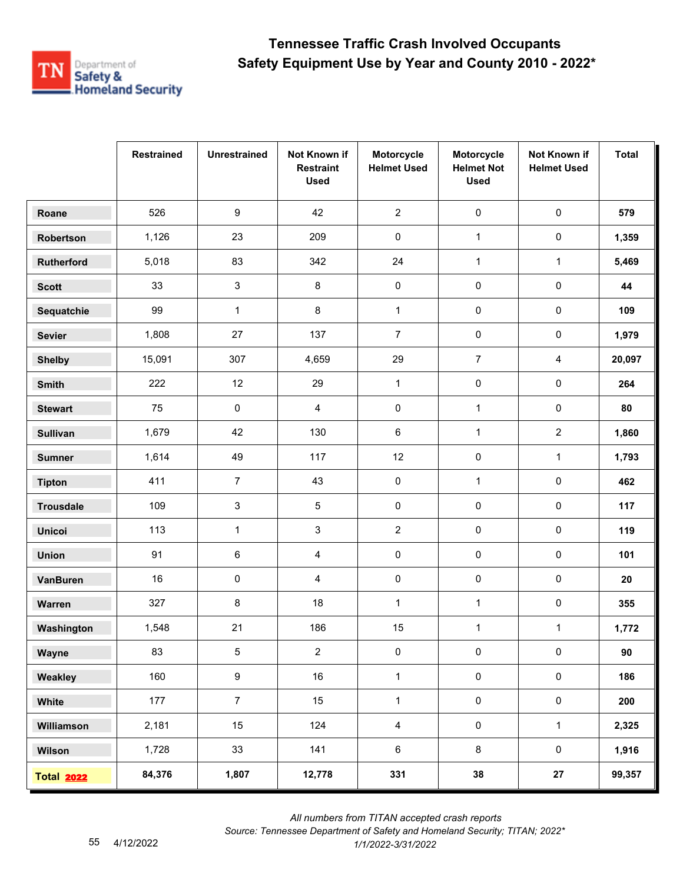# Tennessee Traffic Crash Involved Occupants
## Safety Equipment Use by Year and County 2010 - 2022*

| | Restrained | Unrestrained | Not Known if Restraint Used | Motorcycle Helmet Used | Motorcycle Helmet Not Used | Not Known if Helmet Used | Total |
|---|---|---|---|---|---|---|---|
| **Roane** | 526 | 9 | 42 | 2 | 0 | 0 | **579** |
| **Robertson** | 1,126 | 23 | 209 | 0 | 1 | 0 | **1,359** |
| **Rutherford** | 5,018 | 83 | 342 | 24 | 1 | 1 | **5,469** |
| **Scott** | 33 | 3 | 8 | 0 | 0 | 0 | **44** |
| **Sequatchie** | 99 | 1 | 8 | 1 | 0 | 0 | **109** |
| **Sevier** | 1,808 | 27 | 137 | 7 | 0 | 0 | **1,979** |
| **Shelby** | 15,091 | 307 | 4,659 | 29 | 7 | 4 | **20,097** |
| **Smith** | 222 | 12 | 29 | 1 | 0 | 0 | **264** |
| **Stewart** | 75 | 0 | 4 | 0 | 1 | 0 | **80** |
| **Sullivan** | 1,679 | 42 | 130 | 6 | 1 | 2 | **1,860** |
| **Sumner** | 1,614 | 49 | 117 | 12 | 0 | 1 | **1,793** |
| **Tipton** | 411 | 7 | 43 | 0 | 1 | 0 | **462** |
| **Trousdale** | 109 | 3 | 5 | 0 | 0 | 0 | **117** |
| **Unicoi** | 113 | 1 | 3 | 2 | 0 | 0 | **119** |
| **Union** | 91 | 6 | 4 | 0 | 0 | 0 | **101** |
| **VanBuren** | 16 | 0 | 4 | 0 | 0 | 0 | **20** |
| **Warren** | 327 | 8 | 18 | 1 | 1 | 0 | **355** |
| **Washington** | 1,548 | 21 | 186 | 15 | 1 | 1 | **1,772** |
| **Wayne** | 83 | 5 | 2 | 0 | 0 | 0 | **90** |
| **Weakley** | 160 | 9 | 16 | 1 | 0 | 0 | **186** |
| **White** | 177 | 7 | 15 | 1 | 0 | 0 | **200** |
| **Williamson** | 2,181 | 15 | 124 | 4 | 0 | 1 | **2,325** |
| **Wilson** | 1,728 | 33 | 141 | 6 | 8 | 0 | **1,916** |
| **Total 2022** | **84,376** | **1,807** | **12,778** | **331** | **38** | **27** | **99,357** |

*All numbers from TITAN accepted crash reports*

*Source: Tennessee Department of Safety and Homeland Security; TITAN; 2022**

*1/1/2022-3/31/2022*

4/12/2022